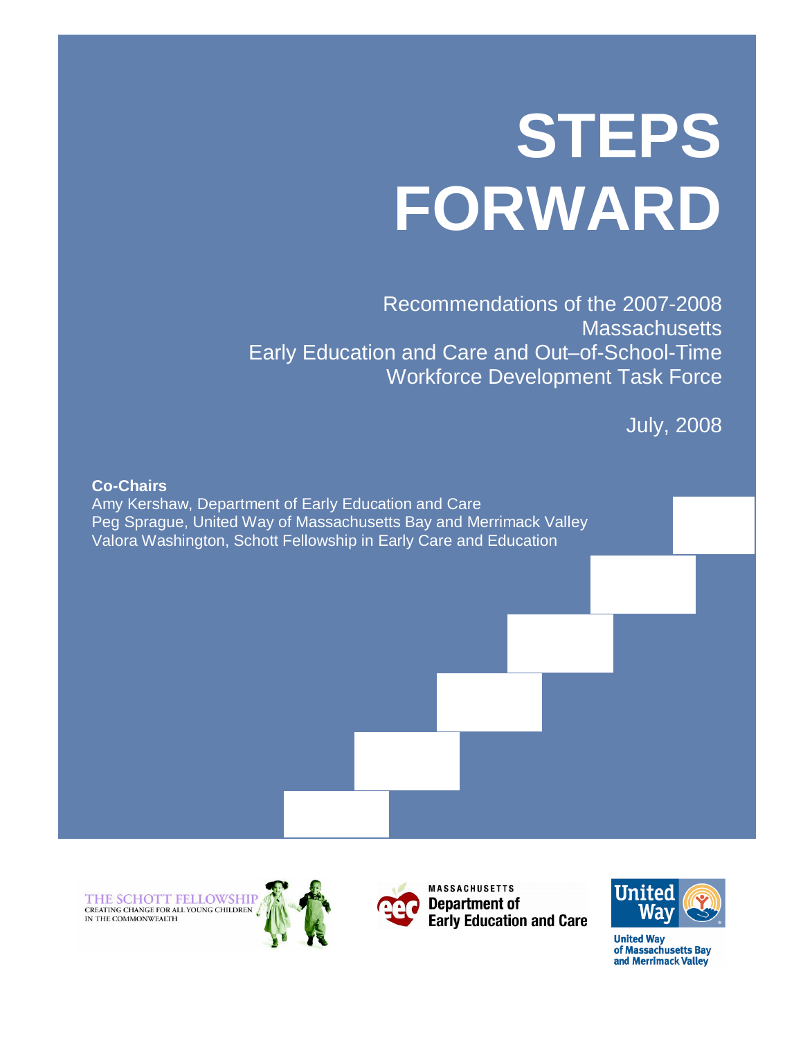# STEPS FORWARD

Recommendations of the 2007-2008
Massachusetts
Early Education and Care and Out–of-School-Time
Workforce Development Task Force

July, 2008

**Co-Chairs**
Amy Kershaw, Department of Early Education and Care
Peg Sprague, United Way of Massachusetts Bay and Merrimack Valley
Valora Washington, Schott Fellowship in Early Care and Education

THE SCHOTT FELLOWSHIP
CREATING CHANGE FOR ALL YOUNG CHILDREN IN THE COMMONWEALTH

MASSACHUSETTS
Department of
Early Education and Care

United Way
United Way of Massachusetts Bay and Merrimack Valley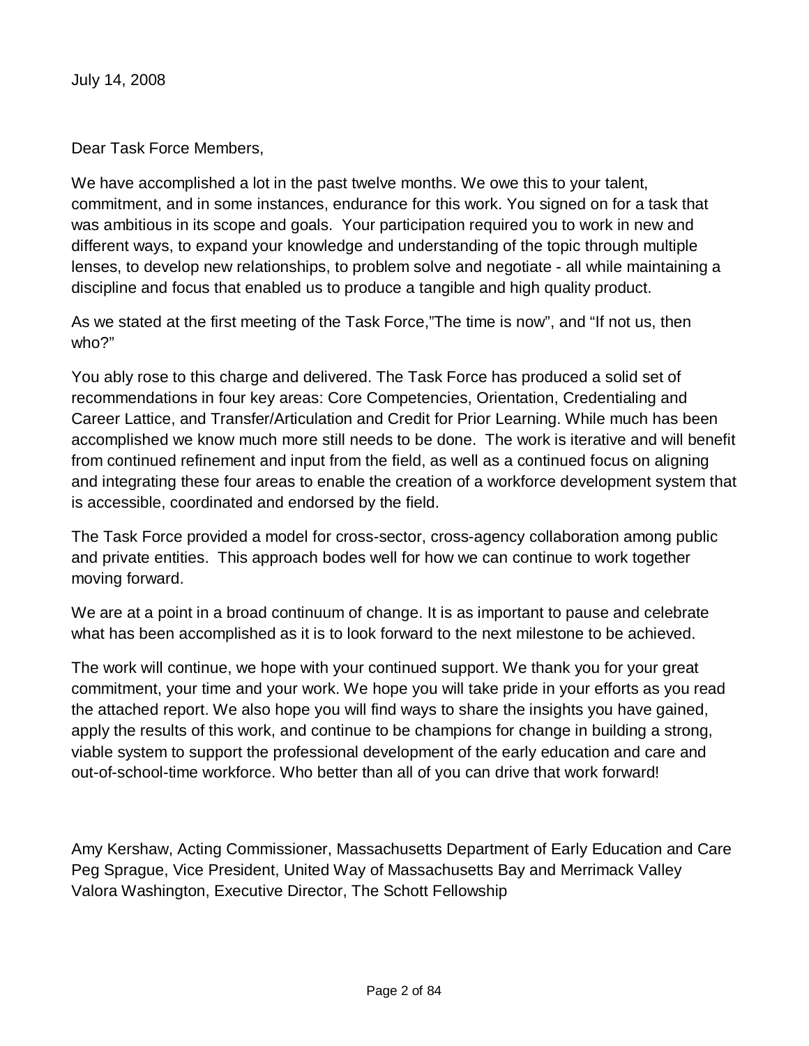July 14, 2008

Dear Task Force Members,

We have accomplished a lot in the past twelve months. We owe this to your talent, commitment, and in some instances, endurance for this work. You signed on for a task that was ambitious in its scope and goals. Your participation required you to work in new and different ways, to expand your knowledge and understanding of the topic through multiple lenses, to develop new relationships, to problem solve and negotiate - all while maintaining a discipline and focus that enabled us to produce a tangible and high quality product.

As we stated at the first meeting of the Task Force,"The time is now", and "If not us, then who?"

You ably rose to this charge and delivered. The Task Force has produced a solid set of recommendations in four key areas: Core Competencies, Orientation, Credentialing and Career Lattice, and Transfer/Articulation and Credit for Prior Learning. While much has been accomplished we know much more still needs to be done. The work is iterative and will benefit from continued refinement and input from the field, as well as a continued focus on aligning and integrating these four areas to enable the creation of a workforce development system that is accessible, coordinated and endorsed by the field.

The Task Force provided a model for cross-sector, cross-agency collaboration among public and private entities. This approach bodes well for how we can continue to work together moving forward.

We are at a point in a broad continuum of change. It is as important to pause and celebrate what has been accomplished as it is to look forward to the next milestone to be achieved.

The work will continue, we hope with your continued support. We thank you for your great commitment, your time and your work. We hope you will take pride in your efforts as you read the attached report. We also hope you will find ways to share the insights you have gained, apply the results of this work, and continue to be champions for change in building a strong, viable system to support the professional development of the early education and care and out-of-school-time workforce. Who better than all of you can drive that work forward!

Amy Kershaw, Acting Commissioner, Massachusetts Department of Early Education and Care
Peg Sprague, Vice President, United Way of Massachusetts Bay and Merrimack Valley
Valora Washington, Executive Director, The Schott Fellowship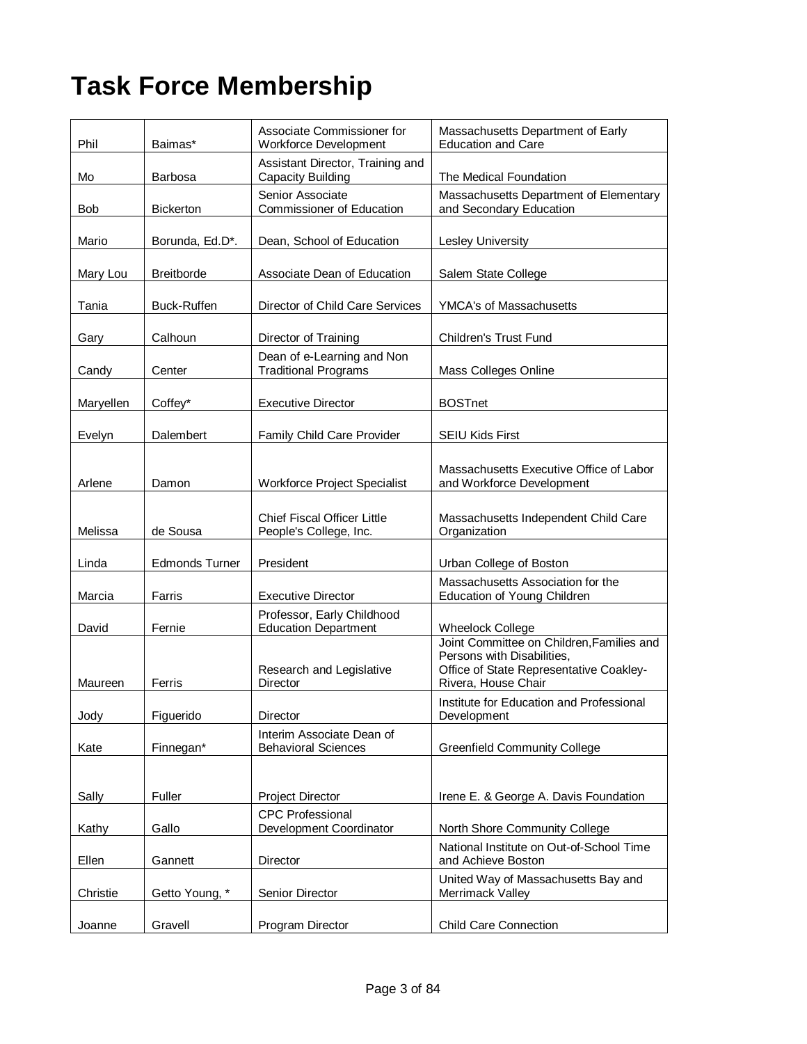# Task Force Membership

| | | | |
|---|---|---|---|
| Phil | Baimas* | Associate Commissioner for Workforce Development | Massachusetts Department of Early Education and Care |
| Mo | Barbosa | Assistant Director, Training and Capacity Building | The Medical Foundation |
| Bob | Bickerton | Senior Associate Commissioner of Education | Massachusetts Department of Elementary and Secondary Education |
| Mario | Borunda, Ed.D*. | Dean, School of Education | Lesley University |
| Mary Lou | Breitborde | Associate Dean of Education | Salem State College |
| Tania | Buck-Ruffen | Director of Child Care Services | YMCA's of Massachusetts |
| Gary | Calhoun | Director of Training | Children's Trust Fund |
| Candy | Center | Dean of e-Learning and Non Traditional Programs | Mass Colleges Online |
| Maryellen | Coffey* | Executive Director | BOSTnet |
| Evelyn | Dalembert | Family Child Care Provider | SEIU Kids First |
| Arlene | Damon | Workforce Project Specialist | Massachusetts Executive Office of Labor and Workforce Development |
| Melissa | de Sousa | Chief Fiscal Officer Little People's College, Inc. | Massachusetts Independent Child Care Organization |
| Linda | Edmonds Turner | President | Urban College of Boston |
| Marcia | Farris | Executive Director | Massachusetts Association for the Education of Young Children |
| David | Fernie | Professor, Early Childhood Education Department | Wheelock College |
| Maureen | Ferris | Research and Legislative Director | Joint Committee on Children, Families and Persons with Disabilities, Office of State Representative Coakley-Rivera, House Chair |
| Jody | Figuerido | Director | Institute for Education and Professional Development |
| Kate | Finnegan* | Interim Associate Dean of Behavioral Sciences | Greenfield Community College |
| Sally | Fuller | Project Director | Irene E. & George A. Davis Foundation |
| Kathy | Gallo | CPC Professional Development Coordinator | North Shore Community College |
| Ellen | Gannett | Director | National Institute on Out-of-School Time and Achieve Boston |
| Christie | Getto Young, * | Senior Director | United Way of Massachusetts Bay and Merrimack Valley |
| Joanne | Gravell | Program Director | Child Care Connection |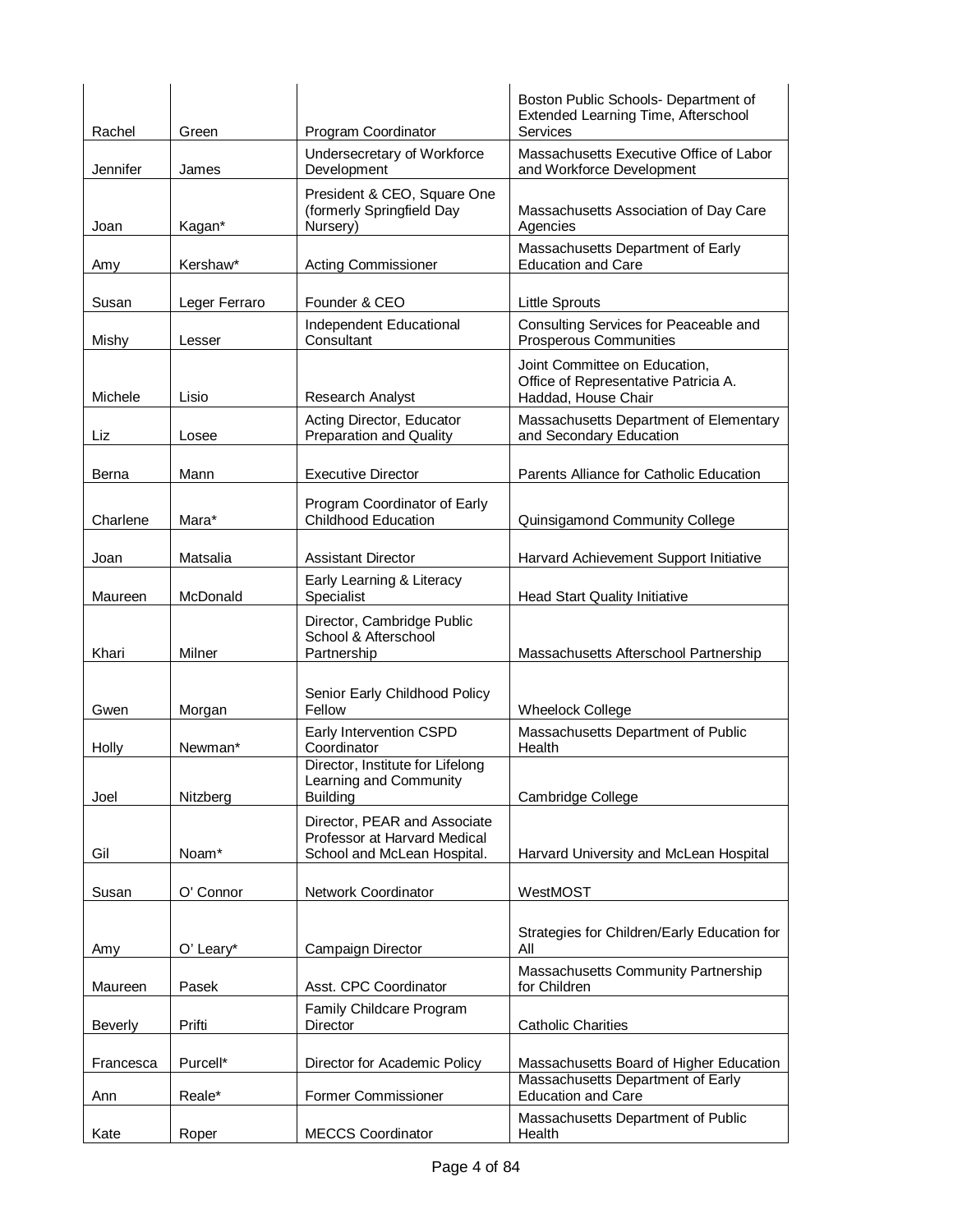| | | | |
|---|---|---|---|
| Rachel | Green | Program Coordinator | Boston Public Schools- Department of Extended Learning Time, Afterschool Services |
| Jennifer | James | Undersecretary of Workforce Development | Massachusetts Executive Office of Labor and Workforce Development |
| Joan | Kagan* | President & CEO, Square One (formerly Springfield Day Nursery) | Massachusetts Association of Day Care Agencies |
| Amy | Kershaw* | Acting Commissioner | Massachusetts Department of Early Education and Care |
| Susan | Leger Ferraro | Founder & CEO | Little Sprouts |
| Mishy | Lesser | Independent Educational Consultant | Consulting Services for Peaceable and Prosperous Communities |
| Michele | Lisio | Research Analyst | Joint Committee on Education, Office of Representative Patricia A. Haddad, House Chair |
| Liz | Losee | Acting Director, Educator Preparation and Quality | Massachusetts Department of Elementary and Secondary Education |
| Berna | Mann | Executive Director | Parents Alliance for Catholic Education |
| Charlene | Mara* | Program Coordinator of Early Childhood Education | Quinsigamond Community College |
| Joan | Matsalia | Assistant Director | Harvard Achievement Support Initiative |
| Maureen | McDonald | Early Learning & Literacy Specialist | Head Start Quality Initiative |
| Khari | Milner | Director, Cambridge Public School & Afterschool Partnership | Massachusetts Afterschool Partnership |
| Gwen | Morgan | Senior Early Childhood Policy Fellow | Wheelock College |
| Holly | Newman* | Early Intervention CSPD Coordinator | Massachusetts Department of Public Health |
| Joel | Nitzberg | Director, Institute for Lifelong Learning and Community Building | Cambridge College |
| Gil | Noam* | Director, PEAR and Associate Professor at Harvard Medical School and McLean Hospital. | Harvard University and McLean Hospital |
| Susan | O' Connor | Network Coordinator | WestMOST |
| Amy | O' Leary* | Campaign Director | Strategies for Children/Early Education for All |
| Maureen | Pasek | Asst. CPC Coordinator | Massachusetts Community Partnership for Children |
| Beverly | Prifti | Family Childcare Program Director | Catholic Charities |
| Francesca | Purcell* | Director for Academic Policy | Massachusetts Board of Higher Education |
| Ann | Reale* | Former Commissioner | Massachusetts Department of Early Education and Care |
| Kate | Roper | MECCS Coordinator | Massachusetts Department of Public Health |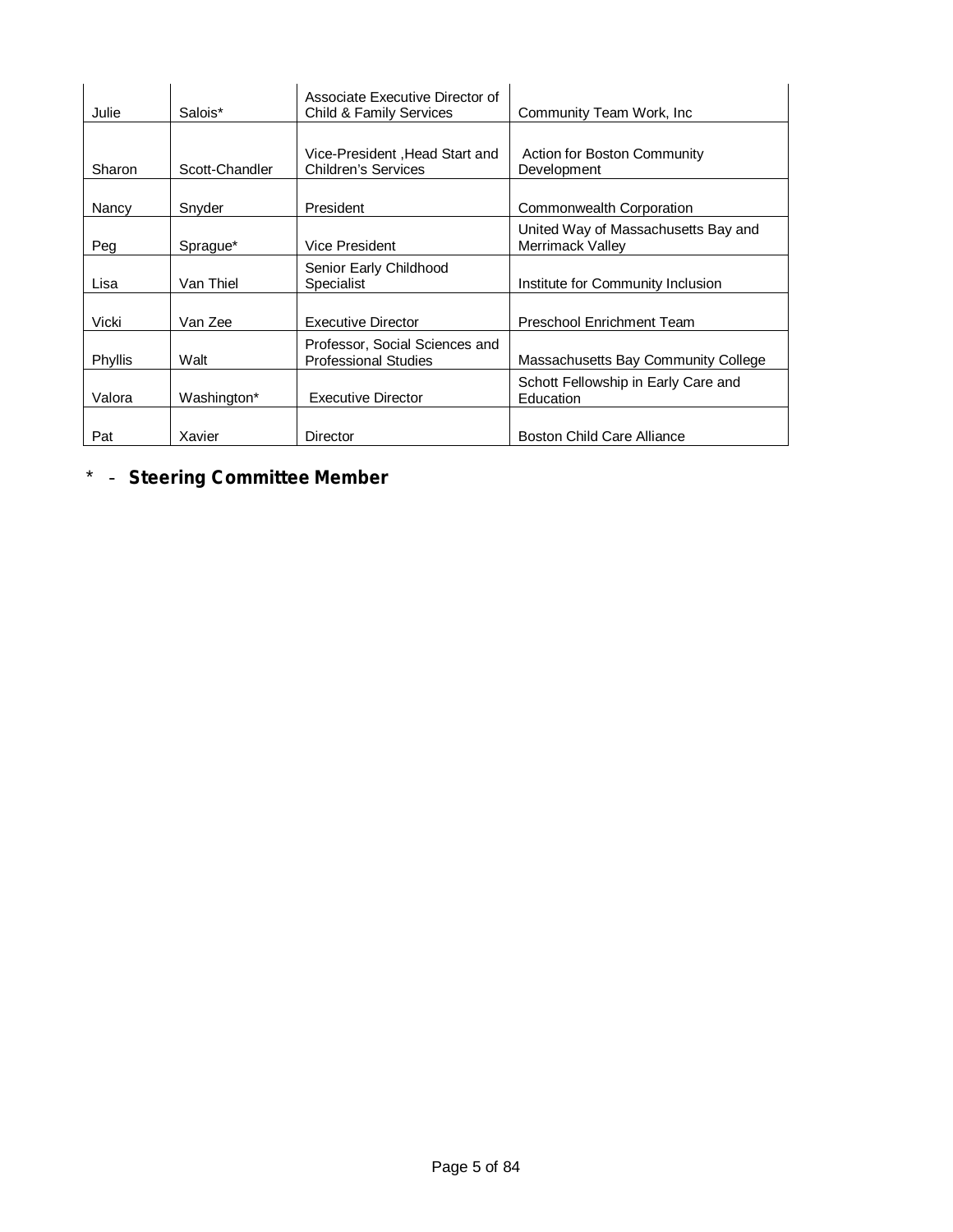| | | | |
|---|---|---|---|
| Julie | Salois* | Associate Executive Director of Child & Family Services | Community Team Work, Inc |
| Sharon | Scott-Chandler | Vice-President ,Head Start and Children's Services | Action for Boston Community Development |
| Nancy | Snyder | President | Commonwealth Corporation |
| Peg | Sprague* | Vice President | United Way of Massachusetts Bay and Merrimack Valley |
| Lisa | Van Thiel | Senior Early Childhood Specialist | Institute for Community Inclusion |
| Vicki | Van Zee | Executive Director | Preschool Enrichment Team |
| Phyllis | Walt | Professor, Social Sciences and Professional Studies | Massachusetts Bay Community College |
| Valora | Washington* | Executive Director | Schott Fellowship in Early Care and Education |
| Pat | Xavier | Director | Boston Child Care Alliance |

\* - **Steering Committee Member**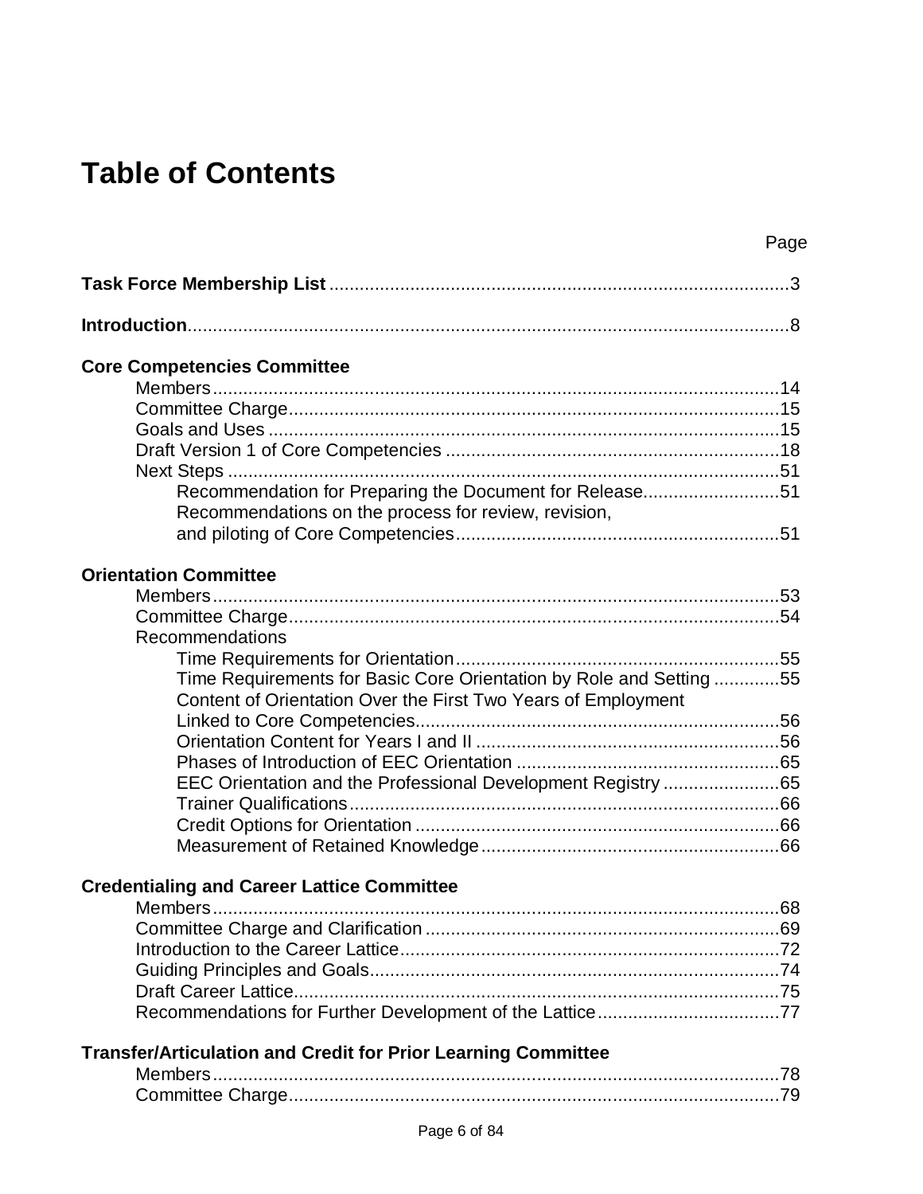# Table of Contents

Page

**Task Force Membership List** .......... 3

**Introduction** .......... 8

**Core Competencies Committee**

- Members .......... 14
- Committee Charge .......... 15
- Goals and Uses .......... 15
- Draft Version 1 of Core Competencies .......... 18
- Next Steps .......... 51
  - Recommendation for Preparing the Document for Release .......... 51
  - Recommendations on the process for review, revision, and piloting of Core Competencies .......... 51

**Orientation Committee**

- Members .......... 53
- Committee Charge .......... 54
- Recommendations
  - Time Requirements for Orientation .......... 55
  - Time Requirements for Basic Core Orientation by Role and Setting .......... 55
  - Content of Orientation Over the First Two Years of Employment Linked to Core Competencies .......... 56
  - Orientation Content for Years I and II .......... 56
  - Phases of Introduction of EEC Orientation .......... 65
  - EEC Orientation and the Professional Development Registry .......... 65
  - Trainer Qualifications .......... 66
  - Credit Options for Orientation .......... 66
  - Measurement of Retained Knowledge .......... 66

**Credentialing and Career Lattice Committee**

- Members .......... 68
- Committee Charge and Clarification .......... 69
- Introduction to the Career Lattice .......... 72
- Guiding Principles and Goals .......... 74
- Draft Career Lattice .......... 75
- Recommendations for Further Development of the Lattice .......... 77

**Transfer/Articulation and Credit for Prior Learning Committee**

- Members .......... 78
- Committee Charge .......... 79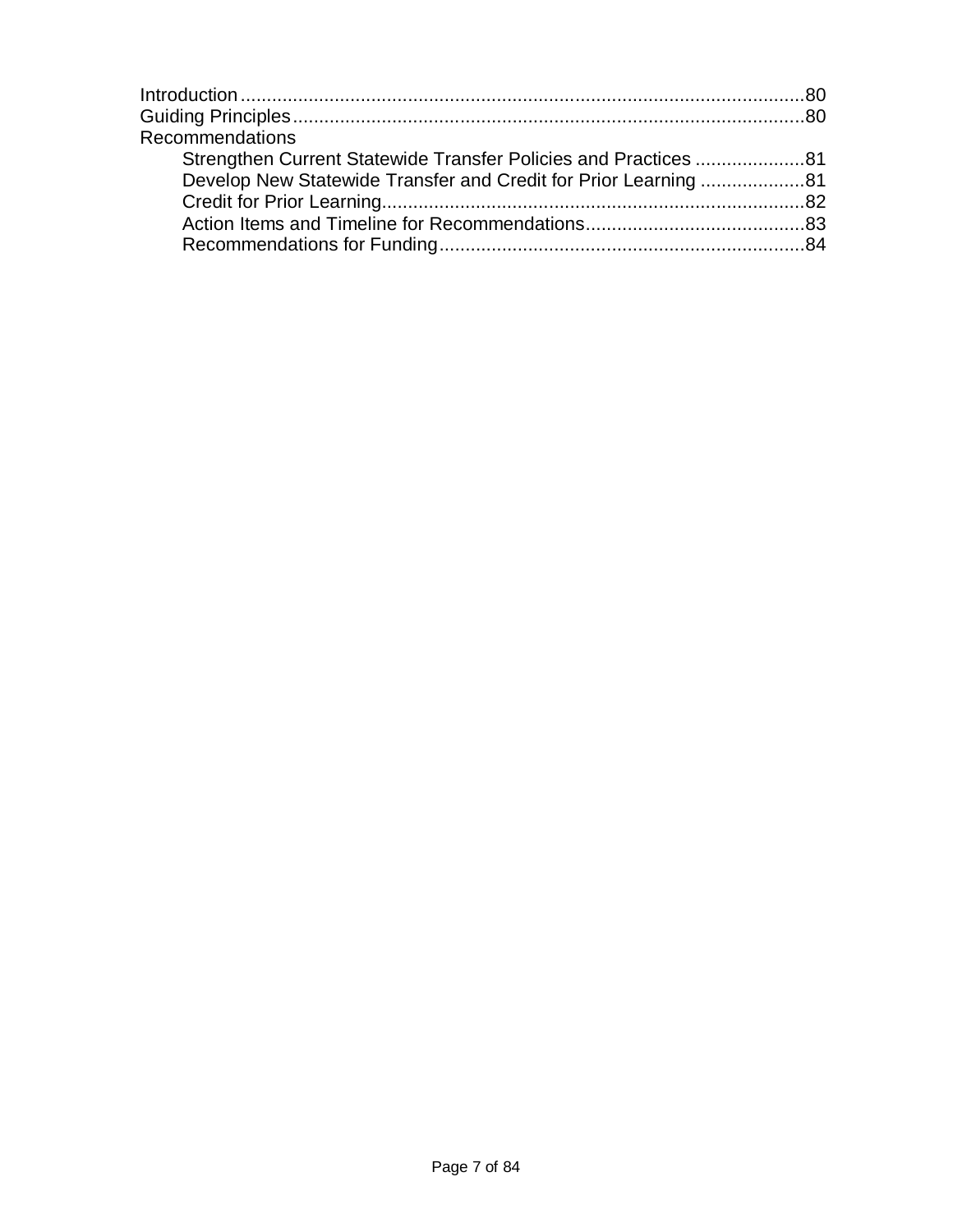Introduction ......................................................................................................80
Guiding Principles..............................................................................................80
Recommendations

- Strengthen Current Statewide Transfer Policies and Practices .....................81
- Develop New Statewide Transfer and Credit for Prior Learning ....................81
- Credit for Prior Learning.................................................................................82
- Action Items and Timeline for Recommendations..........................................83
- Recommendations for Funding......................................................................84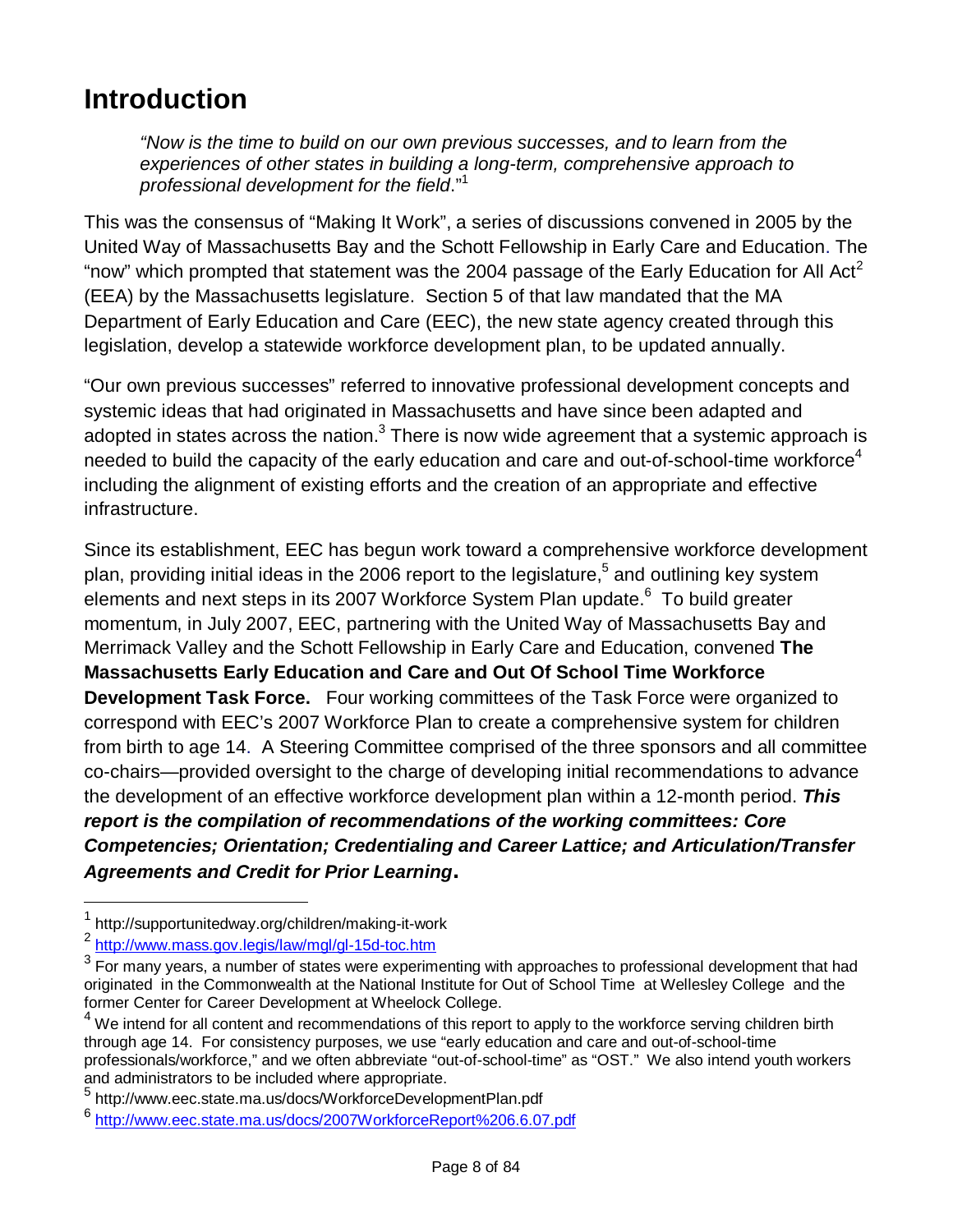# Introduction

> *"Now is the time to build on our own previous successes, and to learn from the experiences of other states in building a long-term, comprehensive approach to professional development for the field*."[1]

This was the consensus of "Making It Work", a series of discussions convened in 2005 by the United Way of Massachusetts Bay and the Schott Fellowship in Early Care and Education. The "now" which prompted that statement was the 2004 passage of the Early Education for All Act[2] (EEA) by the Massachusetts legislature. Section 5 of that law mandated that the MA Department of Early Education and Care (EEC), the new state agency created through this legislation, develop a statewide workforce development plan, to be updated annually.

"Our own previous successes" referred to innovative professional development concepts and systemic ideas that had originated in Massachusetts and have since been adapted and adopted in states across the nation.[3] There is now wide agreement that a systemic approach is needed to build the capacity of the early education and care and out-of-school-time workforce[4] including the alignment of existing efforts and the creation of an appropriate and effective infrastructure.

Since its establishment, EEC has begun work toward a comprehensive workforce development plan, providing initial ideas in the 2006 report to the legislature,[5] and outlining key system elements and next steps in its 2007 Workforce System Plan update.[6] To build greater momentum, in July 2007, EEC, partnering with the United Way of Massachusetts Bay and Merrimack Valley and the Schott Fellowship in Early Care and Education, convened **The Massachusetts Early Education and Care and Out Of School Time Workforce Development Task Force.** Four working committees of the Task Force were organized to correspond with EEC's 2007 Workforce Plan to create a comprehensive system for children from birth to age 14. A Steering Committee comprised of the three sponsors and all committee co-chairs—provided oversight to the charge of developing initial recommendations to advance the development of an effective workforce development plan within a 12-month period. ***This report is the compilation of recommendations of the working committees: Core Competencies; Orientation; Credentialing and Career Lattice; and Articulation/Transfer Agreements and Credit for Prior Learning*.**

---

[1] http://supportunitedway.org/children/making-it-work

[2] http://www.mass.gov.legis/law/mgl/gl-15d-toc.htm

[3] For many years, a number of states were experimenting with approaches to professional development that had originated in the Commonwealth at the National Institute for Out of School Time at Wellesley College and the former Center for Career Development at Wheelock College.

[4] We intend for all content and recommendations of this report to apply to the workforce serving children birth through age 14. For consistency purposes, we use "early education and care and out-of-school-time professionals/workforce," and we often abbreviate "out-of-school-time" as "OST." We also intend youth workers and administrators to be included where appropriate.

[5] http://www.eec.state.ma.us/docs/WorkforceDevelopmentPlan.pdf

[6] http://www.eec.state.ma.us/docs/2007WorkforceReport%206.6.07.pdf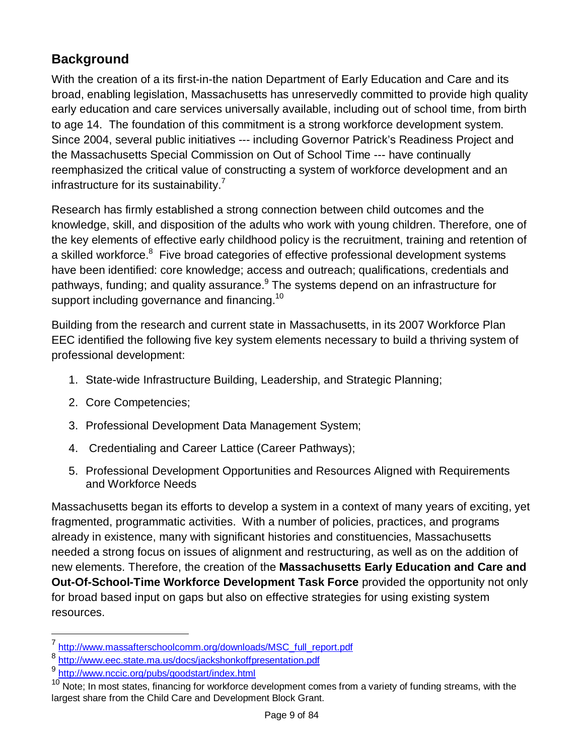## Background

With the creation of a its first-in-the nation Department of Early Education and Care and its broad, enabling legislation, Massachusetts has unreservedly committed to provide high quality early education and care services universally available, including out of school time, from birth to age 14. The foundation of this commitment is a strong workforce development system. Since 2004, several public initiatives --- including Governor Patrick's Readiness Project and the Massachusetts Special Commission on Out of School Time --- have continually reemphasized the critical value of constructing a system of workforce development and an infrastructure for its sustainability.[7]

Research has firmly established a strong connection between child outcomes and the knowledge, skill, and disposition of the adults who work with young children. Therefore, one of the key elements of effective early childhood policy is the recruitment, training and retention of a skilled workforce.[8] Five broad categories of effective professional development systems have been identified: core knowledge; access and outreach; qualifications, credentials and pathways, funding; and quality assurance.[9] The systems depend on an infrastructure for support including governance and financing.[10]

Building from the research and current state in Massachusetts, in its 2007 Workforce Plan EEC identified the following five key system elements necessary to build a thriving system of professional development:

1. State-wide Infrastructure Building, Leadership, and Strategic Planning;
2. Core Competencies;
3. Professional Development Data Management System;
4. Credentialing and Career Lattice (Career Pathways);
5. Professional Development Opportunities and Resources Aligned with Requirements and Workforce Needs

Massachusetts began its efforts to develop a system in a context of many years of exciting, yet fragmented, programmatic activities. With a number of policies, practices, and programs already in existence, many with significant histories and constituencies, Massachusetts needed a strong focus on issues of alignment and restructuring, as well as on the addition of new elements. Therefore, the creation of the **Massachusetts Early Education and Care and Out-Of-School-Time Workforce Development Task Force** provided the opportunity not only for broad based input on gaps but also on effective strategies for using existing system resources.

---

[7] http://www.massafterschoolcomm.org/downloads/MSC_full_report.pdf

[8] http://www.eec.state.ma.us/docs/jackshonkoffpresentation.pdf

[9] http://www.nccic.org/pubs/goodstart/index.html

[10] Note; In most states, financing for workforce development comes from a variety of funding streams, with the largest share from the Child Care and Development Block Grant.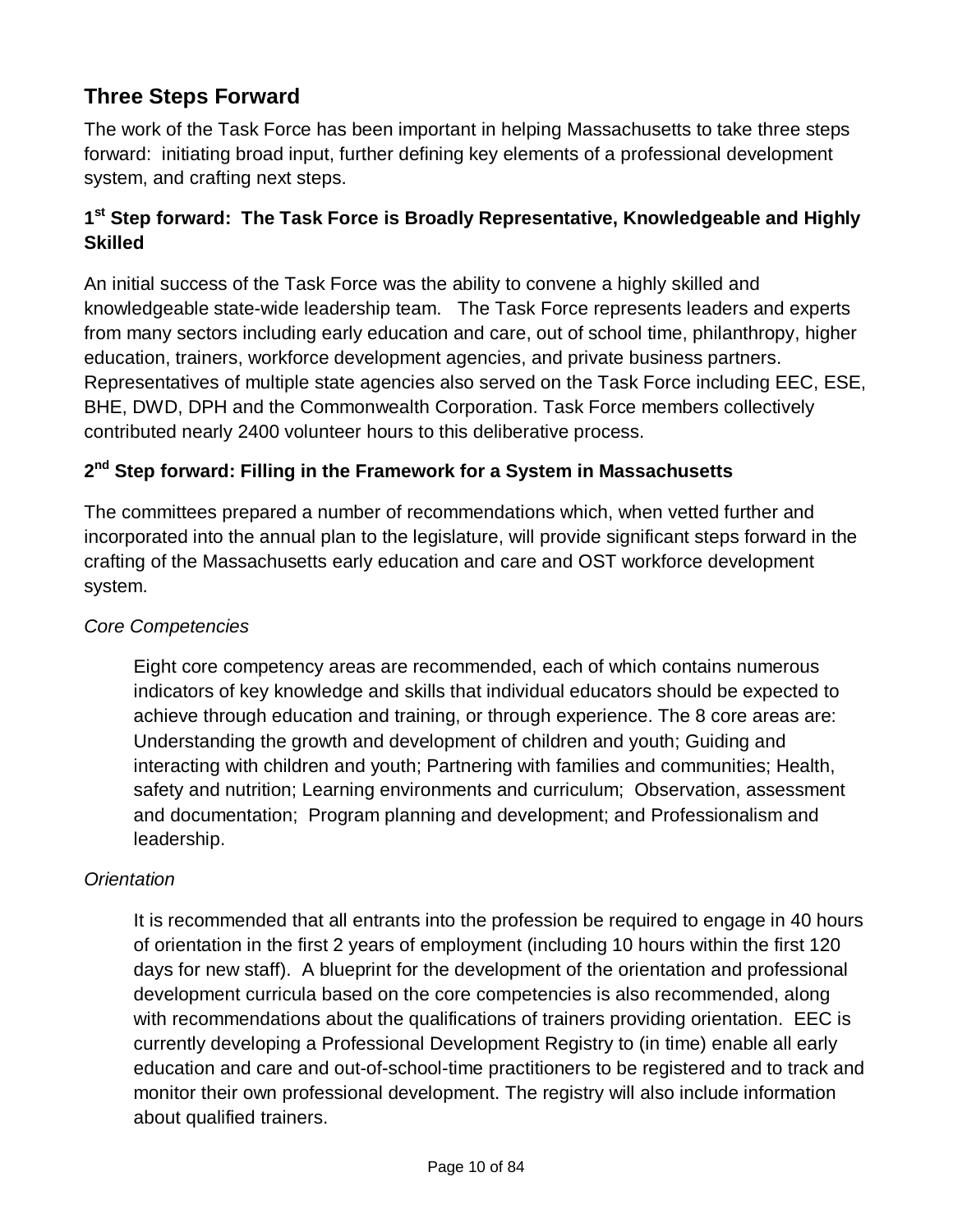## Three Steps Forward

The work of the Task Force has been important in helping Massachusetts to take three steps forward: initiating broad input, further defining key elements of a professional development system, and crafting next steps.

### 1st Step forward: The Task Force is Broadly Representative, Knowledgeable and Highly Skilled

An initial success of the Task Force was the ability to convene a highly skilled and knowledgeable state-wide leadership team. The Task Force represents leaders and experts from many sectors including early education and care, out of school time, philanthropy, higher education, trainers, workforce development agencies, and private business partners. Representatives of multiple state agencies also served on the Task Force including EEC, ESE, BHE, DWD, DPH and the Commonwealth Corporation. Task Force members collectively contributed nearly 2400 volunteer hours to this deliberative process.

### 2nd Step forward: Filling in the Framework for a System in Massachusetts

The committees prepared a number of recommendations which, when vetted further and incorporated into the annual plan to the legislature, will provide significant steps forward in the crafting of the Massachusetts early education and care and OST workforce development system.

*Core Competencies*

> Eight core competency areas are recommended, each of which contains numerous indicators of key knowledge and skills that individual educators should be expected to achieve through education and training, or through experience. The 8 core areas are: Understanding the growth and development of children and youth; Guiding and interacting with children and youth; Partnering with families and communities; Health, safety and nutrition; Learning environments and curriculum; Observation, assessment and documentation; Program planning and development; and Professionalism and leadership.

*Orientation*

> It is recommended that all entrants into the profession be required to engage in 40 hours of orientation in the first 2 years of employment (including 10 hours within the first 120 days for new staff). A blueprint for the development of the orientation and professional development curricula based on the core competencies is also recommended, along with recommendations about the qualifications of trainers providing orientation. EEC is currently developing a Professional Development Registry to (in time) enable all early education and care and out-of-school-time practitioners to be registered and to track and monitor their own professional development. The registry will also include information about qualified trainers.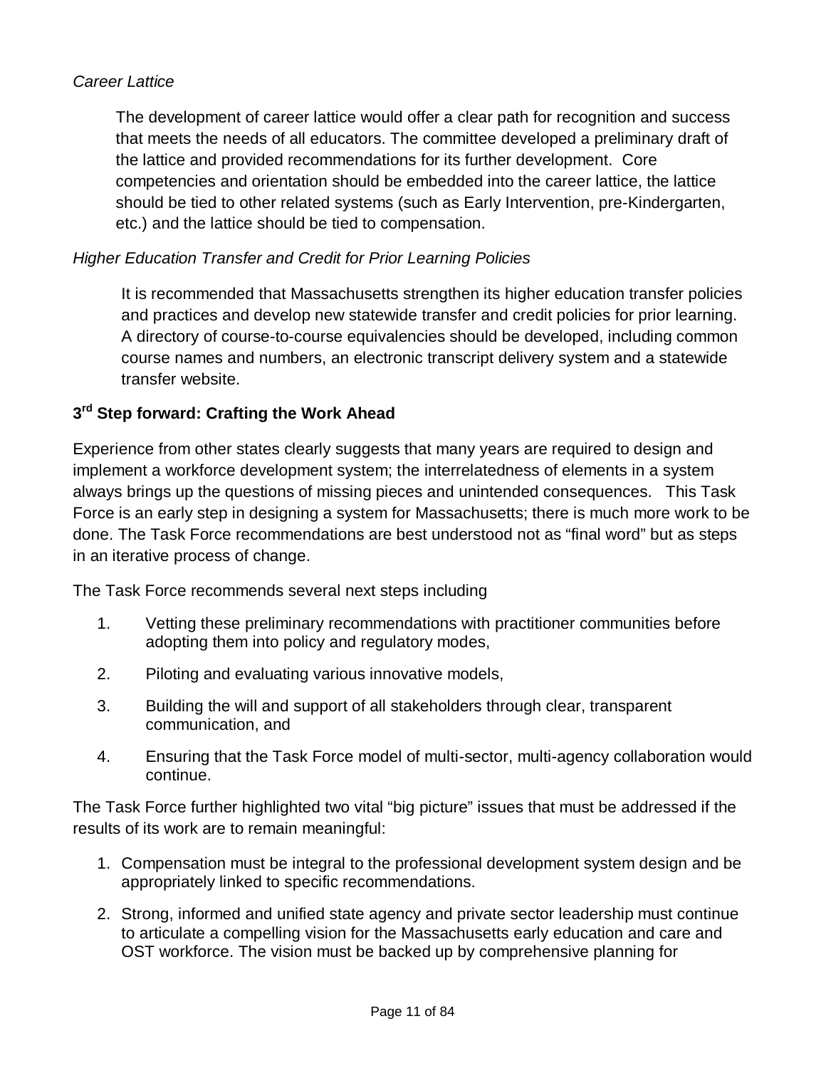*Career Lattice*

The development of career lattice would offer a clear path for recognition and success that meets the needs of all educators. The committee developed a preliminary draft of the lattice and provided recommendations for its further development. Core competencies and orientation should be embedded into the career lattice, the lattice should be tied to other related systems (such as Early Intervention, pre-Kindergarten, etc.) and the lattice should be tied to compensation.

*Higher Education Transfer and Credit for Prior Learning Policies*

It is recommended that Massachusetts strengthen its higher education transfer policies and practices and develop new statewide transfer and credit policies for prior learning. A directory of course-to-course equivalencies should be developed, including common course names and numbers, an electronic transcript delivery system and a statewide transfer website.

**3rd Step forward: Crafting the Work Ahead**

Experience from other states clearly suggests that many years are required to design and implement a workforce development system; the interrelatedness of elements in a system always brings up the questions of missing pieces and unintended consequences. This Task Force is an early step in designing a system for Massachusetts; there is much more work to be done. The Task Force recommendations are best understood not as "final word" but as steps in an iterative process of change.

The Task Force recommends several next steps including

1. Vetting these preliminary recommendations with practitioner communities before adopting them into policy and regulatory modes,
2. Piloting and evaluating various innovative models,
3. Building the will and support of all stakeholders through clear, transparent communication, and
4. Ensuring that the Task Force model of multi-sector, multi-agency collaboration would continue.

The Task Force further highlighted two vital "big picture" issues that must be addressed if the results of its work are to remain meaningful:

1. Compensation must be integral to the professional development system design and be appropriately linked to specific recommendations.
2. Strong, informed and unified state agency and private sector leadership must continue to articulate a compelling vision for the Massachusetts early education and care and OST workforce. The vision must be backed up by comprehensive planning for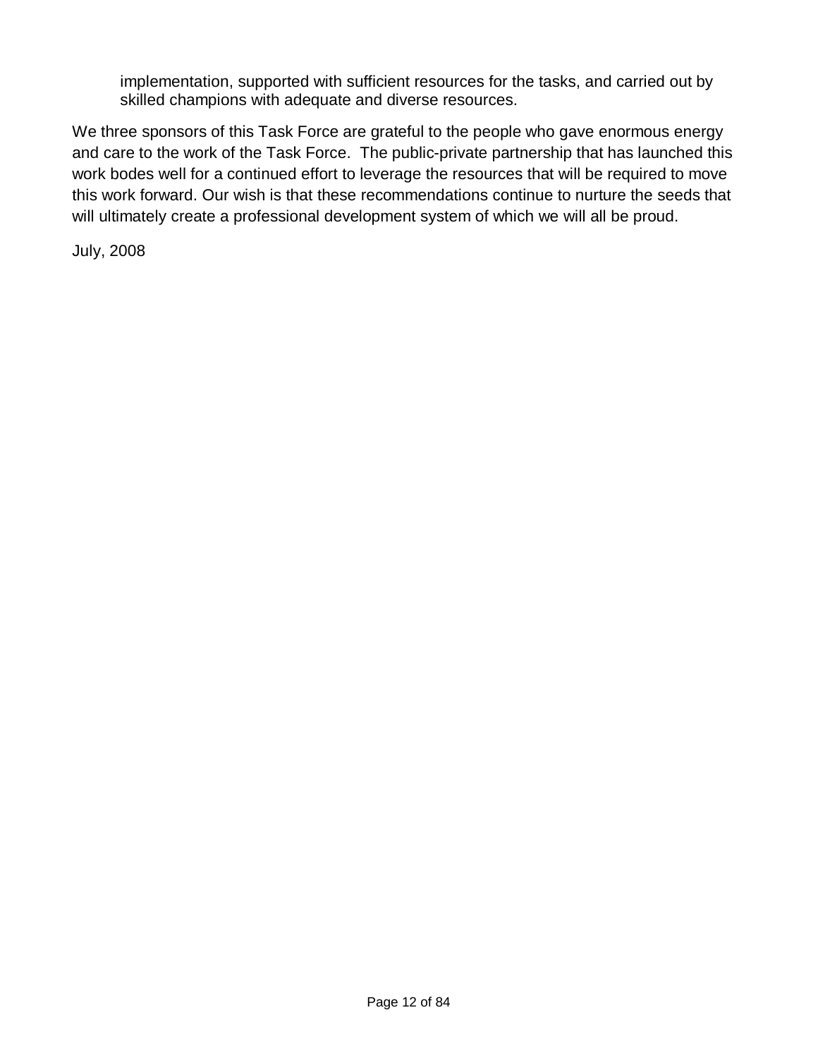implementation, supported with sufficient resources for the tasks, and carried out by skilled champions with adequate and diverse resources.

We three sponsors of this Task Force are grateful to the people who gave enormous energy and care to the work of the Task Force. The public-private partnership that has launched this work bodes well for a continued effort to leverage the resources that will be required to move this work forward. Our wish is that these recommendations continue to nurture the seeds that will ultimately create a professional development system of which we will all be proud.

July, 2008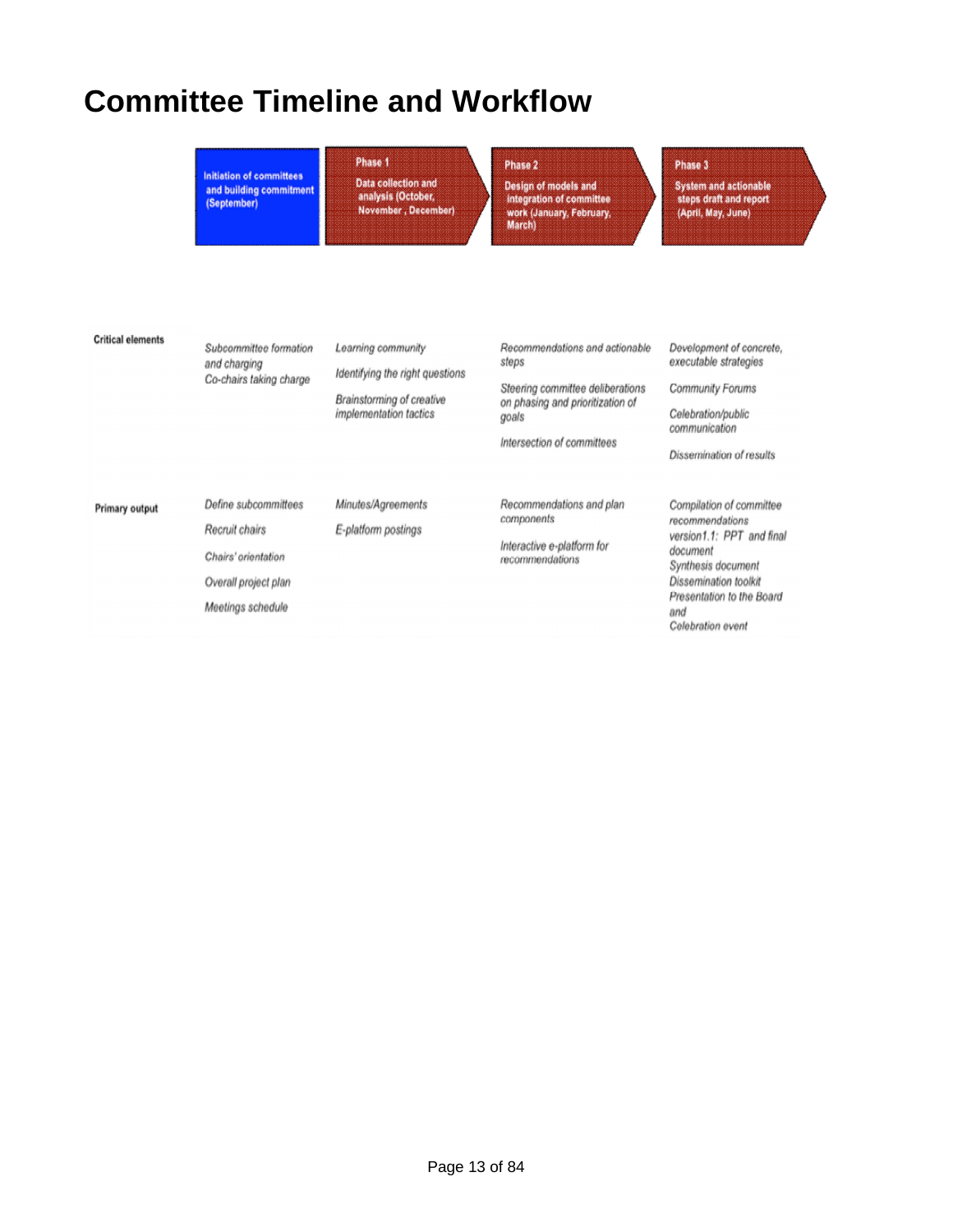# Committee Timeline and Workflow

| | Initiation of committees and building commitment (September) | Phase 1<br>Data collection and analysis (October, November, December) | Phase 2<br>Design of models and integration of committee work (January, February, March) | Phase 3<br>System and actionable steps draft and report (April, May, June) |
|---|---|---|---|---|
| **Critical elements** | *Subcommittee formation and charging*<br>*Co-chairs taking charge* | *Learning community*<br>*Identifying the right questions*<br>*Brainstorming of creative implementation tactics* | *Recommendations and actionable steps*<br>*Steering committee deliberations on phasing and prioritization of goals*<br>*Intersection of committees* | *Development of concrete, executable strategies*<br>*Community Forums*<br>*Celebration/public communication*<br>*Dissemination of results* |
| **Primary output** | *Define subcommittees*<br>*Recruit chairs*<br>*Chairs' orientation*<br>*Overall project plan*<br>*Meetings schedule* | *Minutes/Agreements*<br>*E-platform postings* | *Recommendations and plan components*<br>*Interactive e-platform for recommendations* | *Compilation of committee recommendations version1.1: PPT and final document*<br>*Synthesis document*<br>*Dissemination toolkit*<br>*Presentation to the Board and*<br>*Celebration event* |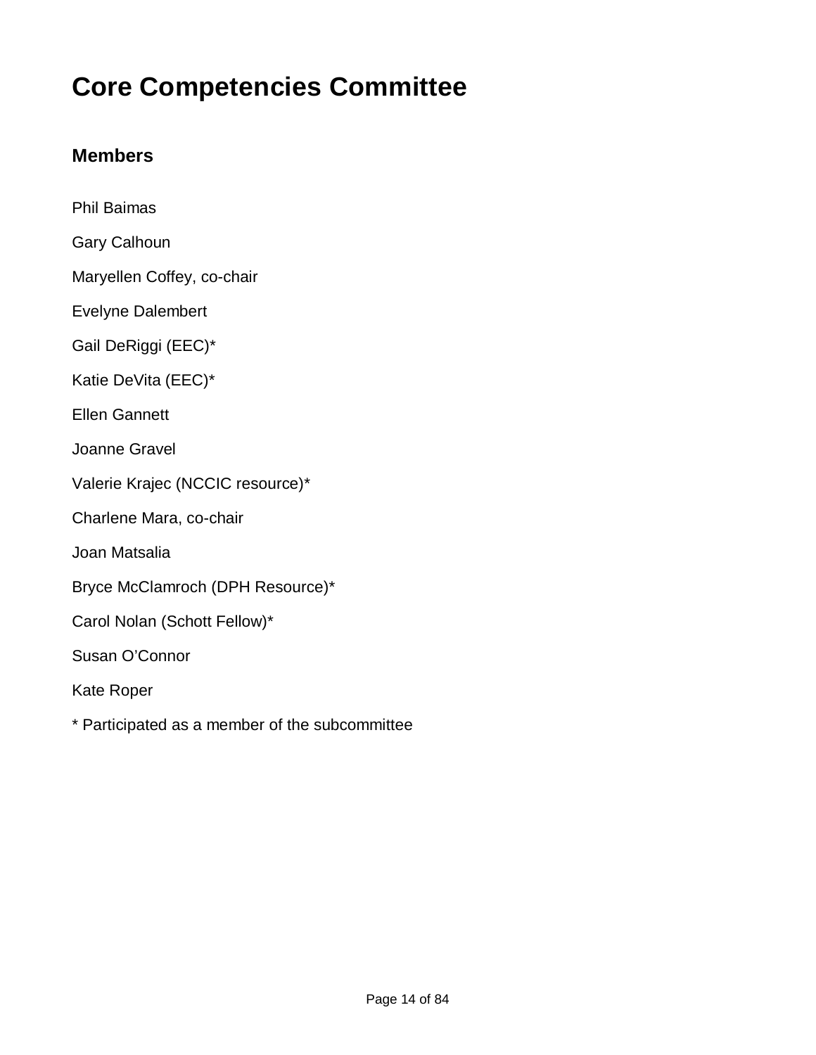# Core Competencies Committee

## Members

Phil Baimas

Gary Calhoun

Maryellen Coffey, co-chair

Evelyne Dalembert

Gail DeRiggi (EEC)*

Katie DeVita (EEC)*

Ellen Gannett

Joanne Gravel

Valerie Krajec (NCCIC resource)*

Charlene Mara, co-chair

Joan Matsalia

Bryce McClamroch (DPH Resource)*

Carol Nolan (Schott Fellow)*

Susan O'Connor

Kate Roper

* Participated as a member of the subcommittee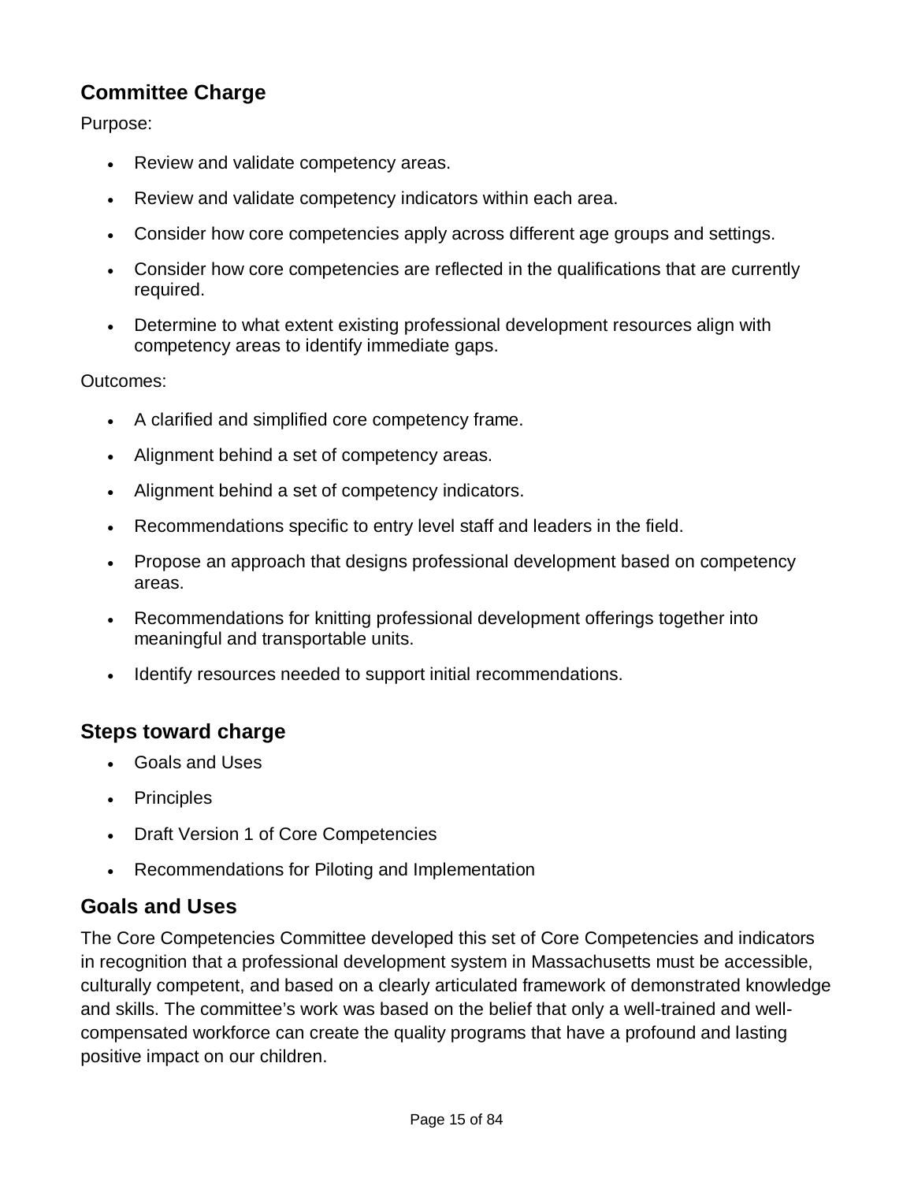## Committee Charge

Purpose:

- Review and validate competency areas.
- Review and validate competency indicators within each area.
- Consider how core competencies apply across different age groups and settings.
- Consider how core competencies are reflected in the qualifications that are currently required.
- Determine to what extent existing professional development resources align with competency areas to identify immediate gaps.

Outcomes:

- A clarified and simplified core competency frame.
- Alignment behind a set of competency areas.
- Alignment behind a set of competency indicators.
- Recommendations specific to entry level staff and leaders in the field.
- Propose an approach that designs professional development based on competency areas.
- Recommendations for knitting professional development offerings together into meaningful and transportable units.
- Identify resources needed to support initial recommendations.

## Steps toward charge

- Goals and Uses
- Principles
- Draft Version 1 of Core Competencies
- Recommendations for Piloting and Implementation

## Goals and Uses

The Core Competencies Committee developed this set of Core Competencies and indicators in recognition that a professional development system in Massachusetts must be accessible, culturally competent, and based on a clearly articulated framework of demonstrated knowledge and skills. The committee's work was based on the belief that only a well-trained and well-compensated workforce can create the quality programs that have a profound and lasting positive impact on our children.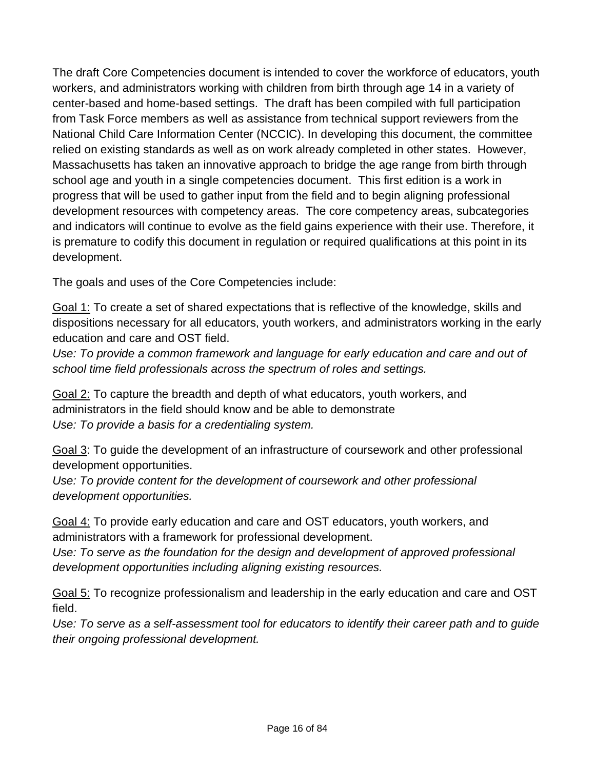The draft Core Competencies document is intended to cover the workforce of educators, youth workers, and administrators working with children from birth through age 14 in a variety of center-based and home-based settings. The draft has been compiled with full participation from Task Force members as well as assistance from technical support reviewers from the National Child Care Information Center (NCCIC). In developing this document, the committee relied on existing standards as well as on work already completed in other states. However, Massachusetts has taken an innovative approach to bridge the age range from birth through school age and youth in a single competencies document. This first edition is a work in progress that will be used to gather input from the field and to begin aligning professional development resources with competency areas. The core competency areas, subcategories and indicators will continue to evolve as the field gains experience with their use. Therefore, it is premature to codify this document in regulation or required qualifications at this point in its development.

The goals and uses of the Core Competencies include:

<u>Goal 1:</u> To create a set of shared expectations that is reflective of the knowledge, skills and dispositions necessary for all educators, youth workers, and administrators working in the early education and care and OST field.
*Use: To provide a common framework and language for early education and care and out of school time field professionals across the spectrum of roles and settings.*

<u>Goal 2:</u> To capture the breadth and depth of what educators, youth workers, and administrators in the field should know and be able to demonstrate
*Use: To provide a basis for a credentialing system.*

<u>Goal 3</u>: To guide the development of an infrastructure of coursework and other professional development opportunities.
*Use: To provide content for the development of coursework and other professional development opportunities.*

<u>Goal 4:</u> To provide early education and care and OST educators, youth workers, and administrators with a framework for professional development.
*Use: To serve as the foundation for the design and development of approved professional development opportunities including aligning existing resources.*

<u>Goal 5:</u> To recognize professionalism and leadership in the early education and care and OST field.
*Use: To serve as a self-assessment tool for educators to identify their career path and to guide their ongoing professional development.*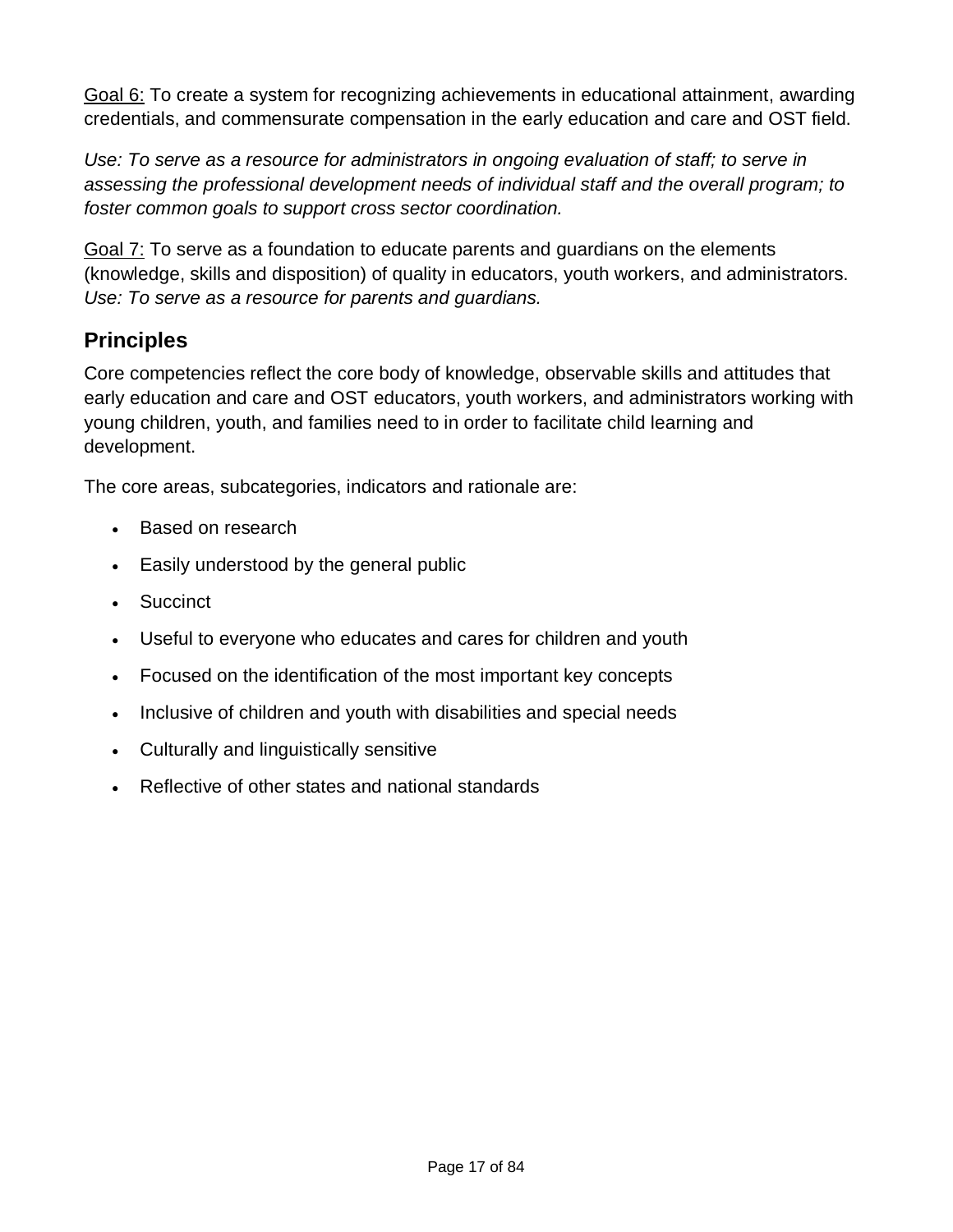Goal 6: To create a system for recognizing achievements in educational attainment, awarding credentials, and commensurate compensation in the early education and care and OST field.

*Use: To serve as a resource for administrators in ongoing evaluation of staff; to serve in assessing the professional development needs of individual staff and the overall program; to foster common goals to support cross sector coordination.*

Goal 7: To serve as a foundation to educate parents and guardians on the elements (knowledge, skills and disposition) of quality in educators, youth workers, and administrators. *Use: To serve as a resource for parents and guardians.*

## Principles

Core competencies reflect the core body of knowledge, observable skills and attitudes that early education and care and OST educators, youth workers, and administrators working with young children, youth, and families need to in order to facilitate child learning and development.

The core areas, subcategories, indicators and rationale are:

- Based on research
- Easily understood by the general public
- Succinct
- Useful to everyone who educates and cares for children and youth
- Focused on the identification of the most important key concepts
- Inclusive of children and youth with disabilities and special needs
- Culturally and linguistically sensitive
- Reflective of other states and national standards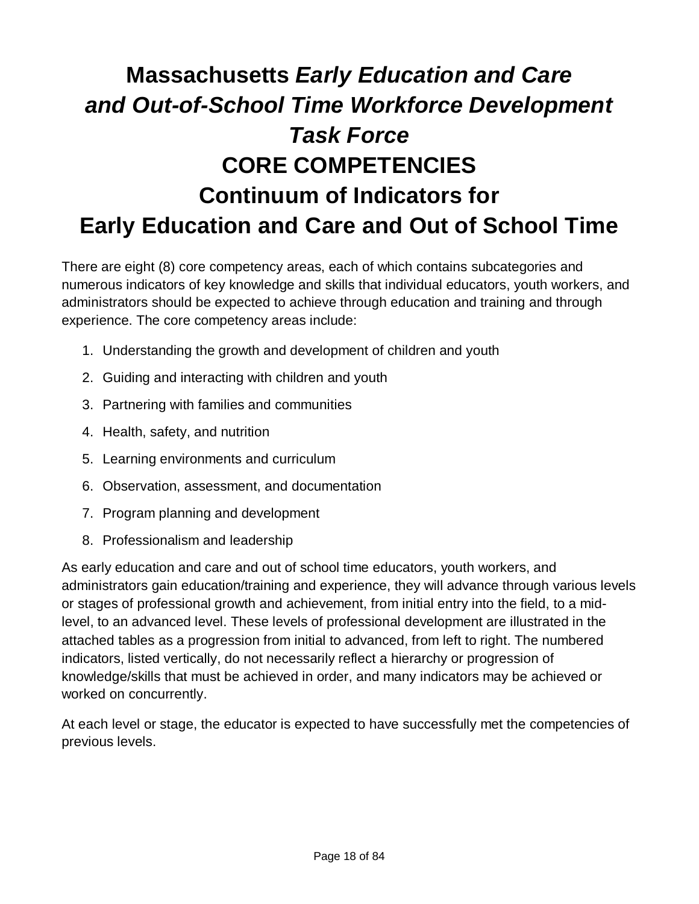# Massachusetts *Early Education and Care and Out-of-School Time Workforce Development Task Force*

# CORE COMPETENCIES

# Continuum of Indicators for Early Education and Care and Out of School Time

There are eight (8) core competency areas, each of which contains subcategories and numerous indicators of key knowledge and skills that individual educators, youth workers, and administrators should be expected to achieve through education and training and through experience. The core competency areas include:

1. Understanding the growth and development of children and youth
2. Guiding and interacting with children and youth
3. Partnering with families and communities
4. Health, safety, and nutrition
5. Learning environments and curriculum
6. Observation, assessment, and documentation
7. Program planning and development
8. Professionalism and leadership

As early education and care and out of school time educators, youth workers, and administrators gain education/training and experience, they will advance through various levels or stages of professional growth and achievement, from initial entry into the field, to a mid-level, to an advanced level. These levels of professional development are illustrated in the attached tables as a progression from initial to advanced, from left to right. The numbered indicators, listed vertically, do not necessarily reflect a hierarchy or progression of knowledge/skills that must be achieved in order, and many indicators may be achieved or worked on concurrently.

At each level or stage, the educator is expected to have successfully met the competencies of previous levels.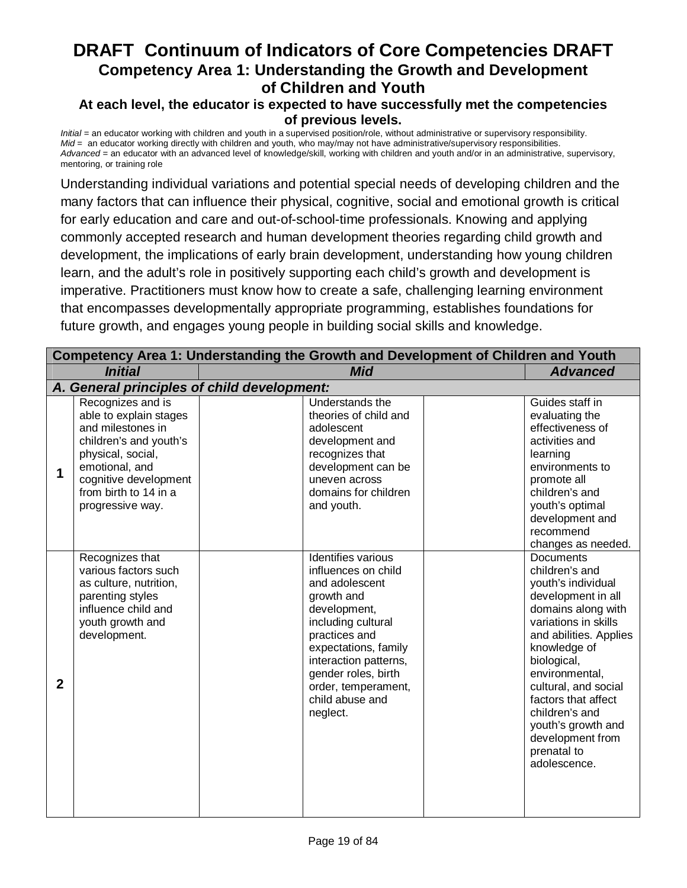# DRAFT Continuum of Indicators of Core Competencies DRAFT

## Competency Area 1: Understanding the Growth and Development of Children and Youth

### At each level, the educator is expected to have successfully met the competencies of previous levels.

*Initial* = an educator working with children and youth in a supervised position/role, without administrative or supervisory responsibility.
*Mid* = an educator working directly with children and youth, who may/may not have administrative/supervisory responsibilities.
*Advanced* = an educator with an advanced level of knowledge/skill, working with children and youth and/or in an administrative, supervisory, mentoring, or training role

Understanding individual variations and potential special needs of developing children and the many factors that can influence their physical, cognitive, social and emotional growth is critical for early education and care and out-of-school-time professionals. Knowing and applying commonly accepted research and human development theories regarding child growth and development, the implications of early brain development, understanding how young children learn, and the adult's role in positively supporting each child's growth and development is imperative. Practitioners must know how to create a safe, challenging learning environment that encompasses developmentally appropriate programming, establishes foundations for future growth, and engages young people in building social skills and knowledge.

| | Competency Area 1: Understanding the Growth and Development of Children and Youth | | | | |
|---|---|---|---|---|---|
| | ***Initial*** | ***Mid*** | | | ***Advanced*** |
| ***A. General principles of child development:*** | | | | | |
| **1** | Recognizes and is able to explain stages and milestones in children's and youth's physical, social, emotional, and cognitive development from birth to 14 in a progressive way. | | Understands the theories of child and adolescent development and recognizes that development can be uneven across domains for children and youth. | | Guides staff in evaluating the effectiveness of activities and learning environments to promote all children's and youth's optimal development and recommend changes as needed. |
| **2** | Recognizes that various factors such as culture, nutrition, parenting styles influence child and youth growth and development. | | Identifies various influences on child and adolescent growth and development, including cultural practices and expectations, family interaction patterns, gender roles, birth order, temperament, child abuse and neglect. | | Documents children's and youth's individual development in all domains along with variations in skills and abilities. Applies knowledge of biological, environmental, cultural, and social factors that affect children's and youth's growth and development from prenatal to adolescence. |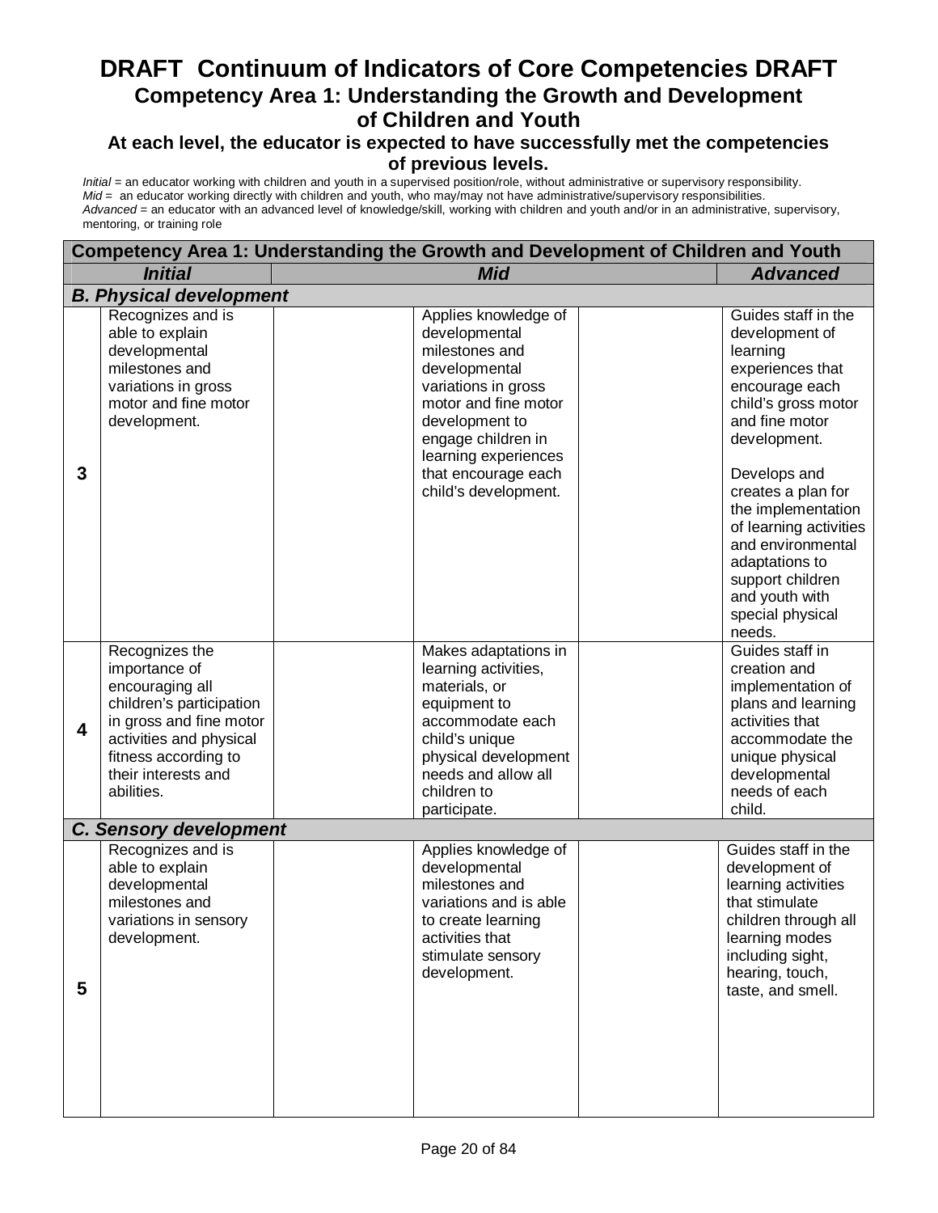# DRAFT Continuum of Indicators of Core Competencies DRAFT

## Competency Area 1: Understanding the Growth and Development of Children and Youth

### At each level, the educator is expected to have successfully met the competencies of previous levels.

*Initial* = an educator working with children and youth in a supervised position/role, without administrative or supervisory responsibility.
*Mid* = an educator working directly with children and youth, who may/may not have administrative/supervisory responsibilities.
*Advanced* = an educator with an advanced level of knowledge/skill, working with children and youth and/or in an administrative, supervisory, mentoring, or training role

| **Competency Area 1: Understanding the Growth and Development of Children and Youth** | | | | | |
|---|---|---|---|---|---|
| | ***Initial*** | ***Mid*** | | | ***Advanced*** |
| ***B. Physical development*** | | | | | |
| **3** | Recognizes and is able to explain developmental milestones and variations in gross motor and fine motor development. | | Applies knowledge of developmental milestones and developmental variations in gross motor and fine motor development to engage children in learning experiences that encourage each child's development. | | Guides staff in the development of learning experiences that encourage each child's gross motor and fine motor development.<br><br>Develops and creates a plan for the implementation of learning activities and environmental adaptations to support children and youth with special physical needs. |
| **4** | Recognizes the importance of encouraging all children's participation in gross and fine motor activities and physical fitness according to their interests and abilities. | | Makes adaptations in learning activities, materials, or equipment to accommodate each child's unique physical development needs and allow all children to participate. | | Guides staff in creation and implementation of plans and learning activities that accommodate the unique physical developmental needs of each child. |
| ***C. Sensory development*** | | | | | |
| **5** | Recognizes and is able to explain developmental milestones and variations in sensory development. | | Applies knowledge of developmental milestones and variations and is able to create learning activities that stimulate sensory development. | | Guides staff in the development of learning activities that stimulate children through all learning modes including sight, hearing, touch, taste, and smell. |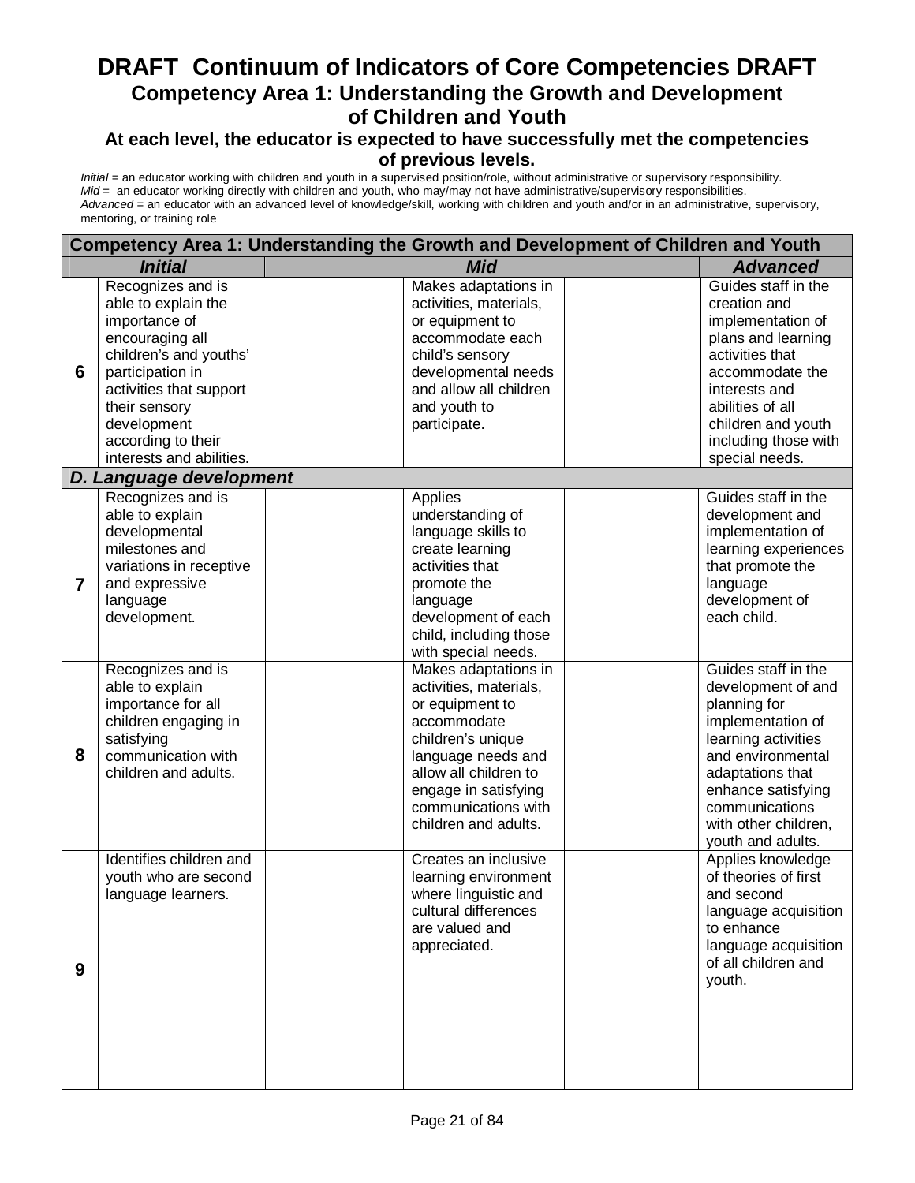# DRAFT Continuum of Indicators of Core Competencies DRAFT

## Competency Area 1: Understanding the Growth and Development of Children and Youth

### At each level, the educator is expected to have successfully met the competencies of previous levels.

*Initial* = an educator working with children and youth in a supervised position/role, without administrative or supervisory responsibility.
*Mid* = an educator working directly with children and youth, who may/may not have administrative/supervisory responsibilities.
*Advanced* = an educator with an advanced level of knowledge/skill, working with children and youth and/or in an administrative, supervisory, mentoring, or training role

| Competency Area 1: Understanding the Growth and Development of Children and Youth | | | | | |
|---|---|---|---|---|---|
| ***Initial*** | | ***Mid*** | | | ***Advanced*** |
| **6** | Recognizes and is able to explain the importance of encouraging all children's and youths' participation in activities that support their sensory development according to their interests and abilities. | | Makes adaptations in activities, materials, or equipment to accommodate each child's sensory developmental needs and allow all children and youth to participate. | | Guides staff in the creation and implementation of plans and learning activities that accommodate the interests and abilities of all children and youth including those with special needs. |
| ***D. Language development*** | | | | | |
| **7** | Recognizes and is able to explain developmental milestones and variations in receptive and expressive language development. | | Applies understanding of language skills to create learning activities that promote the language development of each child, including those with special needs. | | Guides staff in the development and implementation of learning experiences that promote the language development of each child. |
| **8** | Recognizes and is able to explain importance for all children engaging in satisfying communication with children and adults. | | Makes adaptations in activities, materials, or equipment to accommodate children's unique language needs and allow all children to engage in satisfying communications with children and adults. | | Guides staff in the development of and planning for implementation of learning activities and environmental adaptations that enhance satisfying communications with other children, youth and adults. |
| **9** | Identifies children and youth who are second language learners. | | Creates an inclusive learning environment where linguistic and cultural differences are valued and appreciated. | | Applies knowledge of theories of first and second language acquisition to enhance language acquisition of all children and youth. |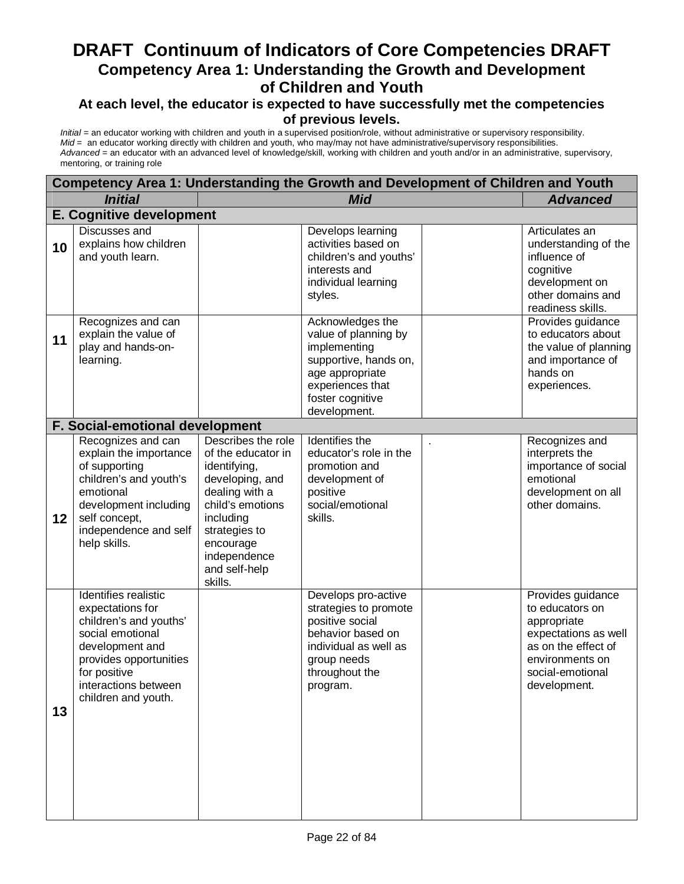# DRAFT Continuum of Indicators of Core Competencies DRAFT

## Competency Area 1: Understanding the Growth and Development of Children and Youth

### At each level, the educator is expected to have successfully met the competencies of previous levels.

*Initial* = an educator working with children and youth in a supervised position/role, without administrative or supervisory responsibility.
*Mid* = an educator working directly with children and youth, who may/may not have administrative/supervisory responsibilities.
*Advanced* = an educator with an advanced level of knowledge/skill, working with children and youth and/or in an administrative, supervisory, mentoring, or training role

| Competency Area 1: Understanding the Growth and Development of Children and Youth | | | | | |
|---|---|---|---|---|---|
| ***Initial*** | | ***Mid*** | | | ***Advanced*** |
| **E. Cognitive development** | | | | | |
| **10** | Discusses and explains how children and youth learn. | | Develops learning activities based on children's and youths' interests and individual learning styles. | | Articulates an understanding of the influence of cognitive development on other domains and readiness skills. |
| **11** | Recognizes and can explain the value of play and hands-on-learning. | | Acknowledges the value of planning by implementing supportive, hands on, age appropriate experiences that foster cognitive development. | | Provides guidance to educators about the value of planning and importance of hands on experiences. |
| **F. Social-emotional development** | | | | | |
| **12** | Recognizes and can explain the importance of supporting children's and youth's emotional development including self concept, independence and self help skills. | Describes the role of the educator in identifying, developing, and dealing with a child's emotions including strategies to encourage independence and self-help skills. | Identifies the educator's role in the promotion and development of positive social/emotional skills. | . | Recognizes and interprets the importance of social emotional development on all other domains. |
| **13** | Identifies realistic expectations for children's and youths' social emotional development and provides opportunities for positive interactions between children and youth. | | Develops pro-active strategies to promote positive social behavior based on individual as well as group needs throughout the program. | | Provides guidance to educators on appropriate expectations as well as on the effect of environments on social-emotional development. |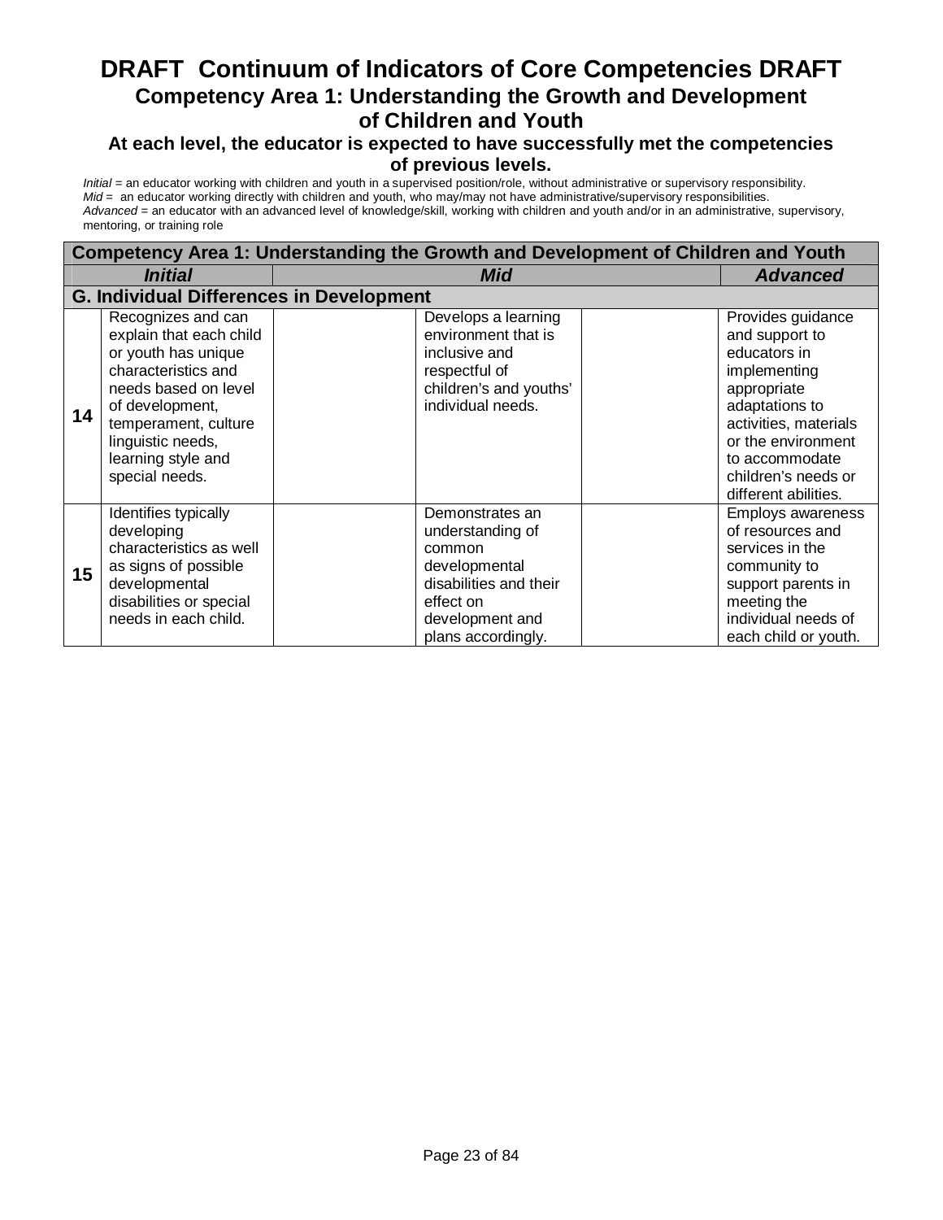# DRAFT Continuum of Indicators of Core Competencies DRAFT

## Competency Area 1: Understanding the Growth and Development of Children and Youth

### At each level, the educator is expected to have successfully met the competencies of previous levels.

*Initial* = an educator working with children and youth in a supervised position/role, without administrative or supervisory responsibility.
*Mid* = an educator working directly with children and youth, who may/may not have administrative/supervisory responsibilities.
*Advanced* = an educator with an advanced level of knowledge/skill, working with children and youth and/or in an administrative, supervisory, mentoring, or training role

| Competency Area 1: Understanding the Growth and Development of Children and Youth | | | | | |
|---|---|---|---|---|---|
| | ***Initial*** | ***Mid*** | | | ***Advanced*** |
| **G. Individual Differences in Development** | | | | | |
| **14** | Recognizes and can explain that each child or youth has unique characteristics and needs based on level of development, temperament, culture linguistic needs, learning style and special needs. | | Develops a learning environment that is inclusive and respectful of children's and youths' individual needs. | | Provides guidance and support to educators in implementing appropriate adaptations to activities, materials or the environment to accommodate children's needs or different abilities. |
| **15** | Identifies typically developing characteristics as well as signs of possible developmental disabilities or special needs in each child. | | Demonstrates an understanding of common developmental disabilities and their effect on development and plans accordingly. | | Employs awareness of resources and services in the community to support parents in meeting the individual needs of each child or youth. |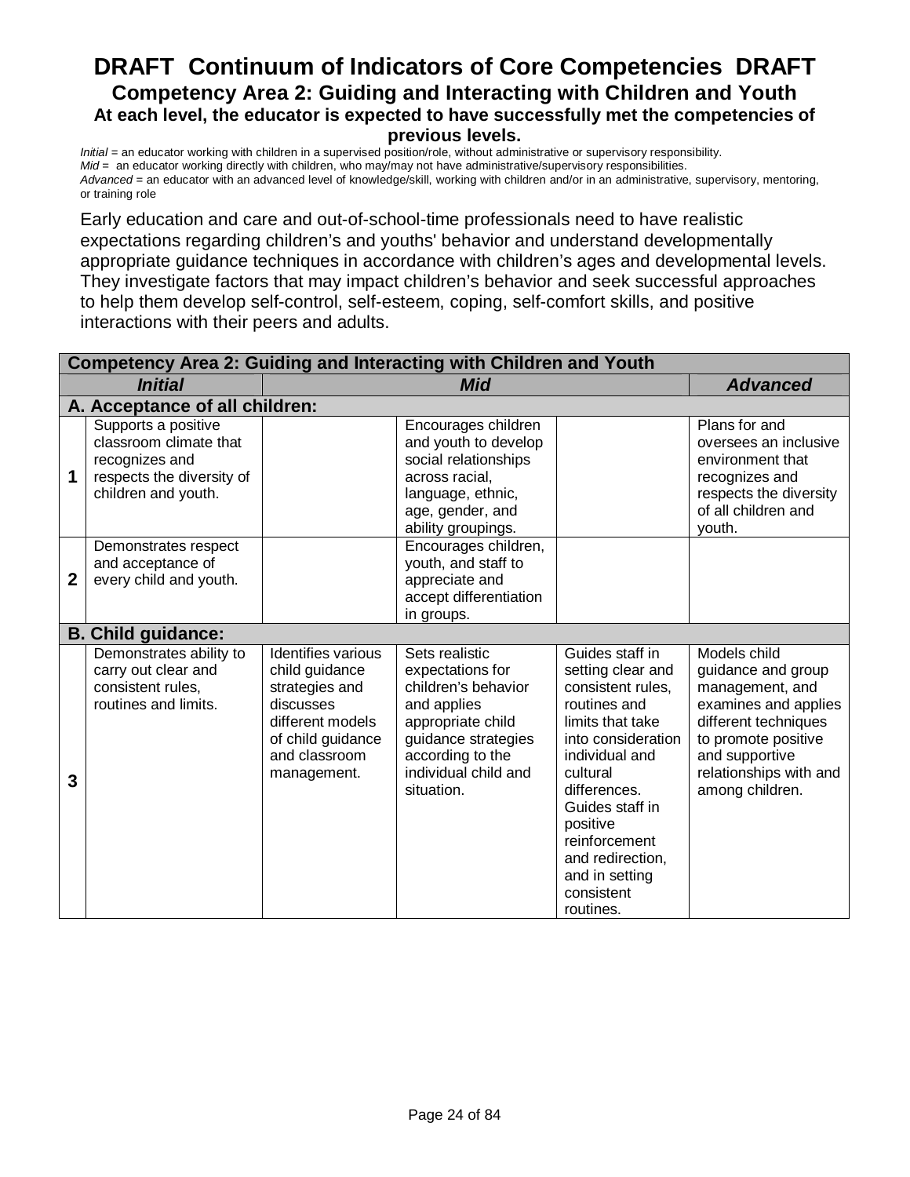# DRAFT Continuum of Indicators of Core Competencies DRAFT

## Competency Area 2: Guiding and Interacting with Children and Youth

### At each level, the educator is expected to have successfully met the competencies of previous levels.

*Initial* = an educator working with children in a supervised position/role, without administrative or supervisory responsibility.
*Mid* = an educator working directly with children, who may/may not have administrative/supervisory responsibilities.
*Advanced* = an educator with an advanced level of knowledge/skill, working with children and/or in an administrative, supervisory, mentoring, or training role

Early education and care and out-of-school-time professionals need to have realistic expectations regarding children's and youths' behavior and understand developmentally appropriate guidance techniques in accordance with children's ages and developmental levels. They investigate factors that may impact children's behavior and seek successful approaches to help them develop self-control, self-esteem, coping, self-comfort skills, and positive interactions with their peers and adults.

| **Competency Area 2: Guiding and Interacting with Children and Youth** | | | | | |
|---|---|---|---|---|---|
| | ***Initial*** | ***Mid*** | | | ***Advanced*** |
| **A. Acceptance of all children:** | | | | | |
| **1** | Supports a positive classroom climate that recognizes and respects the diversity of children and youth. | | Encourages children and youth to develop social relationships across racial, language, ethnic, age, gender, and ability groupings. | | Plans for and oversees an inclusive environment that recognizes and respects the diversity of all children and youth. |
| **2** | Demonstrates respect and acceptance of every child and youth. | | Encourages children, youth, and staff to appreciate and accept differentiation in groups. | | |
| **B. Child guidance:** | | | | | |
| **3** | Demonstrates ability to carry out clear and consistent rules, routines and limits. | Identifies various child guidance strategies and discusses different models of child guidance and classroom management. | Sets realistic expectations for children's behavior and applies appropriate child guidance strategies according to the individual child and situation. | Guides staff in setting clear and consistent rules, routines and limits that take into consideration individual and cultural differences. Guides staff in positive reinforcement and redirection, and in setting consistent routines. | Models child guidance and group management, and examines and applies different techniques to promote positive and supportive relationships with and among children. |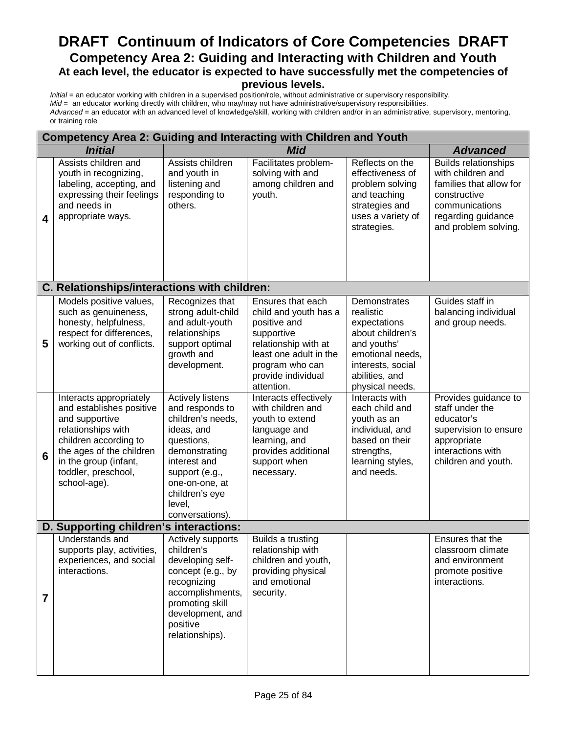# DRAFT Continuum of Indicators of Core Competencies DRAFT

## Competency Area 2: Guiding and Interacting with Children and Youth

### At each level, the educator is expected to have successfully met the competencies of previous levels.

*Initial* = an educator working with children in a supervised position/role, without administrative or supervisory responsibility.
*Mid* = an educator working directly with children, who may/may not have administrative/supervisory responsibilities.
*Advanced* = an educator with an advanced level of knowledge/skill, working with children and/or in an administrative, supervisory, mentoring, or training role

| Competency Area 2: Guiding and Interacting with Children and Youth | | | | | |
|---|---|---|---|---|---|
| | ***Initial*** | ***Mid*** | | | ***Advanced*** |
| **4** | Assists children and youth in recognizing, labeling, accepting, and expressing their feelings and needs in appropriate ways. | Assists children and youth in listening and responding to others. | Facilitates problem-solving with and among children and youth. | Reflects on the effectiveness of problem solving and teaching strategies and uses a variety of strategies. | Builds relationships with children and families that allow for constructive communications regarding guidance and problem solving. |
| **C. Relationships/interactions with children:** | | | | | |
| **5** | Models positive values, such as genuineness, honesty, helpfulness, respect for differences, working out of conflicts. | Recognizes that strong adult-child and adult-youth relationships support optimal growth and development. | Ensures that each child and youth has a positive and supportive relationship with at least one adult in the program who can provide individual attention. | Demonstrates realistic expectations about children's and youths' emotional needs, interests, social abilities, and physical needs. | Guides staff in balancing individual and group needs. |
| **6** | Interacts appropriately and establishes positive and supportive relationships with children according to the ages of the children in the group (infant, toddler, preschool, school-age). | Actively listens and responds to children's needs, ideas, and questions, demonstrating interest and support (e.g., one-on-one, at children's eye level, conversations). | Interacts effectively with children and youth to extend language and learning, and provides additional support when necessary. | Interacts with each child and youth as an individual, and based on their strengths, learning styles, and needs. | Provides guidance to staff under the educator's supervision to ensure appropriate interactions with children and youth. |
| **D. Supporting children's interactions:** | | | | | |
| **7** | Understands and supports play, activities, experiences, and social interactions. | Actively supports children's developing self-concept (e.g., by recognizing accomplishments, promoting skill development, and positive relationships). | Builds a trusting relationship with children and youth, providing physical and emotional security. | | Ensures that the classroom climate and environment promote positive interactions. |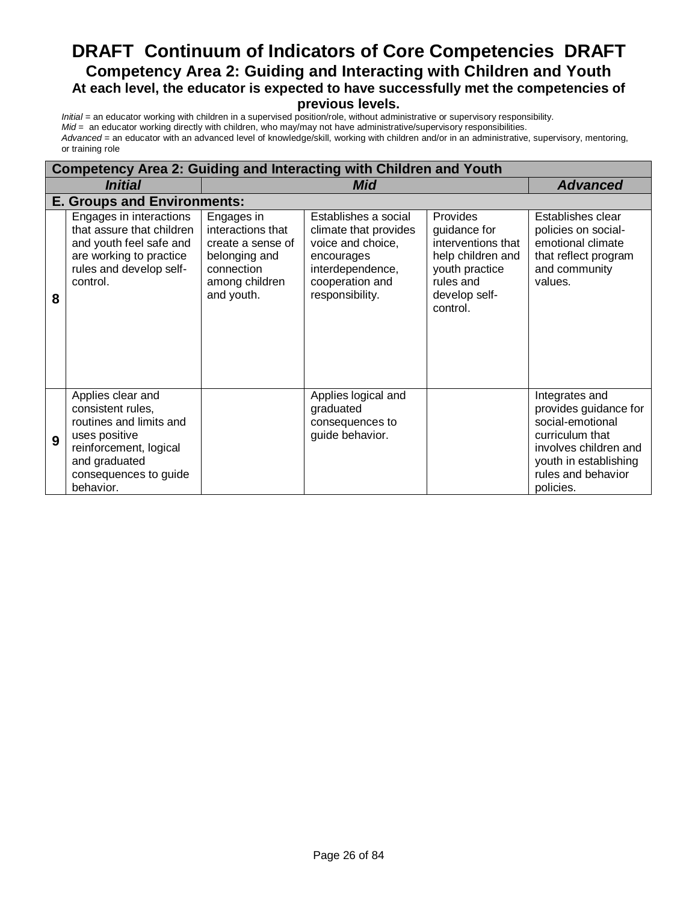# DRAFT Continuum of Indicators of Core Competencies DRAFT

## Competency Area 2: Guiding and Interacting with Children and Youth

### At each level, the educator is expected to have successfully met the competencies of previous levels.

*Initial* = an educator working with children in a supervised position/role, without administrative or supervisory responsibility.
*Mid* = an educator working directly with children, who may/may not have administrative/supervisory responsibilities.
*Advanced* = an educator with an advanced level of knowledge/skill, working with children and/or in an administrative, supervisory, mentoring, or training role

| **Competency Area 2: Guiding and Interacting with Children and Youth** | | | | | |
|---|---|---|---|---|---|
| | ***Initial*** | ***Mid*** | | | ***Advanced*** |
| **E. Groups and Environments:** | | | | | |
| **8** | Engages in interactions that assure that children and youth feel safe and are working to practice rules and develop self-control. | Engages in interactions that create a sense of belonging and connection among children and youth. | Establishes a social climate that provides voice and choice, encourages interdependence, cooperation and responsibility. | Provides guidance for interventions that help children and youth practice rules and develop self-control. | Establishes clear policies on social-emotional climate that reflect program and community values. |
| **9** | Applies clear and consistent rules, routines and limits and uses positive reinforcement, logical and graduated consequences to guide behavior. | | Applies logical and graduated consequences to guide behavior. | | Integrates and provides guidance for social-emotional curriculum that involves children and youth in establishing rules and behavior policies. |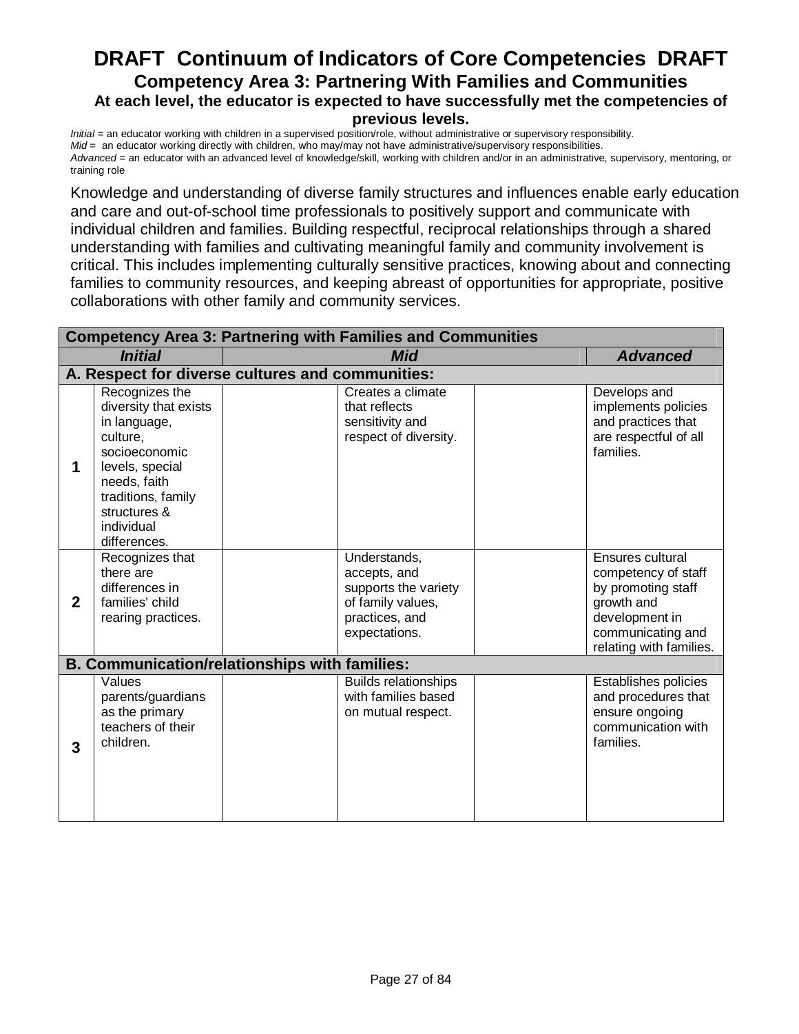# DRAFT Continuum of Indicators of Core Competencies DRAFT

## Competency Area 3: Partnering With Families and Communities

### At each level, the educator is expected to have successfully met the competencies of previous levels.

*Initial* = an educator working with children in a supervised position/role, without administrative or supervisory responsibility.
*Mid* = an educator working directly with children, who may/may not have administrative/supervisory responsibilities.
*Advanced* = an educator with an advanced level of knowledge/skill, working with children and/or in an administrative, supervisory, mentoring, or training role

Knowledge and understanding of diverse family structures and influences enable early education and care and out-of-school time professionals to positively support and communicate with individual children and families. Building respectful, reciprocal relationships through a shared understanding with families and cultivating meaningful family and community involvement is critical. This includes implementing culturally sensitive practices, knowing about and connecting families to community resources, and keeping abreast of opportunities for appropriate, positive collaborations with other family and community services.

| **Competency Area 3: Partnering with Families and Communities** | | | | | |
|---|---|---|---|---|---|
| | ***Initial*** | ***Mid*** | | | ***Advanced*** |
| **A. Respect for diverse cultures and communities:** | | | | | |
| **1** | Recognizes the diversity that exists in language, culture, socioeconomic levels, special needs, faith traditions, family structures & individual differences. | | Creates a climate that reflects sensitivity and respect of diversity. | | Develops and implements policies and practices that are respectful of all families. |
| **2** | Recognizes that there are differences in families' child rearing practices. | | Understands, accepts, and supports the variety of family values, practices, and expectations. | | Ensures cultural competency of staff by promoting staff growth and development in communicating and relating with families. |
| **B. Communication/relationships with families:** | | | | | |
| **3** | Values parents/guardians as the primary teachers of their children. | | Builds relationships with families based on mutual respect. | | Establishes policies and procedures that ensure ongoing communication with families. |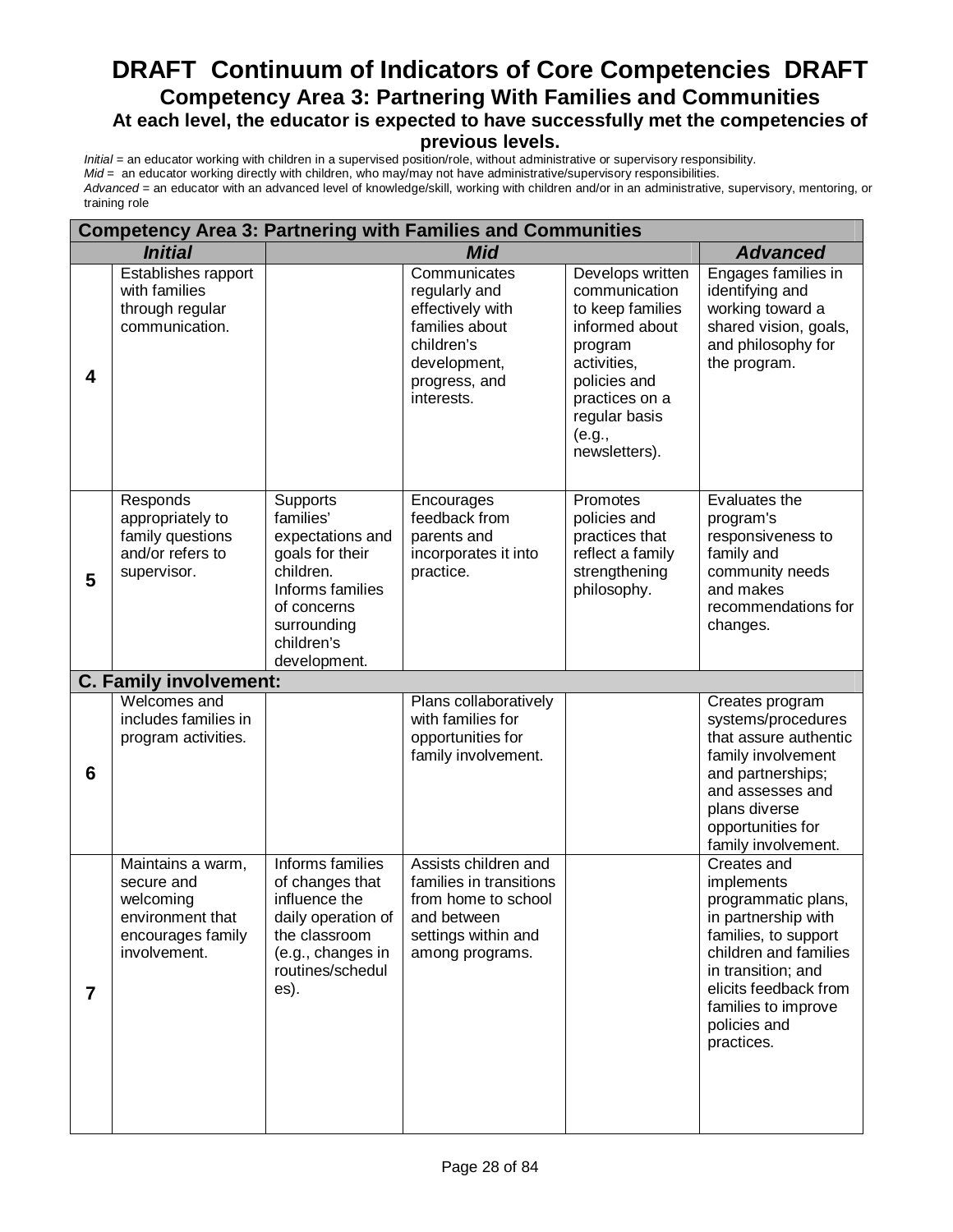# DRAFT Continuum of Indicators of Core Competencies DRAFT

## Competency Area 3: Partnering With Families and Communities

### At each level, the educator is expected to have successfully met the competencies of previous levels.

*Initial* = an educator working with children in a supervised position/role, without administrative or supervisory responsibility.
*Mid* = an educator working directly with children, who may/may not have administrative/supervisory responsibilities.
*Advanced* = an educator with an advanced level of knowledge/skill, working with children and/or in an administrative, supervisory, mentoring, or training role

| Competency Area 3: Partnering with Families and Communities | | | | | |
|---|---|---|---|---|---|
| | ***Initial*** | ***Mid*** | | | ***Advanced*** |
| **4** | Establishes rapport with families through regular communication. | | Communicates regularly and effectively with families about children's development, progress, and interests. | Develops written communication to keep families informed about program activities, policies and practices on a regular basis (e.g., newsletters). | Engages families in identifying and working toward a shared vision, goals, and philosophy for the program. |
| **5** | Responds appropriately to family questions and/or refers to supervisor. | Supports families' expectations and goals for their children. Informs families of concerns surrounding children's development. | Encourages feedback from parents and incorporates it into practice. | Promotes policies and practices that reflect a family strengthening philosophy. | Evaluates the program's responsiveness to family and community needs and makes recommendations for changes. |
| **C. Family involvement:** | | | | | |
| **6** | Welcomes and includes families in program activities. | | Plans collaboratively with families for opportunities for family involvement. | | Creates program systems/procedures that assure authentic family involvement and partnerships; and assesses and plans diverse opportunities for family involvement. |
| **7** | Maintains a warm, secure and welcoming environment that encourages family involvement. | Informs families of changes that influence the daily operation of the classroom (e.g., changes in routines/schedules). | Assists children and families in transitions from home to school and between settings within and among programs. | | Creates and implements programmatic plans, in partnership with families, to support children and families in transition; and elicits feedback from families to improve policies and practices. |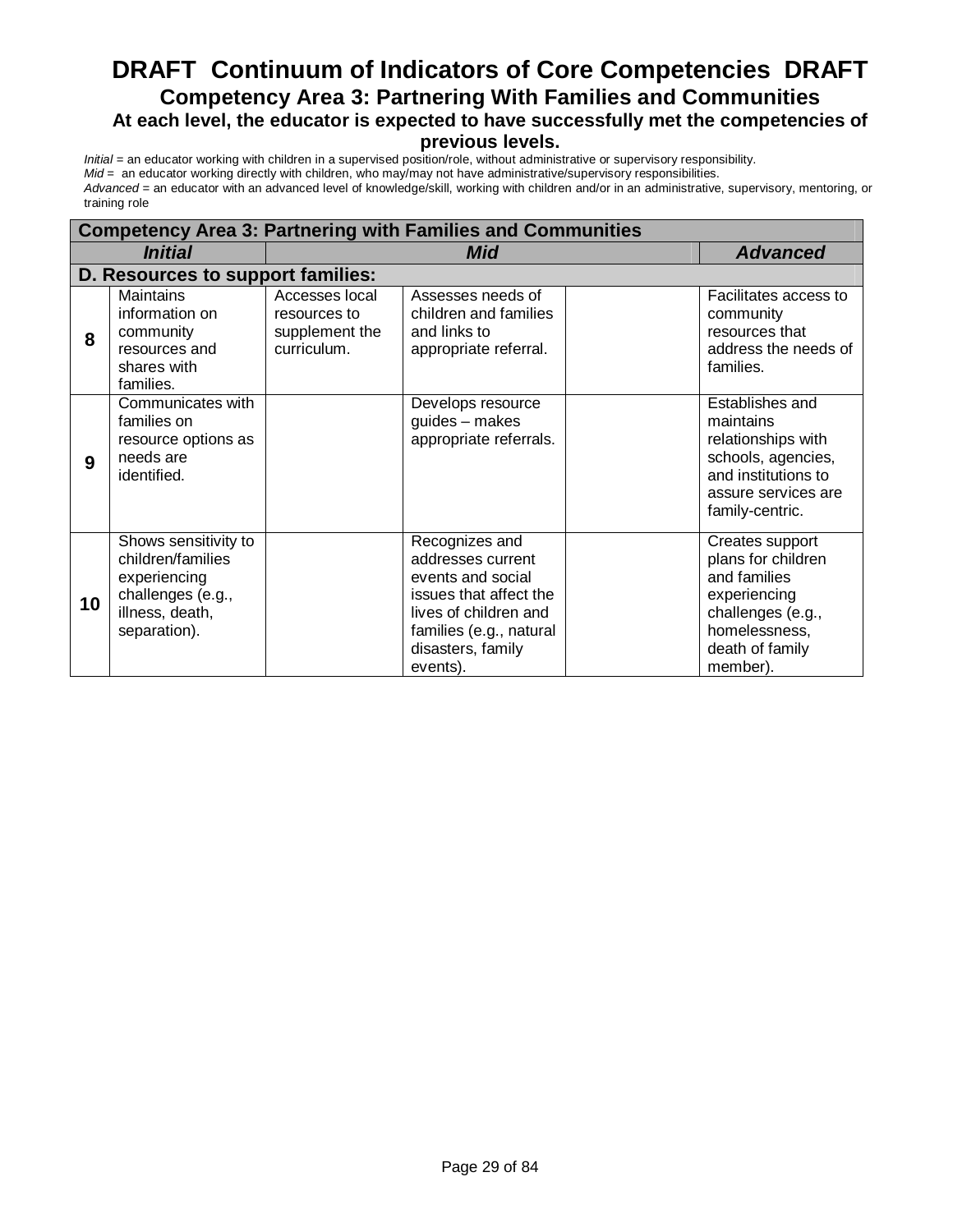# DRAFT Continuum of Indicators of Core Competencies DRAFT

## Competency Area 3: Partnering With Families and Communities

### At each level, the educator is expected to have successfully met the competencies of previous levels.

*Initial* = an educator working with children in a supervised position/role, without administrative or supervisory responsibility.
*Mid* = an educator working directly with children, who may/may not have administrative/supervisory responsibilities.
*Advanced* = an educator with an advanced level of knowledge/skill, working with children and/or in an administrative, supervisory, mentoring, or training role

| **Competency Area 3: Partnering with Families and Communities** | | | | | |
|---|---|---|---|---|---|
| | ***Initial*** | ***Mid*** | | | ***Advanced*** |
| **D. Resources to support families:** | | | | | |
| **8** | Maintains information on community resources and shares with families. | Accesses local resources to supplement the curriculum. | Assesses needs of children and families and links to appropriate referral. | | Facilitates access to community resources that address the needs of families. |
| **9** | Communicates with families on resource options as needs are identified. | | Develops resource guides – makes appropriate referrals. | | Establishes and maintains relationships with schools, agencies, and institutions to assure services are family-centric. |
| **10** | Shows sensitivity to children/families experiencing challenges (e.g., illness, death, separation). | | Recognizes and addresses current events and social issues that affect the lives of children and families (e.g., natural disasters, family events). | | Creates support plans for children and families experiencing challenges (e.g., homelessness, death of family member). |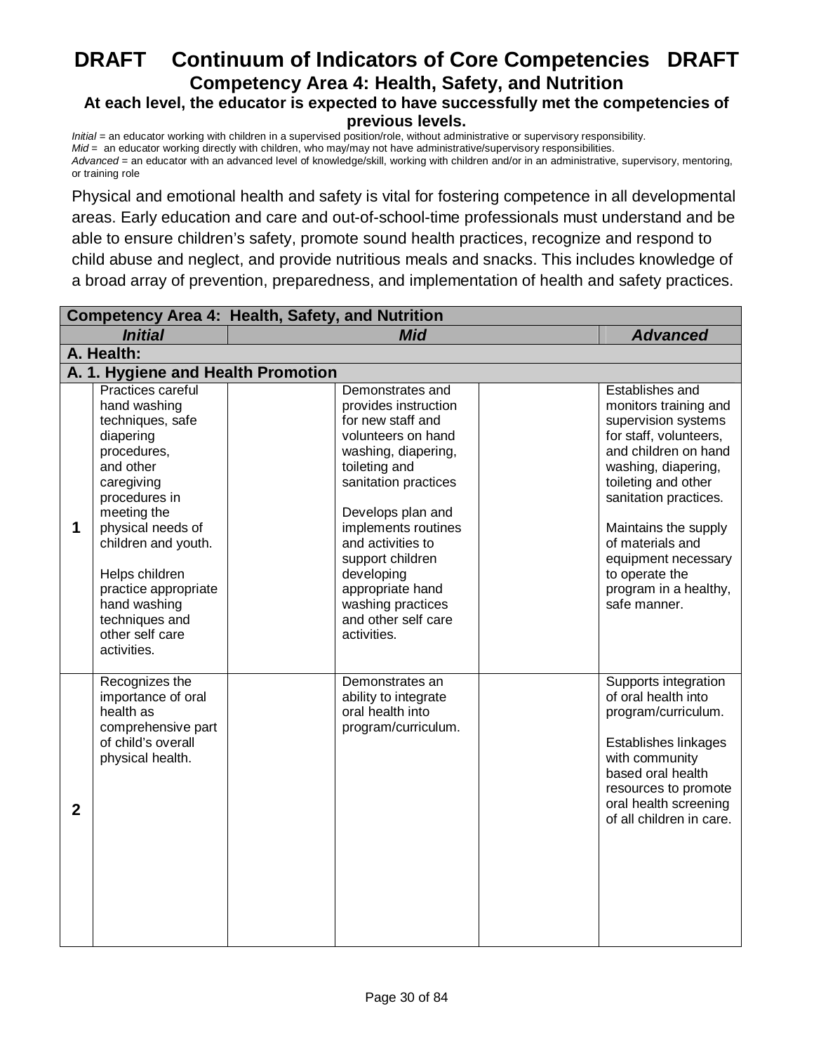# DRAFT Continuum of Indicators of Core Competencies DRAFT

## Competency Area 4: Health, Safety, and Nutrition

### At each level, the educator is expected to have successfully met the competencies of previous levels.

*Initial* = an educator working with children in a supervised position/role, without administrative or supervisory responsibility.
*Mid* = an educator working directly with children, who may/may not have administrative/supervisory responsibilities.
*Advanced* = an educator with an advanced level of knowledge/skill, working with children and/or in an administrative, supervisory, mentoring, or training role

Physical and emotional health and safety is vital for fostering competence in all developmental areas. Early education and care and out-of-school-time professionals must understand and be able to ensure children's safety, promote sound health practices, recognize and respond to child abuse and neglect, and provide nutritious meals and snacks. This includes knowledge of a broad array of prevention, preparedness, and implementation of health and safety practices.

| **Competency Area 4: Health, Safety, and Nutrition** | | | | | |
|---|---|---|---|---|---|
| | ***Initial*** | | ***Mid*** | | ***Advanced*** |
| **A. Health:** | | | | | |
| **A. 1. Hygiene and Health Promotion** | | | | | |
| **1** | Practices careful hand washing techniques, safe diapering procedures, and other caregiving procedures in meeting the physical needs of children and youth.<br><br>Helps children practice appropriate hand washing techniques and other self care activities. | | Demonstrates and provides instruction for new staff and volunteers on hand washing, diapering, toileting and sanitation practices<br><br>Develops plan and implements routines and activities to support children developing appropriate hand washing practices and other self care activities. | | Establishes and monitors training and supervision systems for staff, volunteers, and children on hand washing, diapering, toileting and other sanitation practices.<br><br>Maintains the supply of materials and equipment necessary to operate the program in a healthy, safe manner. |
| **2** | Recognizes the importance of oral health as comprehensive part of child's overall physical health. | | Demonstrates an ability to integrate oral health into program/curriculum. | | Supports integration of oral health into program/curriculum.<br><br>Establishes linkages with community based oral health resources to promote oral health screening of all children in care. |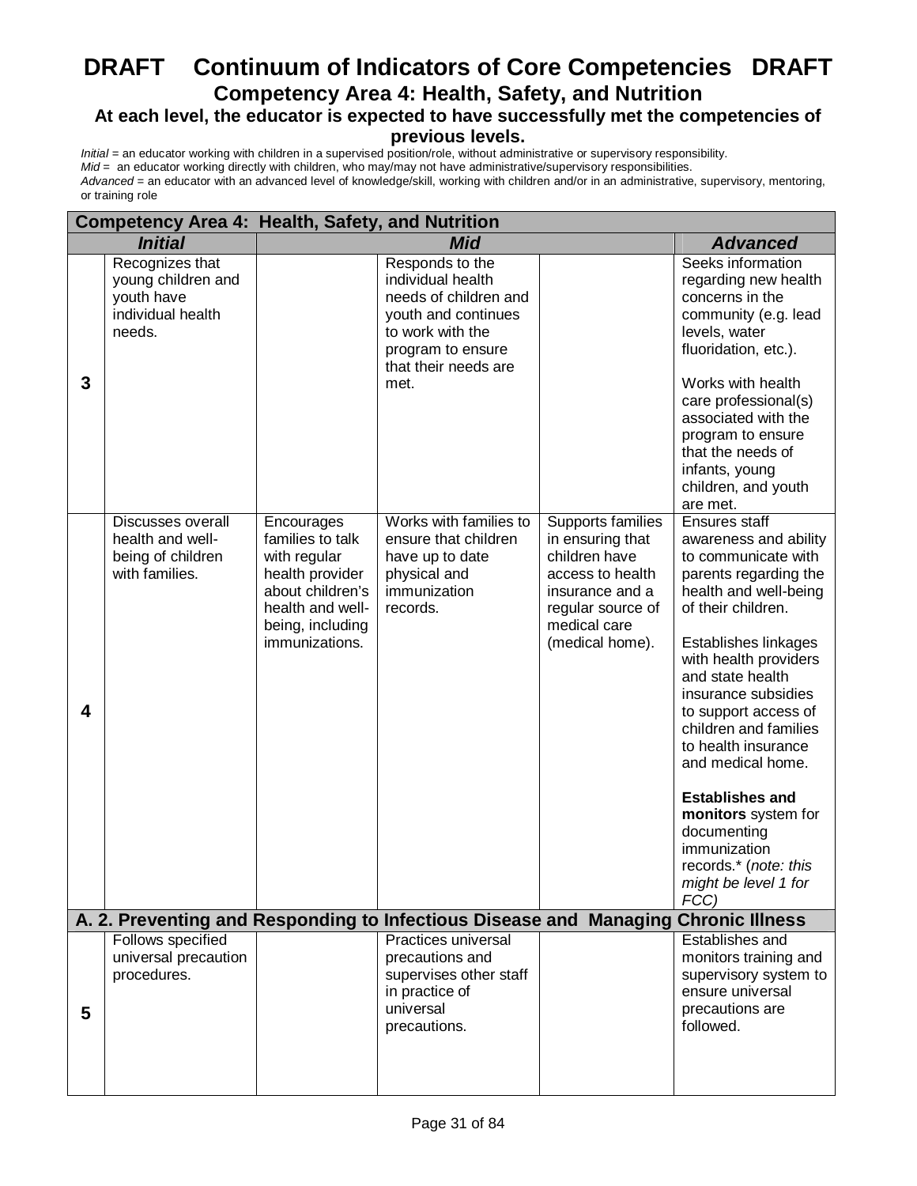# DRAFT Continuum of Indicators of Core Competencies DRAFT

## Competency Area 4: Health, Safety, and Nutrition

### At each level, the educator is expected to have successfully met the competencies of previous levels.

*Initial* = an educator working with children in a supervised position/role, without administrative or supervisory responsibility.
*Mid* = an educator working directly with children, who may/may not have administrative/supervisory responsibilities.
*Advanced* = an educator with an advanced level of knowledge/skill, working with children and/or in an administrative, supervisory, mentoring, or training role

| Competency Area 4: Health, Safety, and Nutrition | | | | | |
|---|---|---|---|---|---|
| ***Initial*** | | ***Mid*** | | | ***Advanced*** |
| **3** | Recognizes that young children and youth have individual health needs. | | Responds to the individual health needs of children and youth and continues to work with the program to ensure that their needs are met. | | Seeks information regarding new health concerns in the community (e.g. lead levels, water fluoridation, etc.).<br><br>Works with health care professional(s) associated with the program to ensure that the needs of infants, young children, and youth are met. |
| **4** | Discusses overall health and well-being of children with families. | Encourages families to talk with regular health provider about children's health and well-being, including immunizations. | Works with families to ensure that children have up to date physical and immunization records. | Supports families in ensuring that children have access to health insurance and a regular source of medical care (medical home). | Ensures staff awareness and ability to communicate with parents regarding the health and well-being of their children.<br><br>Establishes linkages with health providers and state health insurance subsidies to support access of children and families to health insurance and medical home.<br><br>**Establishes and monitors** system for documenting immunization records.* (*note: this might be level 1 for FCC)* |
| **A. 2. Preventing and Responding to Infectious Disease and Managing Chronic Illness** | | | | | |
| **5** | Follows specified universal precaution procedures. | | Practices universal precautions and supervises other staff in practice of universal precautions. | | Establishes and monitors training and supervisory system to ensure universal precautions are followed. |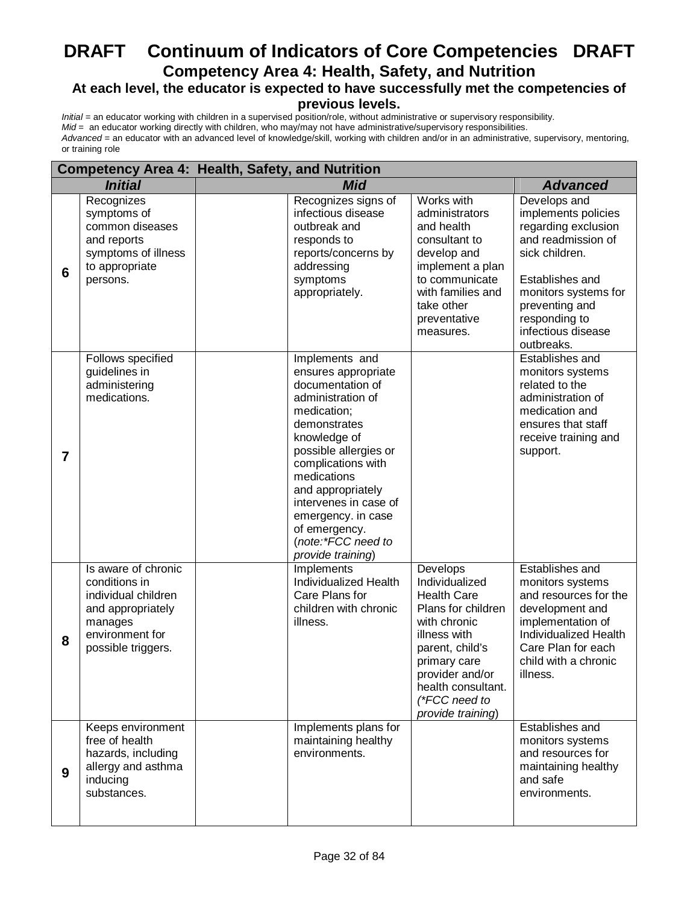# DRAFT Continuum of Indicators of Core Competencies DRAFT

## Competency Area 4: Health, Safety, and Nutrition

### At each level, the educator is expected to have successfully met the competencies of previous levels.

*Initial* = an educator working with children in a supervised position/role, without administrative or supervisory responsibility.
*Mid* = an educator working directly with children, who may/may not have administrative/supervisory responsibilities.
*Advanced* = an educator with an advanced level of knowledge/skill, working with children and/or in an administrative, supervisory, mentoring, or training role

| **Competency Area 4: Health, Safety, and Nutrition** | | | | | |
|---|---|---|---|---|---|
| | ***Initial*** | ***Mid*** | | | ***Advanced*** |
| **6** | Recognizes symptoms of common diseases and reports symptoms of illness to appropriate persons. | | Recognizes signs of infectious disease outbreak and responds to reports/concerns by addressing symptoms appropriately. | Works with administrators and health consultant to develop and implement a plan to communicate with families and take other preventative measures. | Develops and implements policies regarding exclusion and readmission of sick children.<br><br>Establishes and monitors systems for preventing and responding to infectious disease outbreaks. |
| **7** | Follows specified guidelines in administering medications. | | Implements and ensures appropriate documentation of administration of medication; demonstrates knowledge of possible allergies or complications with medications and appropriately intervenes in case of emergency. in case of emergency. (*note:\*FCC need to provide training*) | | Establishes and monitors systems related to the administration of medication and ensures that staff receive training and support. |
| **8** | Is aware of chronic conditions in individual children and appropriately manages environment for possible triggers. | | Implements Individualized Health Care Plans for children with chronic illness. | Develops Individualized Health Care Plans for children with chronic illness with parent, child's primary care provider and/or health consultant. (*\*FCC need to provide training*) | Establishes and monitors systems and resources for the development and implementation of Individualized Health Care Plan for each child with a chronic illness. |
| **9** | Keeps environment free of health hazards, including allergy and asthma inducing substances. | | Implements plans for maintaining healthy environments. | | Establishes and monitors systems and resources for maintaining healthy and safe environments. |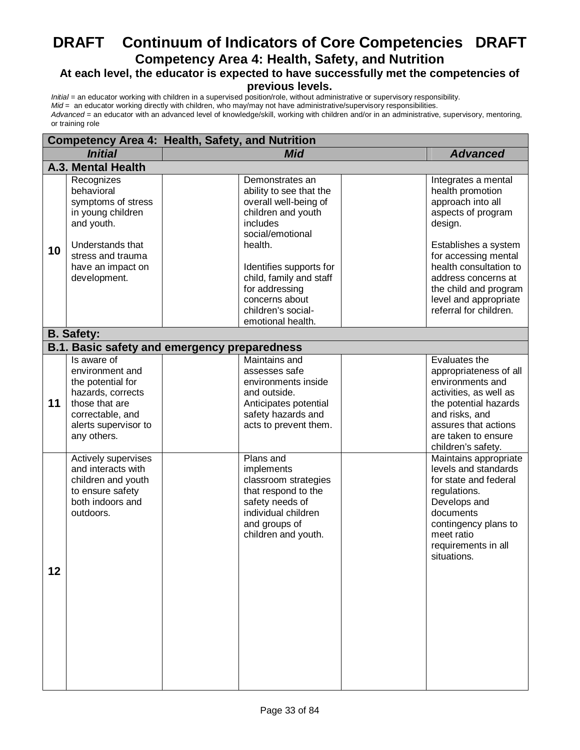# DRAFT Continuum of Indicators of Core Competencies DRAFT

## Competency Area 4: Health, Safety, and Nutrition

### At each level, the educator is expected to have successfully met the competencies of previous levels.

*Initial* = an educator working with children in a supervised position/role, without administrative or supervisory responsibility.
*Mid* = an educator working directly with children, who may/may not have administrative/supervisory responsibilities.
*Advanced* = an educator with an advanced level of knowledge/skill, working with children and/or in an administrative, supervisory, mentoring, or training role

| Competency Area 4: Health, Safety, and Nutrition | | | | | |
|---|---|---|---|---|---|
| ***Initial*** | | ***Mid*** | | | ***Advanced*** |
| **A.3. Mental Health** | | | | | |
| **10** | Recognizes behavioral symptoms of stress in young children and youth.<br><br>Understands that stress and trauma have an impact on development. | | Demonstrates an ability to see that the overall well-being of children and youth includes social/emotional health.<br><br>Identifies supports for child, family and staff for addressing concerns about children's social-emotional health. | | Integrates a mental health promotion approach into all aspects of program design.<br><br>Establishes a system for accessing mental health consultation to address concerns at the child and program level and appropriate referral for children. |
| **B. Safety:** | | | | | |
| **B.1. Basic safety and emergency preparedness** | | | | | |
| **11** | Is aware of environment and the potential for hazards, corrects those that are correctable, and alerts supervisor to any others. | | Maintains and assesses safe environments inside and outside. Anticipates potential safety hazards and acts to prevent them. | | Evaluates the appropriateness of all environments and activities, as well as the potential hazards and risks, and assures that actions are taken to ensure children's safety. |
| **12** | Actively supervises and interacts with children and youth to ensure safety both indoors and outdoors. | | Plans and implements classroom strategies that respond to the safety needs of individual children and groups of children and youth. | | Maintains appropriate levels and standards for state and federal regulations. Develops and documents contingency plans to meet ratio requirements in all situations. |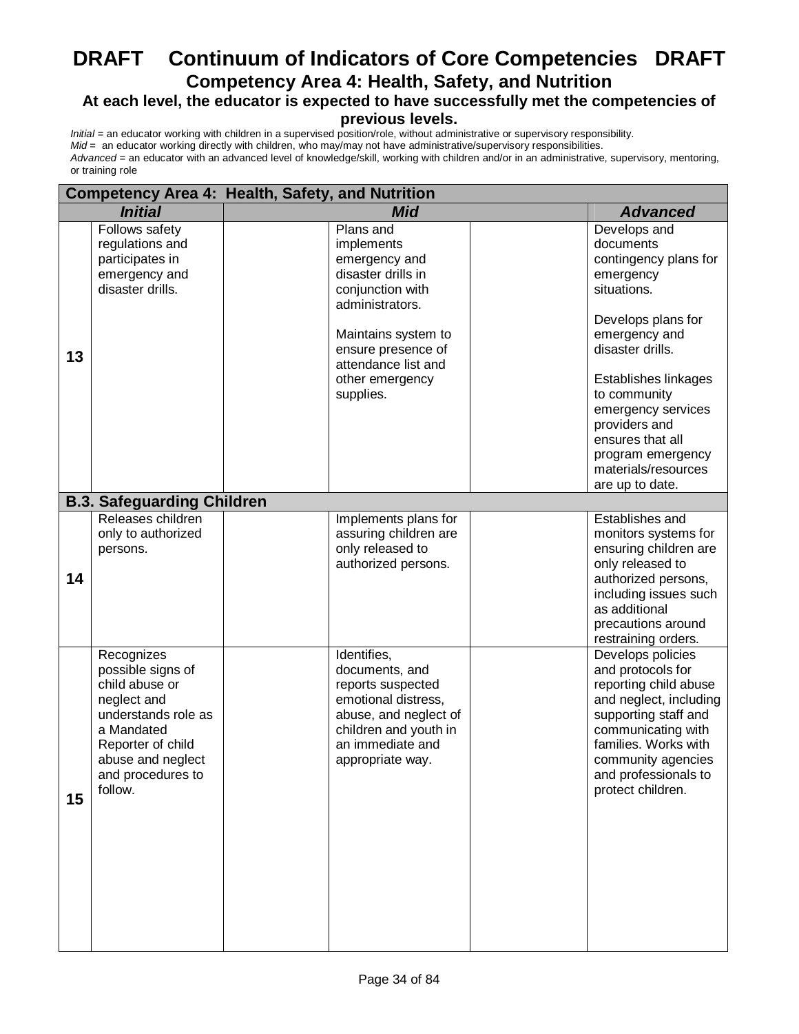# DRAFT Continuum of Indicators of Core Competencies DRAFT

## Competency Area 4: Health, Safety, and Nutrition

### At each level, the educator is expected to have successfully met the competencies of previous levels.

*Initial* = an educator working with children in a supervised position/role, without administrative or supervisory responsibility.
*Mid* = an educator working directly with children, who may/may not have administrative/supervisory responsibilities.
*Advanced* = an educator with an advanced level of knowledge/skill, working with children and/or in an administrative, supervisory, mentoring, or training role

| Competency Area 4: Health, Safety, and Nutrition | | | | | |
|---|---|---|---|---|---|
| | ***Initial*** | | ***Mid*** | | ***Advanced*** |
| **13** | Follows safety regulations and participates in emergency and disaster drills. | | Plans and implements emergency and disaster drills in conjunction with administrators.<br><br>Maintains system to ensure presence of attendance list and other emergency supplies. | | Develops and documents contingency plans for emergency situations.<br><br>Develops plans for emergency and disaster drills.<br><br>Establishes linkages to community emergency services providers and ensures that all program emergency materials/resources are up to date. |
| **B.3. Safeguarding Children** | | | | | |
| **14** | Releases children only to authorized persons. | | Implements plans for assuring children are only released to authorized persons. | | Establishes and monitors systems for ensuring children are only released to authorized persons, including issues such as additional precautions around restraining orders. |
| **15** | Recognizes possible signs of child abuse or neglect and understands role as a Mandated Reporter of child abuse and neglect and procedures to follow. | | Identifies, documents, and reports suspected emotional distress, abuse, and neglect of children and youth in an immediate and appropriate way. | | Develops policies and protocols for reporting child abuse and neglect, including supporting staff and communicating with families. Works with community agencies and professionals to protect children. |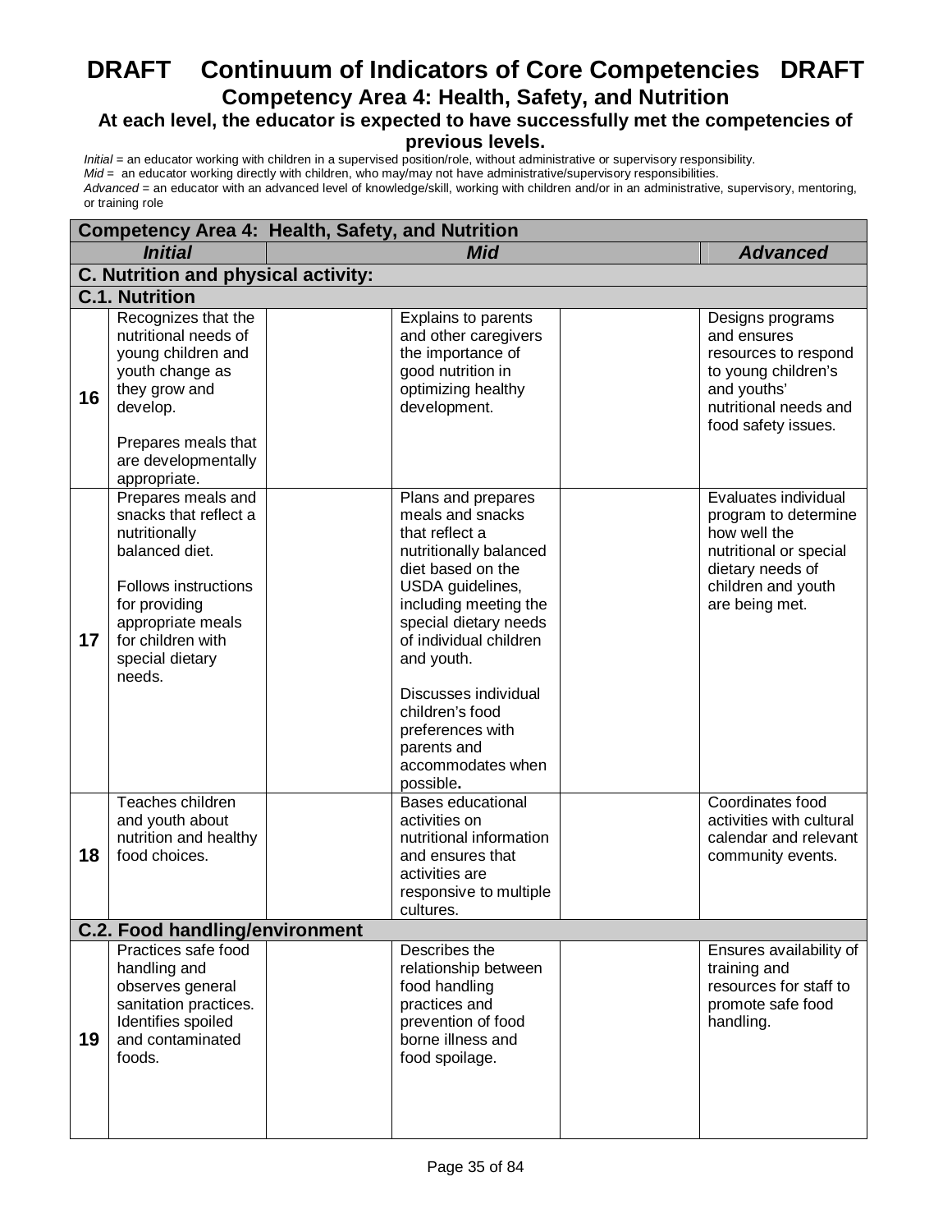# DRAFT Continuum of Indicators of Core Competencies DRAFT

## Competency Area 4: Health, Safety, and Nutrition

### At each level, the educator is expected to have successfully met the competencies of previous levels.

*Initial* = an educator working with children in a supervised position/role, without administrative or supervisory responsibility.
*Mid* = an educator working directly with children, who may/may not have administrative/supervisory responsibilities.
*Advanced* = an educator with an advanced level of knowledge/skill, working with children and/or in an administrative, supervisory, mentoring, or training role

| **Competency Area 4: Health, Safety, and Nutrition** | | | | | |
|---|---|---|---|---|---|
| | ***Initial*** | ***Mid*** | | | ***Advanced*** |
| **C. Nutrition and physical activity:** | | | | | |
| **C.1. Nutrition** | | | | | |
| **16** | Recognizes that the nutritional needs of young children and youth change as they grow and develop.<br><br>Prepares meals that are developmentally appropriate. | | Explains to parents and other caregivers the importance of good nutrition in optimizing healthy development. | | Designs programs and ensures resources to respond to young children's and youths' nutritional needs and food safety issues. |
| **17** | Prepares meals and snacks that reflect a nutritionally balanced diet.<br><br>Follows instructions for providing appropriate meals for children with special dietary needs. | | Plans and prepares meals and snacks that reflect a nutritionally balanced diet based on the USDA guidelines, including meeting the special dietary needs of individual children and youth.<br><br>Discusses individual children's food preferences with parents and accommodates when possible. | | Evaluates individual program to determine how well the nutritional or special dietary needs of children and youth are being met. |
| **18** | Teaches children and youth about nutrition and healthy food choices. | | Bases educational activities on nutritional information and ensures that activities are responsive to multiple cultures. | | Coordinates food activities with cultural calendar and relevant community events. |
| **C.2. Food handling/environment** | | | | | |
| **19** | Practices safe food handling and observes general sanitation practices. Identifies spoiled and contaminated foods. | | Describes the relationship between food handling practices and prevention of food borne illness and food spoilage. | | Ensures availability of training and resources for staff to promote safe food handling. |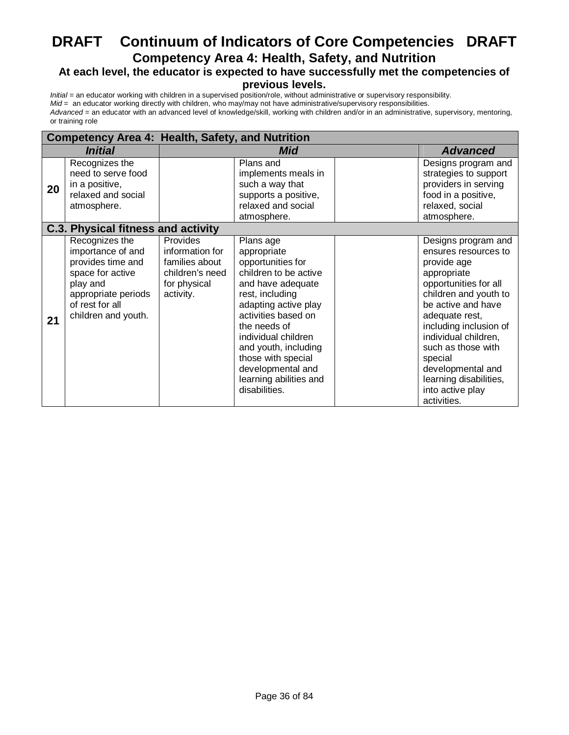# DRAFT Continuum of Indicators of Core Competencies DRAFT

## Competency Area 4: Health, Safety, and Nutrition

### At each level, the educator is expected to have successfully met the competencies of previous levels.

*Initial* = an educator working with children in a supervised position/role, without administrative or supervisory responsibility.
*Mid* = an educator working directly with children, who may/may not have administrative/supervisory responsibilities.
*Advanced* = an educator with an advanced level of knowledge/skill, working with children and/or in an administrative, supervisory, mentoring, or training role

| **Competency Area 4: Health, Safety, and Nutrition** | | | | | |
|---|---|---|---|---|---|
| ***Initial*** | | ***Mid*** | | | ***Advanced*** |
| **20** | Recognizes the need to serve food in a positive, relaxed and social atmosphere. | | Plans and implements meals in such a way that supports a positive, relaxed and social atmosphere. | | Designs program and strategies to support providers in serving food in a positive, relaxed, social atmosphere. |
| **C.3. Physical fitness and activity** | | | | | |
| **21** | Recognizes the importance of and provides time and space for active play and appropriate periods of rest for all children and youth. | Provides information for families about children's need for physical activity. | Plans age appropriate opportunities for children to be active and have adequate rest, including adapting active play activities based on the needs of individual children and youth, including those with special developmental and learning abilities and disabilities. | | Designs program and ensures resources to provide age appropriate opportunities for all children and youth to be active and have adequate rest, including inclusion of individual children, such as those with special developmental and learning disabilities, into active play activities. |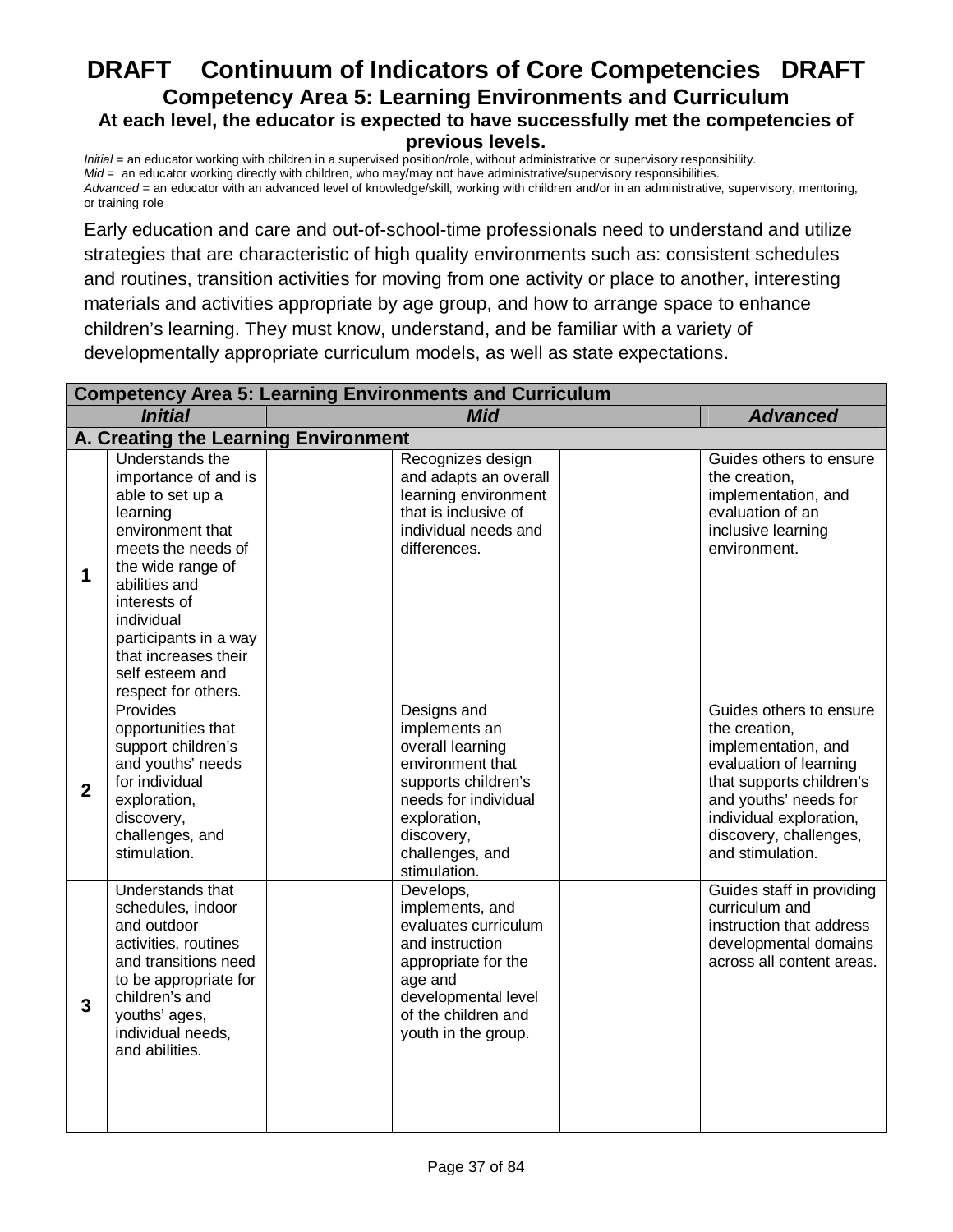# DRAFT Continuum of Indicators of Core Competencies DRAFT

## Competency Area 5: Learning Environments and Curriculum

### At each level, the educator is expected to have successfully met the competencies of previous levels.

*Initial* = an educator working with children in a supervised position/role, without administrative or supervisory responsibility.
*Mid* = an educator working directly with children, who may/may not have administrative/supervisory responsibilities.
*Advanced* = an educator with an advanced level of knowledge/skill, working with children and/or in an administrative, supervisory, mentoring, or training role

Early education and care and out-of-school-time professionals need to understand and utilize strategies that are characteristic of high quality environments such as: consistent schedules and routines, transition activities for moving from one activity or place to another, interesting materials and activities appropriate by age group, and how to arrange space to enhance children's learning. They must know, understand, and be familiar with a variety of developmentally appropriate curriculum models, as well as state expectations.

| **Competency Area 5: Learning Environments and Curriculum** | | | | | |
|---|---|---|---|---|---|
| | ***Initial*** | ***Mid*** | | | ***Advanced*** |
| **A. Creating the Learning Environment** | | | | | |
| **1** | Understands the importance of and is able to set up a learning environment that meets the needs of the wide range of abilities and interests of individual participants in a way that increases their self esteem and respect for others. | | Recognizes design and adapts an overall learning environment that is inclusive of individual needs and differences. | | Guides others to ensure the creation, implementation, and evaluation of an inclusive learning environment. |
| **2** | Provides opportunities that support children's and youths' needs for individual exploration, discovery, challenges, and stimulation. | | Designs and implements an overall learning environment that supports children's needs for individual exploration, discovery, challenges, and stimulation. | | Guides others to ensure the creation, implementation, and evaluation of learning that supports children's and youths' needs for individual exploration, discovery, challenges, and stimulation. |
| **3** | Understands that schedules, indoor and outdoor activities, routines and transitions need to be appropriate for children's and youths' ages, individual needs, and abilities. | | Develops, implements, and evaluates curriculum and instruction appropriate for the age and developmental level of the children and youth in the group. | | Guides staff in providing curriculum and instruction that address developmental domains across all content areas. |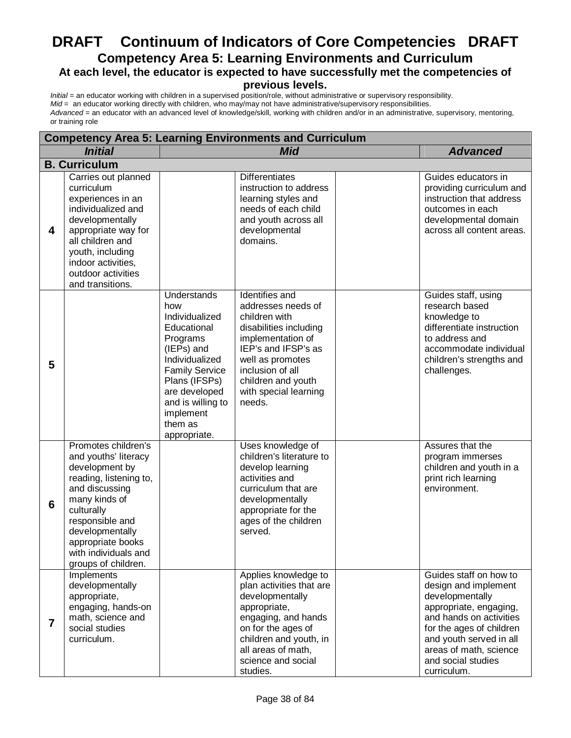# DRAFT Continuum of Indicators of Core Competencies DRAFT

## Competency Area 5: Learning Environments and Curriculum

### At each level, the educator is expected to have successfully met the competencies of previous levels.

*Initial* = an educator working with children in a supervised position/role, without administrative or supervisory responsibility.
*Mid* = an educator working directly with children, who may/may not have administrative/supervisory responsibilities.
*Advanced* = an educator with an advanced level of knowledge/skill, working with children and/or in an administrative, supervisory, mentoring, or training role

| Competency Area 5: Learning Environments and Curriculum | | | | | |
|---|---|---|---|---|---|
| | ***Initial*** | ***Mid*** | | | ***Advanced*** |
| **B. Curriculum** | | | | | |
| **4** | Carries out planned curriculum experiences in an individualized and developmentally appropriate way for all children and youth, including indoor activities, outdoor activities and transitions. | | Differentiates instruction to address learning styles and needs of each child and youth across all developmental domains. | | Guides educators in providing curriculum and instruction that address outcomes in each developmental domain across all content areas. |
| **5** | | Understands how Individualized Educational Programs (IEPs) and Individualized Family Service Plans (IFSPs) are developed and is willing to implement them as appropriate. | Identifies and addresses needs of children with disabilities including implementation of IEP's and IFSP's as well as promotes inclusion of all children and youth with special learning needs. | | Guides staff, using research based knowledge to differentiate instruction to address and accommodate individual children's strengths and challenges. |
| **6** | Promotes children's and youths' literacy development by reading, listening to, and discussing many kinds of culturally responsible and developmentally appropriate books with individuals and groups of children. | | Uses knowledge of children's literature to develop learning activities and curriculum that are developmentally appropriate for the ages of the children served. | | Assures that the program immerses children and youth in a print rich learning environment. |
| **7** | Implements developmentally appropriate, engaging, hands-on math, science and social studies curriculum. | | Applies knowledge to plan activities that are developmentally appropriate, engaging, and hands on for the ages of children and youth, in all areas of math, science and social studies. | | Guides staff on how to design and implement developmentally appropriate, engaging, and hands on activities for the ages of children and youth served in all areas of math, science and social studies curriculum. |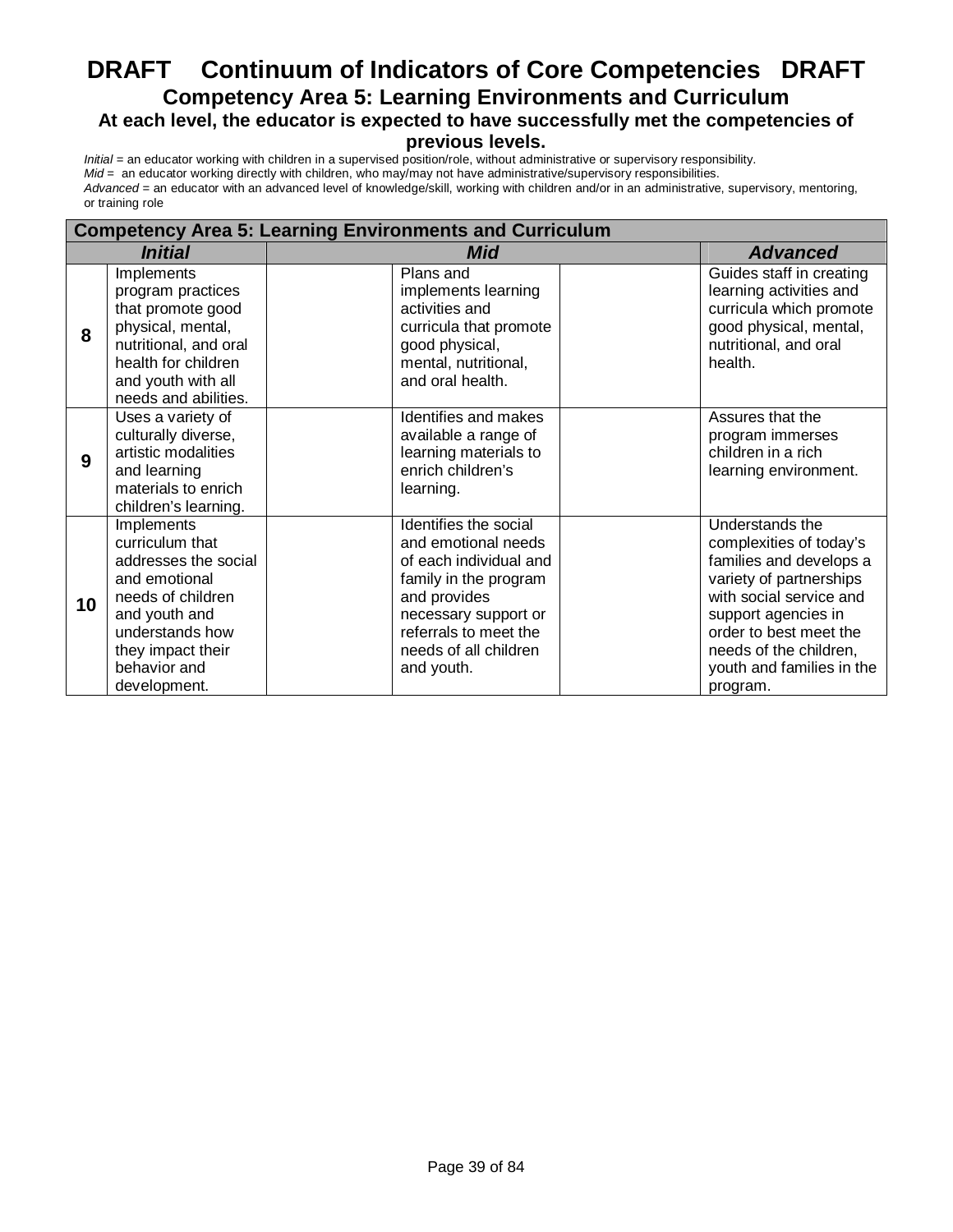# DRAFT Continuum of Indicators of Core Competencies DRAFT

## Competency Area 5: Learning Environments and Curriculum

### At each level, the educator is expected to have successfully met the competencies of previous levels.

*Initial* = an educator working with children in a supervised position/role, without administrative or supervisory responsibility.
*Mid* = an educator working directly with children, who may/may not have administrative/supervisory responsibilities.
*Advanced* = an educator with an advanced level of knowledge/skill, working with children and/or in an administrative, supervisory, mentoring, or training role

| **Competency Area 5: Learning Environments and Curriculum** | | | | | |
|---|---|---|---|---|---|
| ***Initial*** | | ***Mid*** | | | ***Advanced*** |
| **8** | Implements program practices that promote good physical, mental, nutritional, and oral health for children and youth with all needs and abilities. | | Plans and implements learning activities and curricula that promote good physical, mental, nutritional, and oral health. | | Guides staff in creating learning activities and curricula which promote good physical, mental, nutritional, and oral health. |
| **9** | Uses a variety of culturally diverse, artistic modalities and learning materials to enrich children's learning. | | Identifies and makes available a range of learning materials to enrich children's learning. | | Assures that the program immerses children in a rich learning environment. |
| **10** | Implements curriculum that addresses the social and emotional needs of children and youth and understands how they impact their behavior and development. | | Identifies the social and emotional needs of each individual and family in the program and provides necessary support or referrals to meet the needs of all children and youth. | | Understands the complexities of today's families and develops a variety of partnerships with social service and support agencies in order to best meet the needs of the children, youth and families in the program. |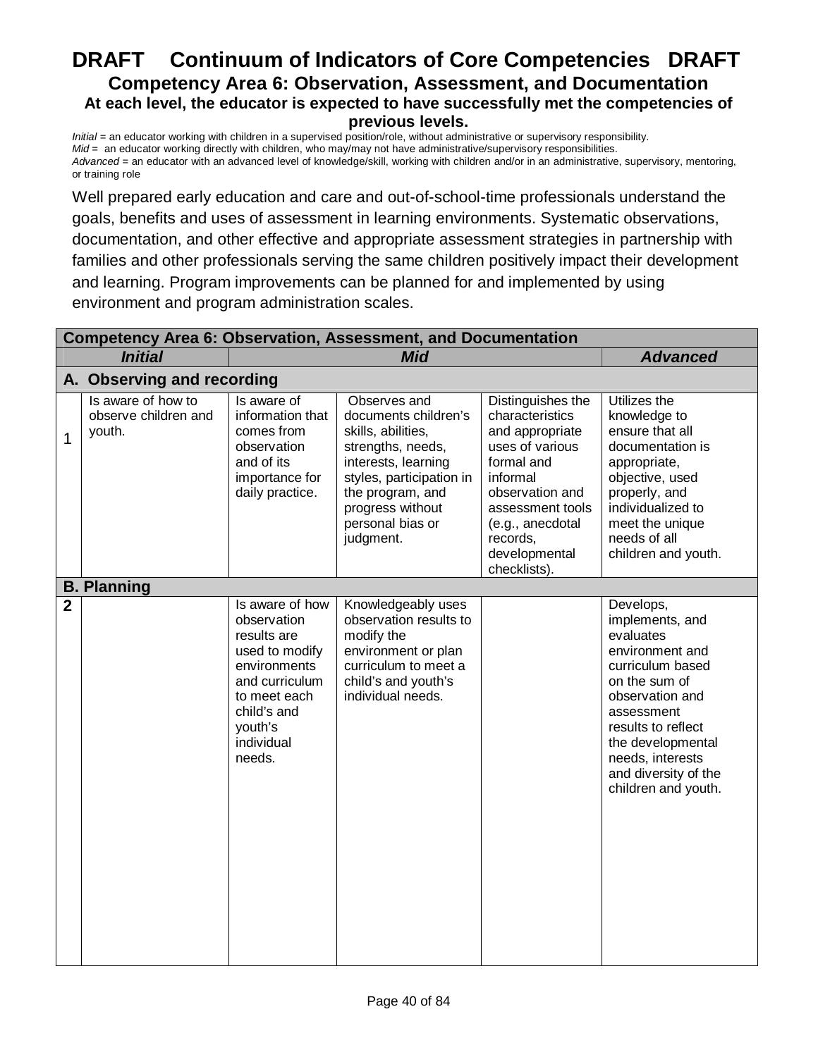# DRAFT Continuum of Indicators of Core Competencies DRAFT

## Competency Area 6: Observation, Assessment, and Documentation

**At each level, the educator is expected to have successfully met the competencies of previous levels.**

*Initial* = an educator working with children in a supervised position/role, without administrative or supervisory responsibility.
*Mid* = an educator working directly with children, who may/may not have administrative/supervisory responsibilities.
*Advanced* = an educator with an advanced level of knowledge/skill, working with children and/or in an administrative, supervisory, mentoring, or training role

Well prepared early education and care and out-of-school-time professionals understand the goals, benefits and uses of assessment in learning environments. Systematic observations, documentation, and other effective and appropriate assessment strategies in partnership with families and other professionals serving the same children positively impact their development and learning. Program improvements can be planned for and implemented by using environment and program administration scales.

| **Competency Area 6: Observation, Assessment, and Documentation** | | | | | |
|---|---|---|---|---|---|
| | ***Initial*** | ***Mid*** | | | ***Advanced*** |
| **A. Observing and recording** | | | | | |
| 1 | Is aware of how to observe children and youth. | Is aware of information that comes from observation and of its importance for daily practice. | Observes and documents children's skills, abilities, strengths, needs, interests, learning styles, participation in the program, and progress without personal bias or judgment. | Distinguishes the characteristics and appropriate uses of various formal and informal observation and assessment tools (e.g., anecdotal records, developmental checklists). | Utilizes the knowledge to ensure that all documentation is appropriate, objective, used properly, and individualized to meet the unique needs of all children and youth. |
| **B. Planning** | | | | | |
| **2** | | Is aware of how observation results are used to modify environments and curriculum to meet each child's and youth's individual needs. | Knowledgeably uses observation results to modify the environment or plan curriculum to meet a child's and youth's individual needs. | | Develops, implements, and evaluates environment and curriculum based on the sum of observation and assessment results to reflect the developmental needs, interests and diversity of the children and youth. |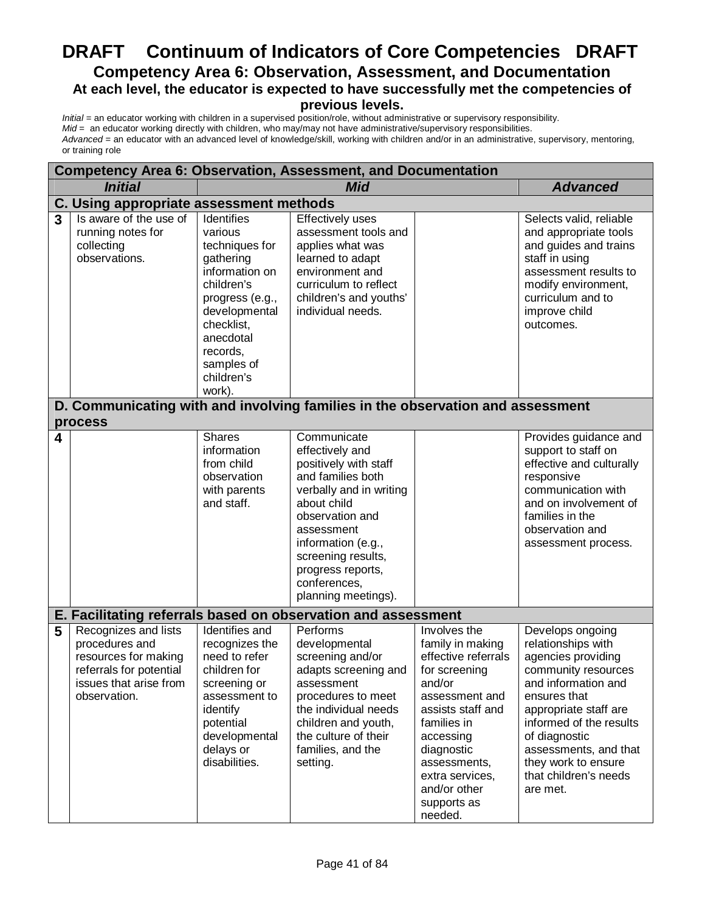# DRAFT Continuum of Indicators of Core Competencies DRAFT

## Competency Area 6: Observation, Assessment, and Documentation

### At each level, the educator is expected to have successfully met the competencies of previous levels.

*Initial* = an educator working with children in a supervised position/role, without administrative or supervisory responsibility.
*Mid* = an educator working directly with children, who may/may not have administrative/supervisory responsibilities.
*Advanced* = an educator with an advanced level of knowledge/skill, working with children and/or in an administrative, supervisory, mentoring, or training role

| **Competency Area 6: Observation, Assessment, and Documentation** | | | | | |
|---|---|---|---|---|---|
| | ***Initial*** | ***Mid*** | | | ***Advanced*** |
| **C. Using appropriate assessment methods** | | | | | |
| **3** | Is aware of the use of running notes for collecting observations. | Identifies various techniques for gathering information on children's progress (e.g., developmental checklist, anecdotal records, samples of children's work). | Effectively uses assessment tools and applies what was learned to adapt environment and curriculum to reflect children's and youths' individual needs. | | Selects valid, reliable and appropriate tools and guides and trains staff in using assessment results to modify environment, curriculum and to improve child outcomes. |
| **D. Communicating with and involving families in the observation and assessment process** | | | | | |
| **4** | | Shares information from child observation with parents and staff. | Communicate effectively and positively with staff and families both verbally and in writing about child observation and assessment information (e.g., screening results, progress reports, conferences, planning meetings). | | Provides guidance and support to staff on effective and culturally responsive communication with and on involvement of families in the observation and assessment process. |
| **E. Facilitating referrals based on observation and assessment** | | | | | |
| **5** | Recognizes and lists procedures and resources for making referrals for potential issues that arise from observation. | Identifies and recognizes the need to refer children for screening or assessment to identify potential developmental delays or disabilities. | Performs developmental screening and/or adapts screening and assessment procedures to meet the individual needs children and youth, the culture of their families, and the setting. | Involves the family in making effective referrals for screening and/or assessment and assists staff and families in accessing diagnostic assessments, extra services, and/or other supports as needed. | Develops ongoing relationships with agencies providing community resources and information and ensures that appropriate staff are informed of the results of diagnostic assessments, and that they work to ensure that children's needs are met. |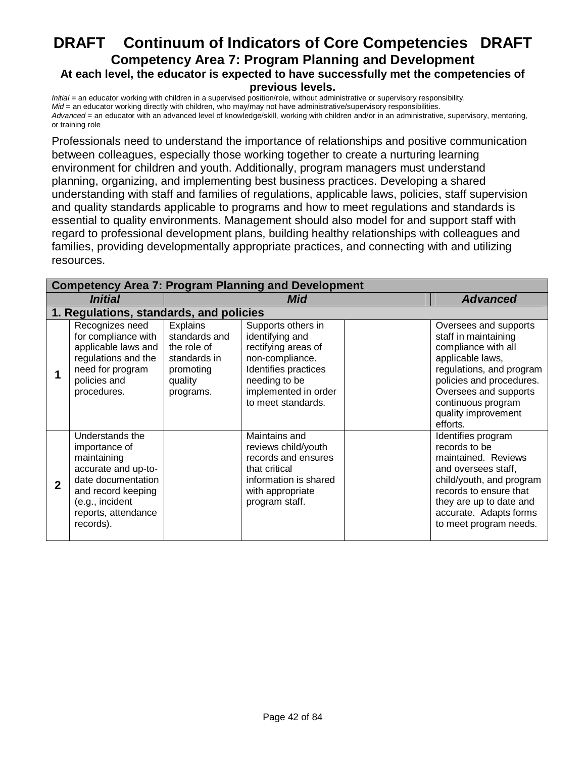# DRAFT Continuum of Indicators of Core Competencies DRAFT

## Competency Area 7: Program Planning and Development

**At each level, the educator is expected to have successfully met the competencies of previous levels.**

*Initial* = an educator working with children in a supervised position/role, without administrative or supervisory responsibility.
*Mid* = an educator working directly with children, who may/may not have administrative/supervisory responsibilities.
*Advanced* = an educator with an advanced level of knowledge/skill, working with children and/or in an administrative, supervisory, mentoring, or training role

Professionals need to understand the importance of relationships and positive communication between colleagues, especially those working together to create a nurturing learning environment for children and youth. Additionally, program managers must understand planning, organizing, and implementing best business practices. Developing a shared understanding with staff and families of regulations, applicable laws, policies, staff supervision and quality standards applicable to programs and how to meet regulations and standards is essential to quality environments. Management should also model for and support staff with regard to professional development plans, building healthy relationships with colleagues and families, providing developmentally appropriate practices, and connecting with and utilizing resources.

| **Competency Area 7: Program Planning and Development** | | | | | |
|---|---|---|---|---|---|
| | ***Initial*** | ***Mid*** | | | ***Advanced*** |
| **1. Regulations, standards, and policies** | | | | | |
| **1** | Recognizes need for compliance with applicable laws and regulations and the need for program policies and procedures. | Explains standards and the role of standards in promoting quality programs. | Supports others in identifying and rectifying areas of non-compliance. Identifies practices needing to be implemented in order to meet standards. | | Oversees and supports staff in maintaining compliance with all applicable laws, regulations, and program policies and procedures. Oversees and supports continuous program quality improvement efforts. |
| **2** | Understands the importance of maintaining accurate and up-to-date documentation and record keeping (e.g., incident reports, attendance records). | | Maintains and reviews child/youth records and ensures that critical information is shared with appropriate program staff. | | Identifies program records to be maintained. Reviews and oversees staff, child/youth, and program records to ensure that they are up to date and accurate. Adapts forms to meet program needs. |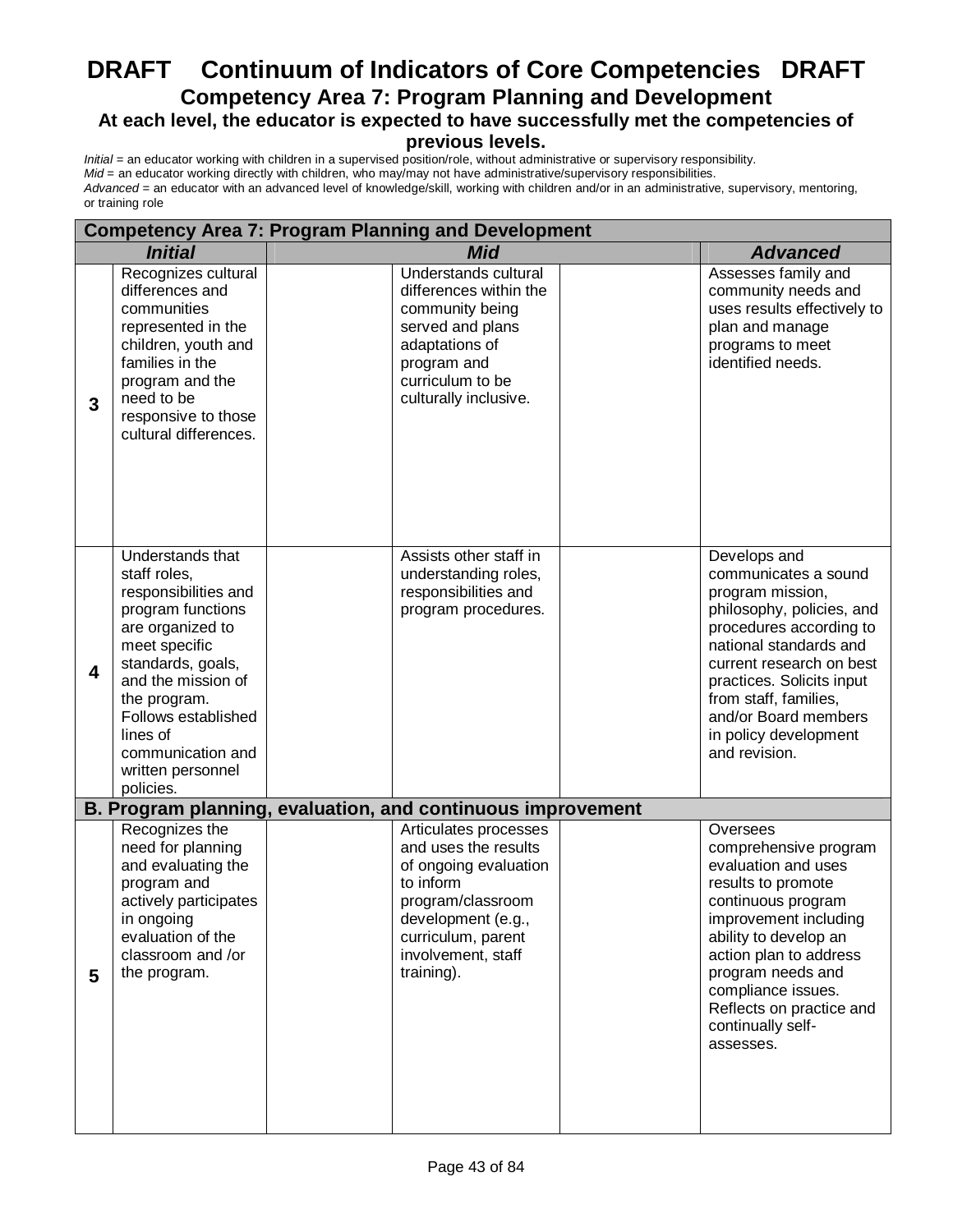# DRAFT Continuum of Indicators of Core Competencies DRAFT

## Competency Area 7: Program Planning and Development

### At each level, the educator is expected to have successfully met the competencies of previous levels.

*Initial* = an educator working with children in a supervised position/role, without administrative or supervisory responsibility.
*Mid* = an educator working directly with children, who may/may not have administrative/supervisory responsibilities.
*Advanced* = an educator with an advanced level of knowledge/skill, working with children and/or in an administrative, supervisory, mentoring, or training role

| Competency Area 7: Program Planning and Development | | | | | |
|---|---|---|---|---|---|
| | ***Initial*** | | ***Mid*** | | ***Advanced*** |
| **3** | Recognizes cultural differences and communities represented in the children, youth and families in the program and the need to be responsive to those cultural differences. | | Understands cultural differences within the community being served and plans adaptations of program and curriculum to be culturally inclusive. | | Assesses family and community needs and uses results effectively to plan and manage programs to meet identified needs. |
| **4** | Understands that staff roles, responsibilities and program functions are organized to meet specific standards, goals, and the mission of the program. Follows established lines of communication and written personnel policies. | | Assists other staff in understanding roles, responsibilities and program procedures. | | Develops and communicates a sound program mission, philosophy, policies, and procedures according to national standards and current research on best practices. Solicits input from staff, families, and/or Board members in policy development and revision. |
| **B. Program planning, evaluation, and continuous improvement** | | | | | |
| **5** | Recognizes the need for planning and evaluating the program and actively participates in ongoing evaluation of the classroom and /or the program. | | Articulates processes and uses the results of ongoing evaluation to inform program/classroom development (e.g., curriculum, parent involvement, staff training). | | Oversees comprehensive program evaluation and uses results to promote continuous program improvement including ability to develop an action plan to address program needs and compliance issues. Reflects on practice and continually self-assesses. |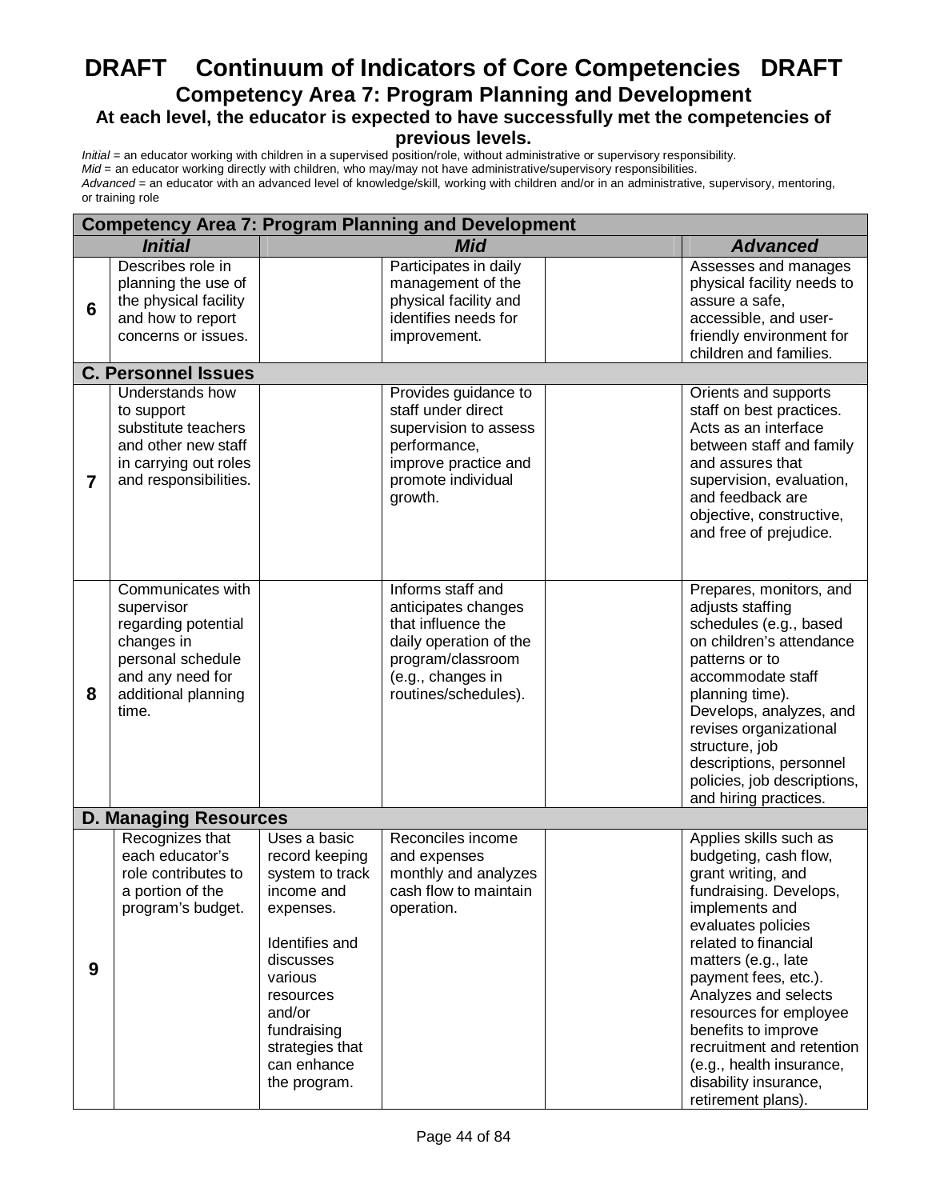# DRAFT Continuum of Indicators of Core Competencies DRAFT

## Competency Area 7: Program Planning and Development

### At each level, the educator is expected to have successfully met the competencies of previous levels.

*Initial* = an educator working with children in a supervised position/role, without administrative or supervisory responsibility.
*Mid* = an educator working directly with children, who may/may not have administrative/supervisory responsibilities.
*Advanced* = an educator with an advanced level of knowledge/skill, working with children and/or in an administrative, supervisory, mentoring, or training role

| Competency Area 7: Program Planning and Development | | | | | |
|---|---|---|---|---|---|
| | ***Initial*** | | ***Mid*** | | ***Advanced*** |
| **6** | Describes role in planning the use of the physical facility and how to report concerns or issues. | | Participates in daily management of the physical facility and identifies needs for improvement. | | Assesses and manages physical facility needs to assure a safe, accessible, and user-friendly environment for children and families. |
| **C. Personnel Issues** | | | | | |
| **7** | Understands how to support substitute teachers and other new staff in carrying out roles and responsibilities. | | Provides guidance to staff under direct supervision to assess performance, improve practice and promote individual growth. | | Orients and supports staff on best practices. Acts as an interface between staff and family and assures that supervision, evaluation, and feedback are objective, constructive, and free of prejudice. |
| **8** | Communicates with supervisor regarding potential changes in personal schedule and any need for additional planning time. | | Informs staff and anticipates changes that influence the daily operation of the program/classroom (e.g., changes in routines/schedules). | | Prepares, monitors, and adjusts staffing schedules (e.g., based on children's attendance patterns or to accommodate staff planning time). Develops, analyzes, and revises organizational structure, job descriptions, personnel policies, job descriptions, and hiring practices. |
| **D. Managing Resources** | | | | | |
| **9** | Recognizes that each educator's role contributes to a portion of the program's budget. | Uses a basic record keeping system to track income and expenses.<br><br>Identifies and discusses various resources and/or fundraising strategies that can enhance the program. | Reconciles income and expenses monthly and analyzes cash flow to maintain operation. | | Applies skills such as budgeting, cash flow, grant writing, and fundraising. Develops, implements and evaluates policies related to financial matters (e.g., late payment fees, etc.). Analyzes and selects resources for employee benefits to improve recruitment and retention (e.g., health insurance, disability insurance, retirement plans). |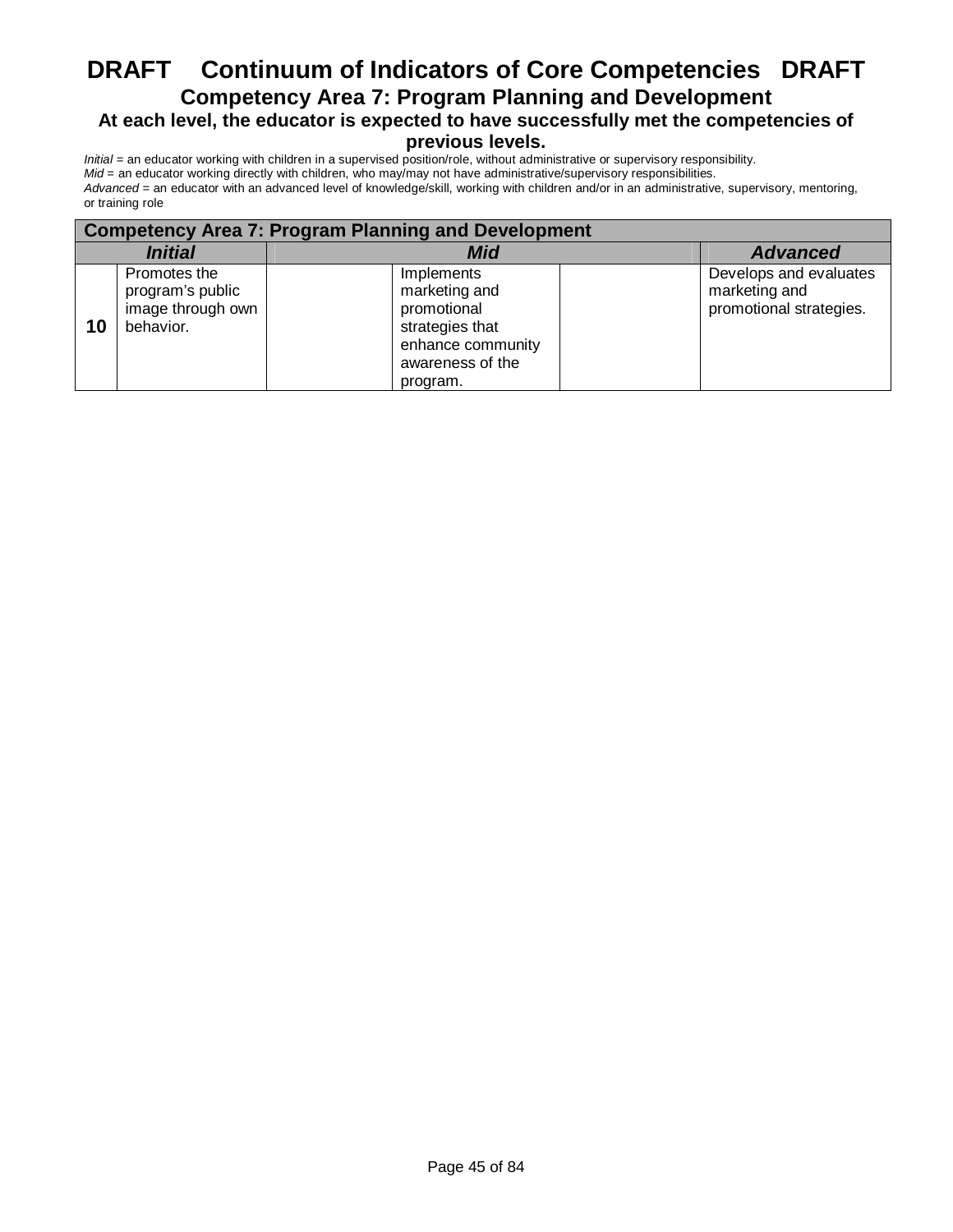# DRAFT Continuum of Indicators of Core Competencies DRAFT

## Competency Area 7: Program Planning and Development

### At each level, the educator is expected to have successfully met the competencies of previous levels.

*Initial* = an educator working with children in a supervised position/role, without administrative or supervisory responsibility.
*Mid* = an educator working directly with children, who may/may not have administrative/supervisory responsibilities.
*Advanced* = an educator with an advanced level of knowledge/skill, working with children and/or in an administrative, supervisory, mentoring, or training role

| Competency Area 7: Program Planning and Development | | | | | | |
|---|---|---|---|---|---|---|
| ***Initial*** | | ***Mid*** | | | | ***Advanced*** |
| **10** | Promotes the program's public image through own behavior. | | Implements marketing and promotional strategies that enhance community awareness of the program. | | | Develops and evaluates marketing and promotional strategies. |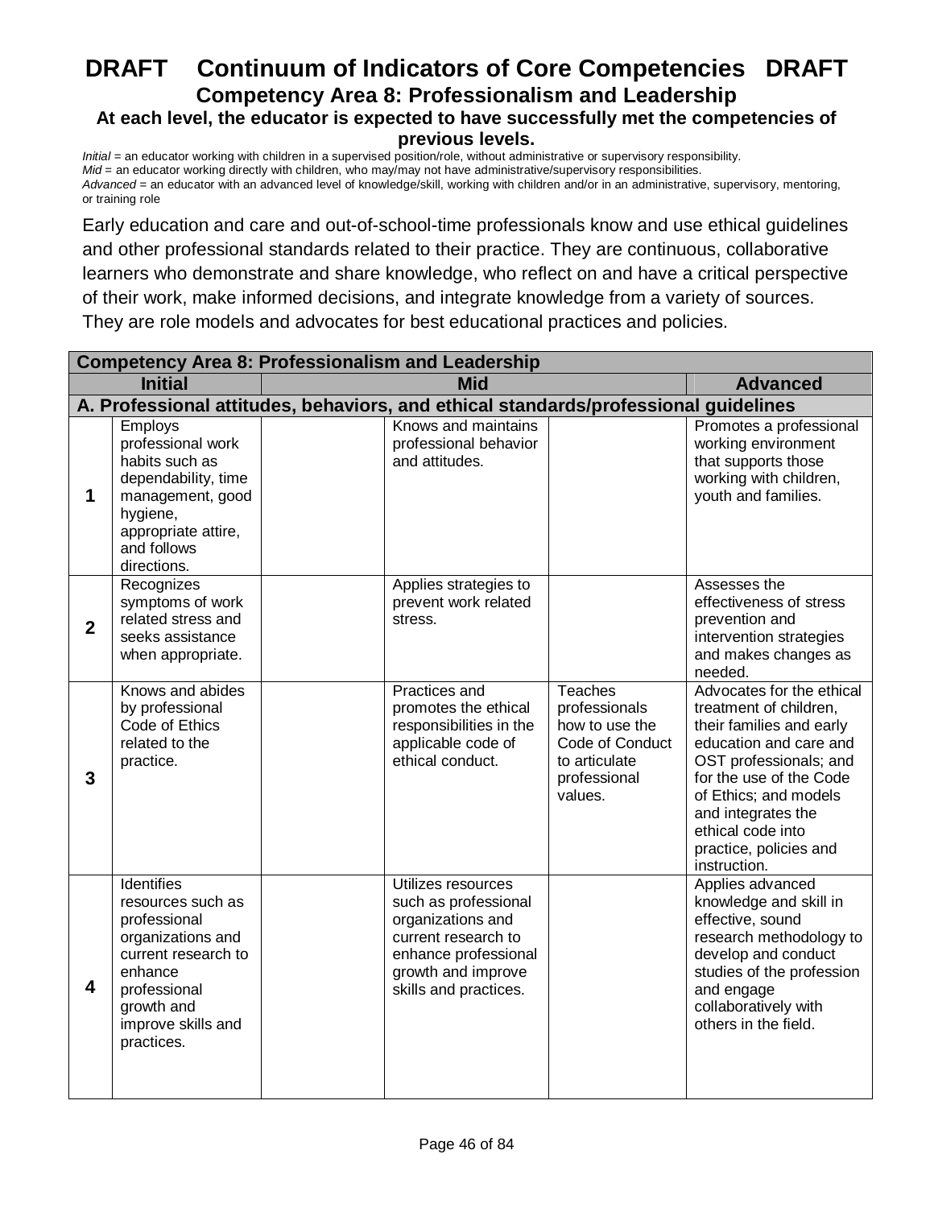# DRAFT Continuum of Indicators of Core Competencies DRAFT

## Competency Area 8: Professionalism and Leadership

### At each level, the educator is expected to have successfully met the competencies of previous levels.

*Initial* = an educator working with children in a supervised position/role, without administrative or supervisory responsibility.
*Mid* = an educator working directly with children, who may/may not have administrative/supervisory responsibilities.
*Advanced* = an educator with an advanced level of knowledge/skill, working with children and/or in an administrative, supervisory, mentoring, or training role

Early education and care and out-of-school-time professionals know and use ethical guidelines and other professional standards related to their practice. They are continuous, collaborative learners who demonstrate and share knowledge, who reflect on and have a critical perspective of their work, make informed decisions, and integrate knowledge from a variety of sources. They are role models and advocates for best educational practices and policies.

| Competency Area 8: Professionalism and Leadership | | | | | |
|---|---|---|---|---|---|
| | Initial | | Mid | | Advanced |
| **A. Professional attitudes, behaviors, and ethical standards/professional guidelines** | | | | | |
| **1** | Employs professional work habits such as dependability, time management, good hygiene, appropriate attire, and follows directions. | | Knows and maintains professional behavior and attitudes. | | Promotes a professional working environment that supports those working with children, youth and families. |
| **2** | Recognizes symptoms of work related stress and seeks assistance when appropriate. | | Applies strategies to prevent work related stress. | | Assesses the effectiveness of stress prevention and intervention strategies and makes changes as needed. |
| **3** | Knows and abides by professional Code of Ethics related to the practice. | | Practices and promotes the ethical responsibilities in the applicable code of ethical conduct. | Teaches professionals how to use the Code of Conduct to articulate professional values. | Advocates for the ethical treatment of children, their families and early education and care and OST professionals; and for the use of the Code of Ethics; and models and integrates the ethical code into practice, policies and instruction. |
| **4** | Identifies resources such as professional organizations and current research to enhance professional growth and improve skills and practices. | | Utilizes resources such as professional organizations and current research to enhance professional growth and improve skills and practices. | | Applies advanced knowledge and skill in effective, sound research methodology to develop and conduct studies of the profession and engage collaboratively with others in the field. |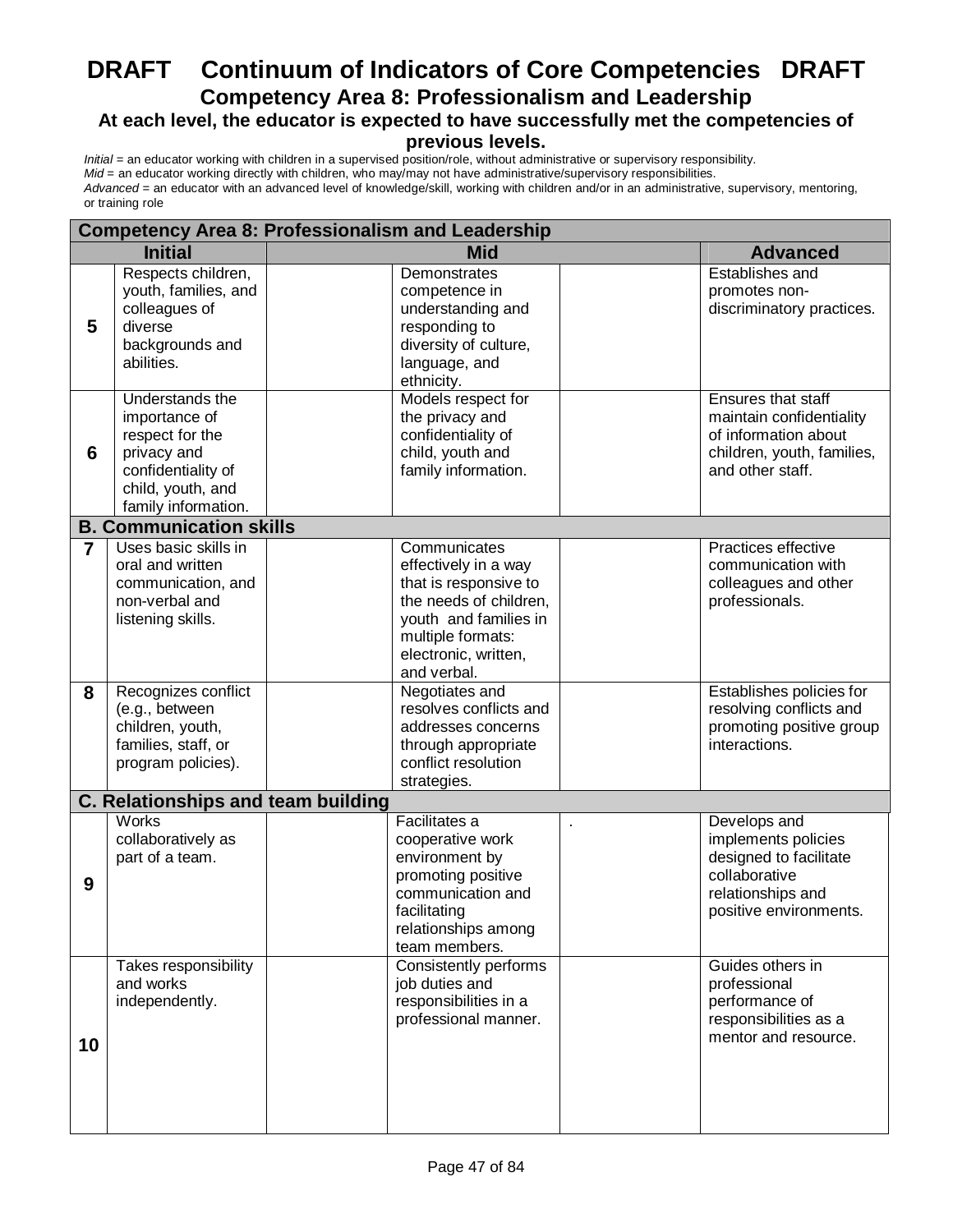# DRAFT Continuum of Indicators of Core Competencies DRAFT

## Competency Area 8: Professionalism and Leadership

### At each level, the educator is expected to have successfully met the competencies of previous levels.

*Initial* = an educator working with children in a supervised position/role, without administrative or supervisory responsibility.
*Mid* = an educator working directly with children, who may/may not have administrative/supervisory responsibilities.
*Advanced* = an educator with an advanced level of knowledge/skill, working with children and/or in an administrative, supervisory, mentoring, or training role

| Competency Area 8: Professionalism and Leadership | | | | | |
|---|---|---|---|---|---|
| | **Initial** | | **Mid** | | **Advanced** |
| **5** | Respects children, youth, families, and colleagues of diverse backgrounds and abilities. | | Demonstrates competence in understanding and responding to diversity of culture, language, and ethnicity. | | Establishes and promotes non-discriminatory practices. |
| **6** | Understands the importance of respect for the privacy and confidentiality of child, youth, and family information. | | Models respect for the privacy and confidentiality of child, youth and family information. | | Ensures that staff maintain confidentiality of information about children, youth, families, and other staff. |
| **B. Communication skills** | | | | | |
| **7** | Uses basic skills in oral and written communication, and non-verbal and listening skills. | | Communicates effectively in a way that is responsive to the needs of children, youth and families in multiple formats: electronic, written, and verbal. | | Practices effective communication with colleagues and other professionals. |
| **8** | Recognizes conflict (e.g., between children, youth, families, staff, or program policies). | | Negotiates and resolves conflicts and addresses concerns through appropriate conflict resolution strategies. | | Establishes policies for resolving conflicts and promoting positive group interactions. |
| **C. Relationships and team building** | | | | | |
| **9** | Works collaboratively as part of a team. | | Facilitates a cooperative work environment by promoting positive communication and facilitating relationships among team members. | . | Develops and implements policies designed to facilitate collaborative relationships and positive environments. |
| **10** | Takes responsibility and works independently. | | Consistently performs job duties and responsibilities in a professional manner. | | Guides others in professional performance of responsibilities as a mentor and resource. |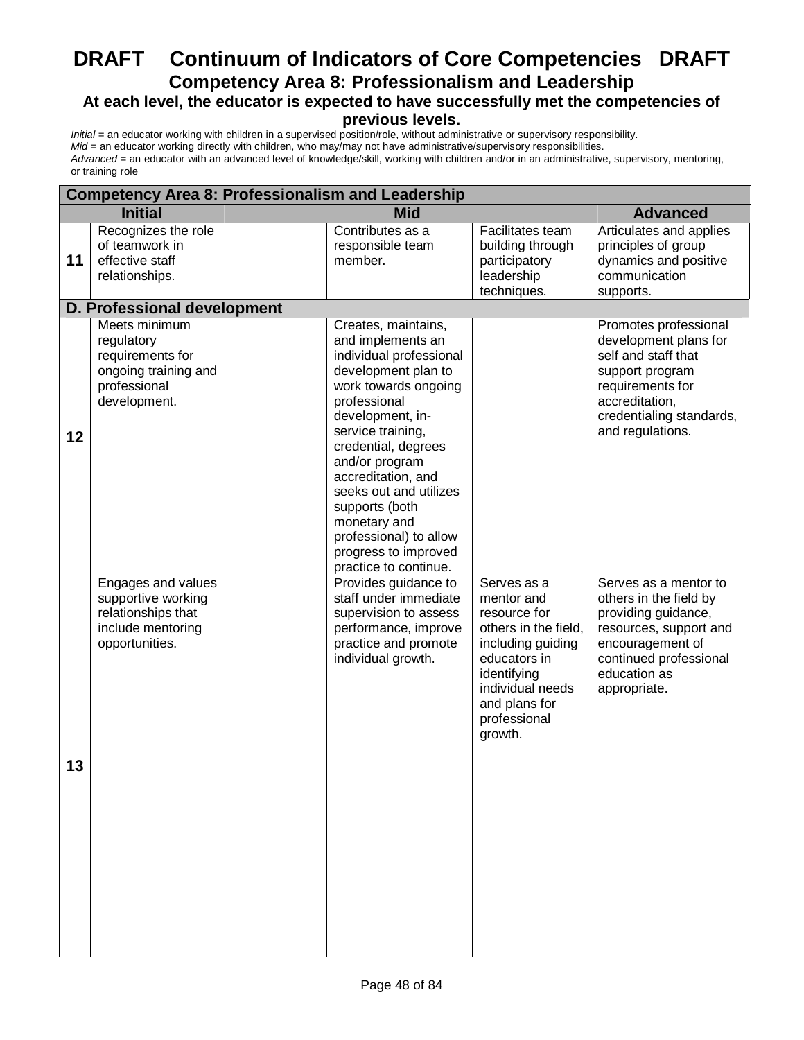# DRAFT Continuum of Indicators of Core Competencies DRAFT

## Competency Area 8: Professionalism and Leadership

### At each level, the educator is expected to have successfully met the competencies of previous levels.

*Initial* = an educator working with children in a supervised position/role, without administrative or supervisory responsibility.
*Mid* = an educator working directly with children, who may/may not have administrative/supervisory responsibilities.
*Advanced* = an educator with an advanced level of knowledge/skill, working with children and/or in an administrative, supervisory, mentoring, or training role

| Competency Area 8: Professionalism and Leadership | | | | | |
|---|---|---|---|---|---|
| | Initial | | Mid | | Advanced |
| 11 | Recognizes the role of teamwork in effective staff relationships. | | Contributes as a responsible team member. | Facilitates team building through participatory leadership techniques. | Articulates and applies principles of group dynamics and positive communication supports. |
| **D. Professional development** | | | | | |
| 12 | Meets minimum regulatory requirements for ongoing training and professional development. | | Creates, maintains, and implements an individual professional development plan to work towards ongoing professional development, in-service training, credential, degrees and/or program accreditation, and seeks out and utilizes supports (both monetary and professional) to allow progress to improved practice to continue. | | Promotes professional development plans for self and staff that support program requirements for accreditation, credentialing standards, and regulations. |
| 13 | Engages and values supportive working relationships that include mentoring opportunities. | | Provides guidance to staff under immediate supervision to assess performance, improve practice and promote individual growth. | Serves as a mentor and resource for others in the field, including guiding educators in identifying individual needs and plans for professional growth. | Serves as a mentor to others in the field by providing guidance, resources, support and encouragement of continued professional education as appropriate. |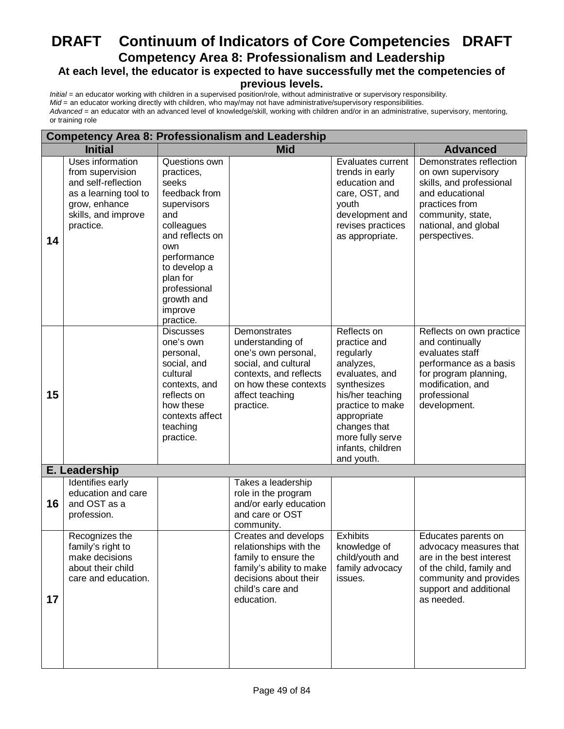# DRAFT Continuum of Indicators of Core Competencies DRAFT

## Competency Area 8: Professionalism and Leadership

### At each level, the educator is expected to have successfully met the competencies of previous levels.

*Initial* = an educator working with children in a supervised position/role, without administrative or supervisory responsibility.
*Mid* = an educator working directly with children, who may/may not have administrative/supervisory responsibilities.
*Advanced* = an educator with an advanced level of knowledge/skill, working with children and/or in an administrative, supervisory, mentoring, or training role

| Competency Area 8: Professionalism and Leadership | | | | | |
|---|---|---|---|---|---|
| | Initial | Mid | | | Advanced |
| 14 | Uses information from supervision and self-reflection as a learning tool to grow, enhance skills, and improve practice. | Questions own practices, seeks feedback from supervisors and colleagues and reflects on own performance to develop a plan for professional growth and improve practice. | | Evaluates current trends in early education and care, OST, and youth development and revises practices as appropriate. | Demonstrates reflection on own supervisory skills, and professional and educational practices from community, state, national, and global perspectives. |
| 15 | | Discusses one's own personal, social, and cultural contexts, and reflects on how these contexts affect teaching practice. | Demonstrates understanding of one's own personal, social, and cultural contexts, and reflects on how these contexts affect teaching practice. | Reflects on practice and regularly analyzes, evaluates, and synthesizes his/her teaching practice to make appropriate changes that more fully serve infants, children and youth. | Reflects on own practice and continually evaluates staff performance as a basis for program planning, modification, and professional development. |
| **E. Leadership** | | | | | |
| 16 | Identifies early education and care and OST as a profession. | | Takes a leadership role in the program and/or early education and care or OST community. | | |
| 17 | Recognizes the family's right to make decisions about their child care and education. | | Creates and develops relationships with the family to ensure the family's ability to make decisions about their child's care and education. | Exhibits knowledge of child/youth and family advocacy issues. | Educates parents on advocacy measures that are in the best interest of the child, family and community and provides support and additional as needed. |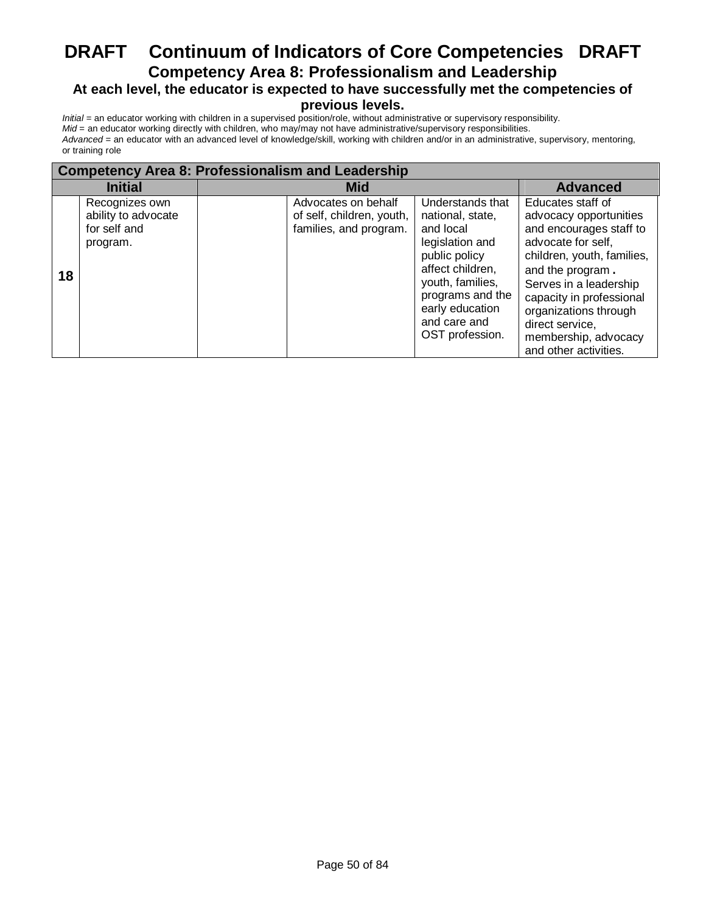# DRAFT Continuum of Indicators of Core Competencies DRAFT

## Competency Area 8: Professionalism and Leadership

### At each level, the educator is expected to have successfully met the competencies of previous levels.

*Initial* = an educator working with children in a supervised position/role, without administrative or supervisory responsibility.
*Mid* = an educator working directly with children, who may/may not have administrative/supervisory responsibilities.
*Advanced* = an educator with an advanced level of knowledge/skill, working with children and/or in an administrative, supervisory, mentoring, or training role

| Competency Area 8: Professionalism and Leadership | | | | | |
|---|---|---|---|---|---|
| Initial | | Mid | | | Advanced |
| 18 | Recognizes own ability to advocate for self and program. | | Advocates on behalf of self, children, youth, families, and program. | Understands that national, state, and local legislation and public policy affect children, youth, families, programs and the early education and care and OST profession. | Educates staff of advocacy opportunities and encourages staff to advocate for self, children, youth, families, and the program **.** Serves in a leadership capacity in professional organizations through direct service, membership, advocacy and other activities. |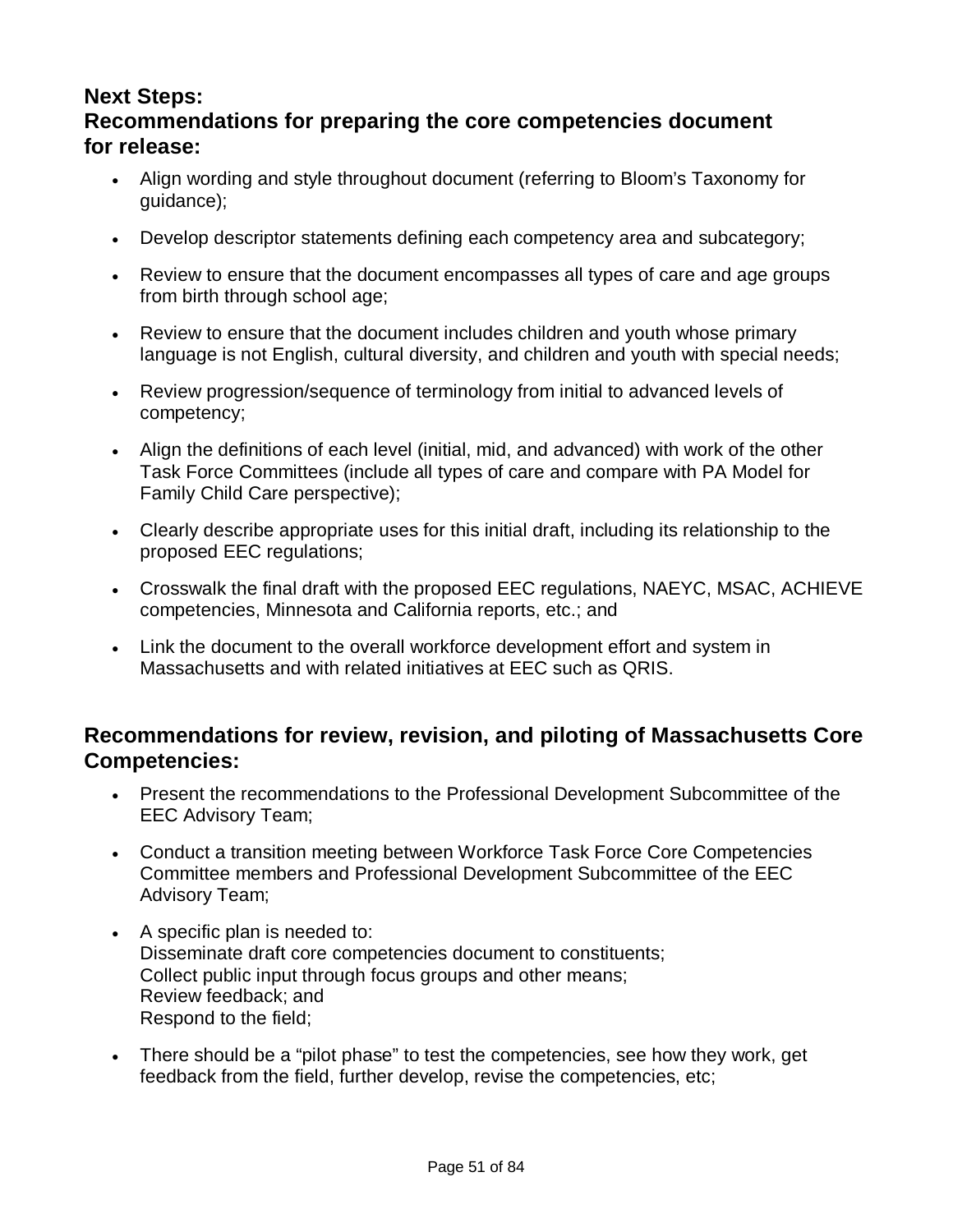## Next Steps:
## Recommendations for preparing the core competencies document for release:

- Align wording and style throughout document (referring to Bloom's Taxonomy for guidance);
- Develop descriptor statements defining each competency area and subcategory;
- Review to ensure that the document encompasses all types of care and age groups from birth through school age;
- Review to ensure that the document includes children and youth whose primary language is not English, cultural diversity, and children and youth with special needs;
- Review progression/sequence of terminology from initial to advanced levels of competency;
- Align the definitions of each level (initial, mid, and advanced) with work of the other Task Force Committees (include all types of care and compare with PA Model for Family Child Care perspective);
- Clearly describe appropriate uses for this initial draft, including its relationship to the proposed EEC regulations;
- Crosswalk the final draft with the proposed EEC regulations, NAEYC, MSAC, ACHIEVE competencies, Minnesota and California reports, etc.; and
- Link the document to the overall workforce development effort and system in Massachusetts and with related initiatives at EEC such as QRIS.

## Recommendations for review, revision, and piloting of Massachusetts Core Competencies:

- Present the recommendations to the Professional Development Subcommittee of the EEC Advisory Team;
- Conduct a transition meeting between Workforce Task Force Core Competencies Committee members and Professional Development Subcommittee of the EEC Advisory Team;
- A specific plan is needed to:
  Disseminate draft core competencies document to constituents;
  Collect public input through focus groups and other means;
  Review feedback; and
  Respond to the field;
- There should be a "pilot phase" to test the competencies, see how they work, get feedback from the field, further develop, revise the competencies, etc;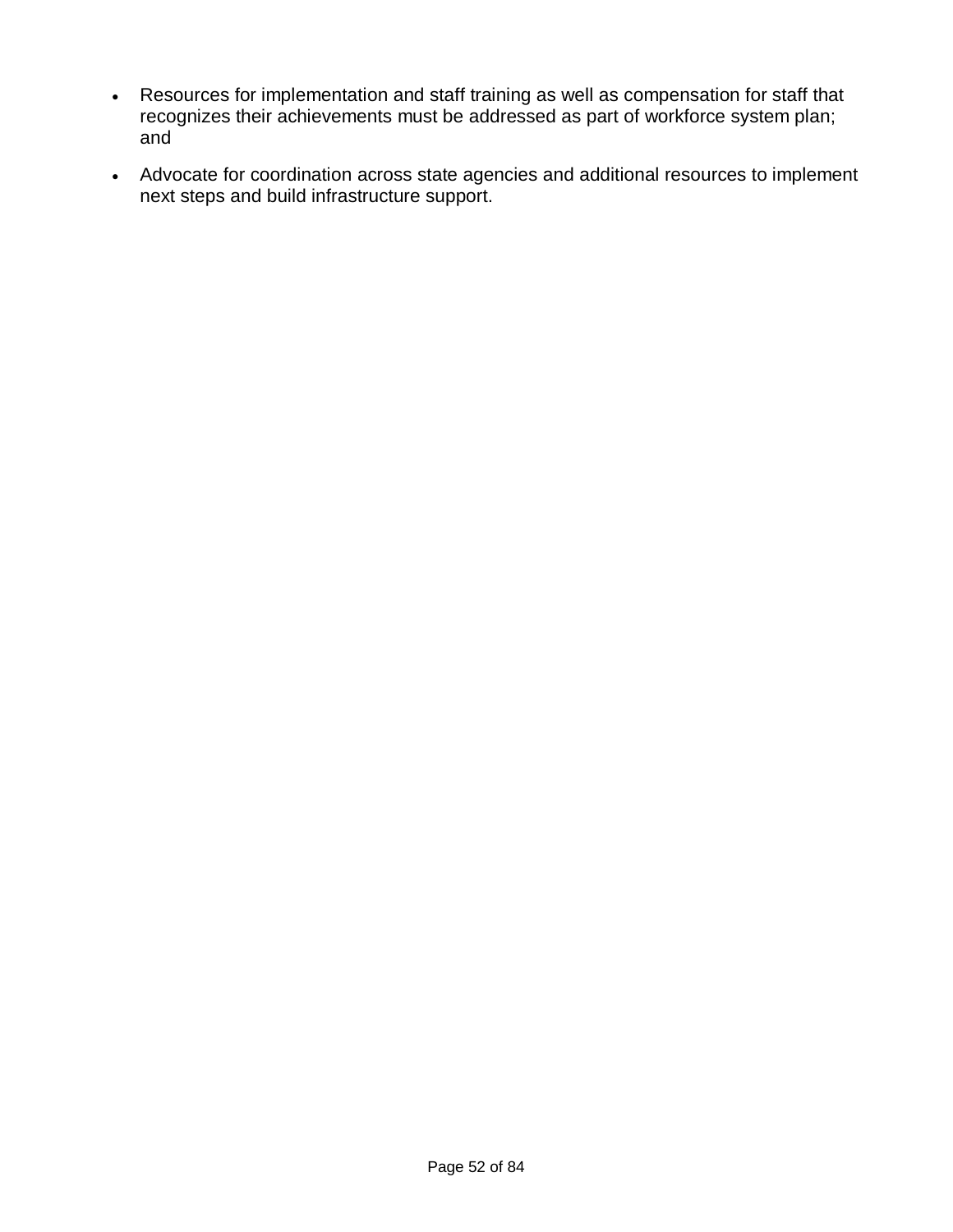- Resources for implementation and staff training as well as compensation for staff that recognizes their achievements must be addressed as part of workforce system plan; and
- Advocate for coordination across state agencies and additional resources to implement next steps and build infrastructure support.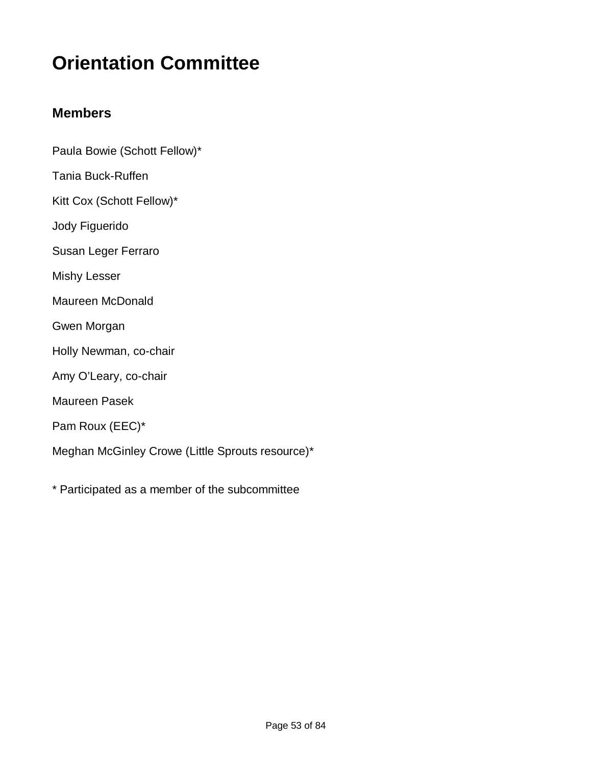# Orientation Committee

## Members

Paula Bowie (Schott Fellow)*

Tania Buck-Ruffen

Kitt Cox (Schott Fellow)*

Jody Figuerido

Susan Leger Ferraro

Mishy Lesser

Maureen McDonald

Gwen Morgan

Holly Newman, co-chair

Amy O'Leary, co-chair

Maureen Pasek

Pam Roux (EEC)*

Meghan McGinley Crowe (Little Sprouts resource)*

* Participated as a member of the subcommittee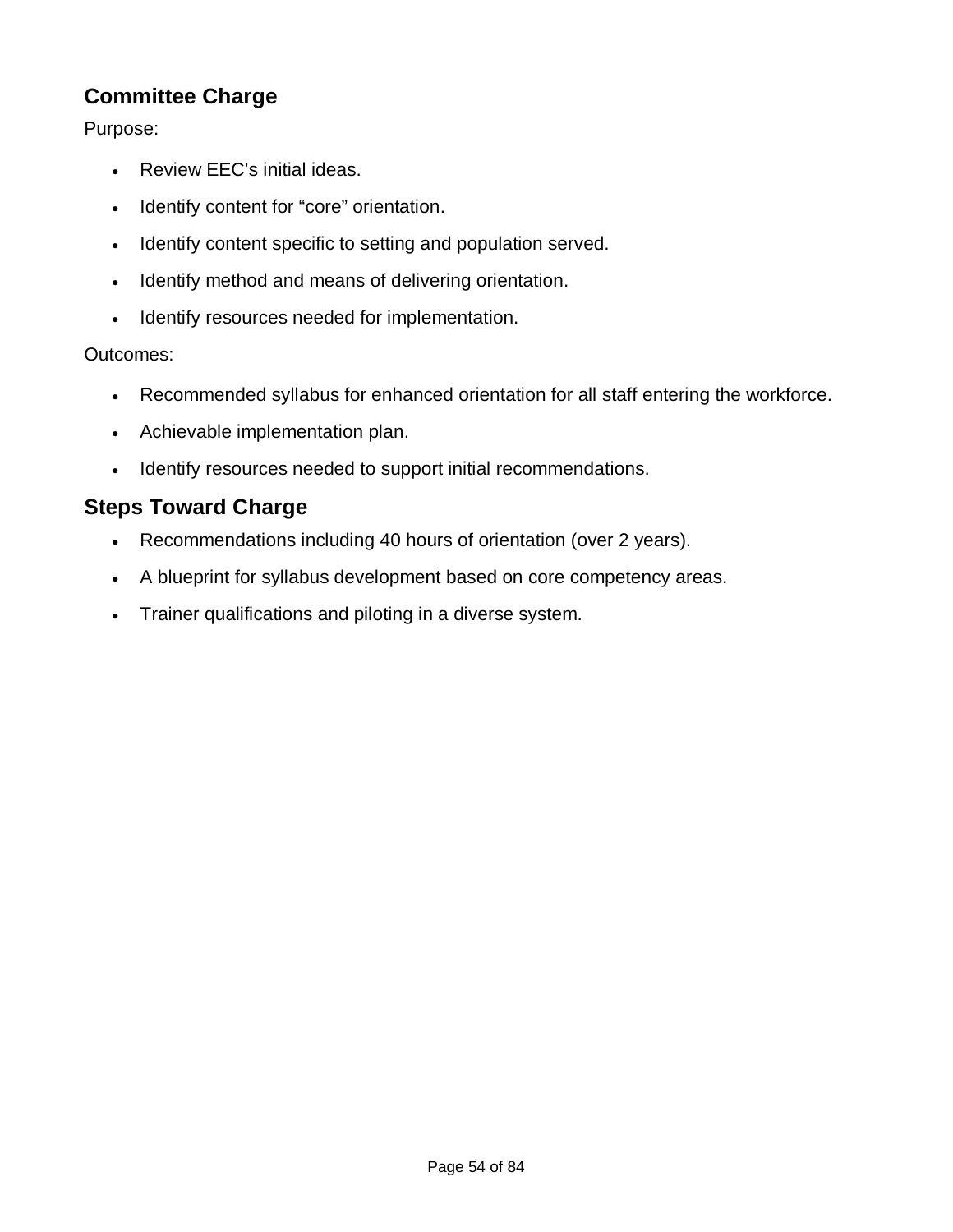## Committee Charge

Purpose:

- Review EEC's initial ideas.
- Identify content for "core" orientation.
- Identify content specific to setting and population served.
- Identify method and means of delivering orientation.
- Identify resources needed for implementation.

Outcomes:

- Recommended syllabus for enhanced orientation for all staff entering the workforce.
- Achievable implementation plan.
- Identify resources needed to support initial recommendations.

## Steps Toward Charge

- Recommendations including 40 hours of orientation (over 2 years).
- A blueprint for syllabus development based on core competency areas.
- Trainer qualifications and piloting in a diverse system.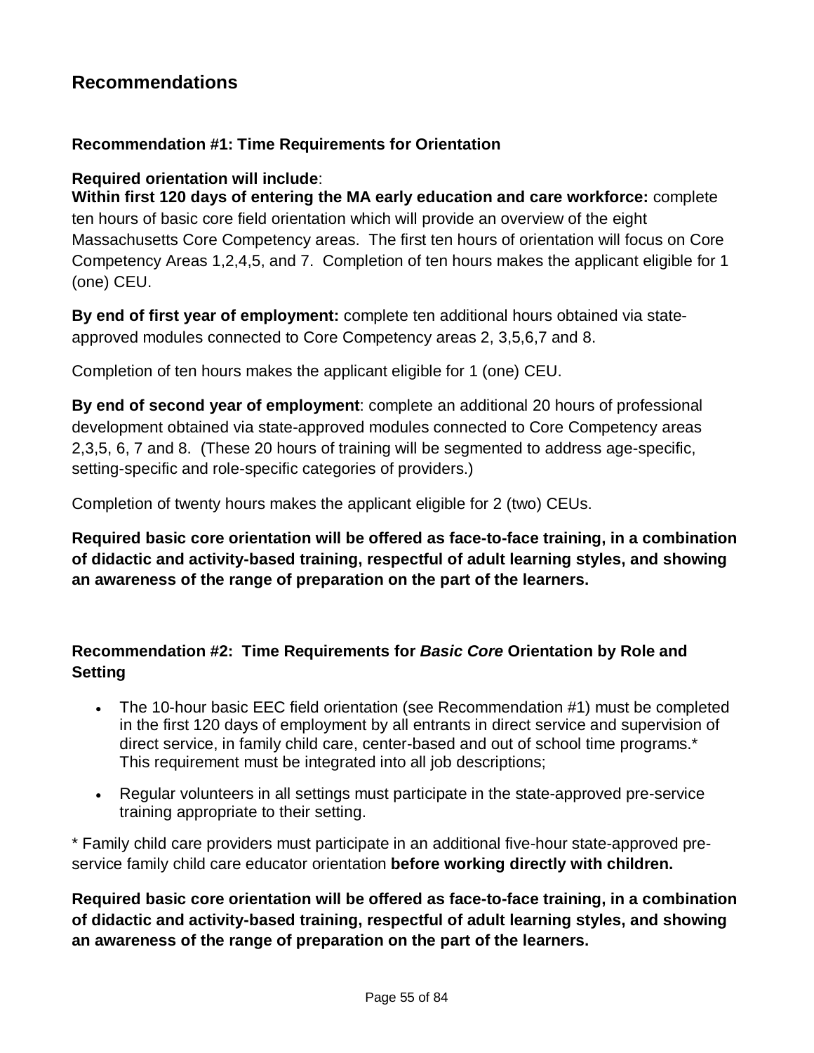## Recommendations

### Recommendation #1: Time Requirements for Orientation

**Required orientation will include**:
**Within first 120 days of entering the MA early education and care workforce:** complete ten hours of basic core field orientation which will provide an overview of the eight Massachusetts Core Competency areas. The first ten hours of orientation will focus on Core Competency Areas 1,2,4,5, and 7. Completion of ten hours makes the applicant eligible for 1 (one) CEU.

**By end of first year of employment:** complete ten additional hours obtained via state-approved modules connected to Core Competency areas 2, 3,5,6,7 and 8.

Completion of ten hours makes the applicant eligible for 1 (one) CEU.

**By end of second year of employment**: complete an additional 20 hours of professional development obtained via state-approved modules connected to Core Competency areas 2,3,5, 6, 7 and 8. (These 20 hours of training will be segmented to address age-specific, setting-specific and role-specific categories of providers.)

Completion of twenty hours makes the applicant eligible for 2 (two) CEUs.

**Required basic core orientation will be offered as face-to-face training, in a combination of didactic and activity-based training, respectful of adult learning styles, and showing an awareness of the range of preparation on the part of the learners.**

### Recommendation #2: Time Requirements for *Basic Core* Orientation by Role and Setting

- The 10-hour basic EEC field orientation (see Recommendation #1) must be completed in the first 120 days of employment by all entrants in direct service and supervision of direct service, in family child care, center-based and out of school time programs.* This requirement must be integrated into all job descriptions;
- Regular volunteers in all settings must participate in the state-approved pre-service training appropriate to their setting.

* Family child care providers must participate in an additional five-hour state-approved pre-service family child care educator orientation **before working directly with children.**

**Required basic core orientation will be offered as face-to-face training, in a combination of didactic and activity-based training, respectful of adult learning styles, and showing an awareness of the range of preparation on the part of the learners.**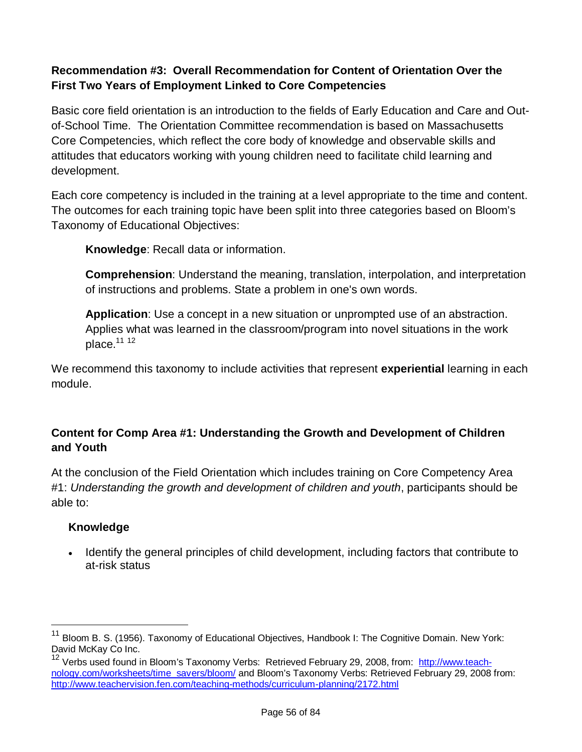**Recommendation #3: Overall Recommendation for Content of Orientation Over the First Two Years of Employment Linked to Core Competencies**

Basic core field orientation is an introduction to the fields of Early Education and Care and Out-of-School Time. The Orientation Committee recommendation is based on Massachusetts Core Competencies, which reflect the core body of knowledge and observable skills and attitudes that educators working with young children need to facilitate child learning and development.

Each core competency is included in the training at a level appropriate to the time and content. The outcomes for each training topic have been split into three categories based on Bloom's Taxonomy of Educational Objectives:

> **Knowledge**: Recall data or information.
>
> **Comprehension**: Understand the meaning, translation, interpolation, and interpretation of instructions and problems. State a problem in one's own words.
>
> **Application**: Use a concept in a new situation or unprompted use of an abstraction. Applies what was learned in the classroom/program into novel situations in the work place.[11] [12]

We recommend this taxonomy to include activities that represent **experiential** learning in each module.

**Content for Comp Area #1: Understanding the Growth and Development of Children and Youth**

At the conclusion of the Field Orientation which includes training on Core Competency Area #1: *Understanding the growth and development of children and youth*, participants should be able to:

**Knowledge**

- Identify the general principles of child development, including factors that contribute to at-risk status

---

[11] Bloom B. S. (1956). Taxonomy of Educational Objectives, Handbook I: The Cognitive Domain. New York: David McKay Co Inc.

[12] Verbs used found in Bloom's Taxonomy Verbs: Retrieved February 29, 2008, from: http://www.teach-nology.com/worksheets/time_savers/bloom/ and Bloom's Taxonomy Verbs: Retrieved February 29, 2008 from: http://www.teachervision.fen.com/teaching-methods/curriculum-planning/2172.html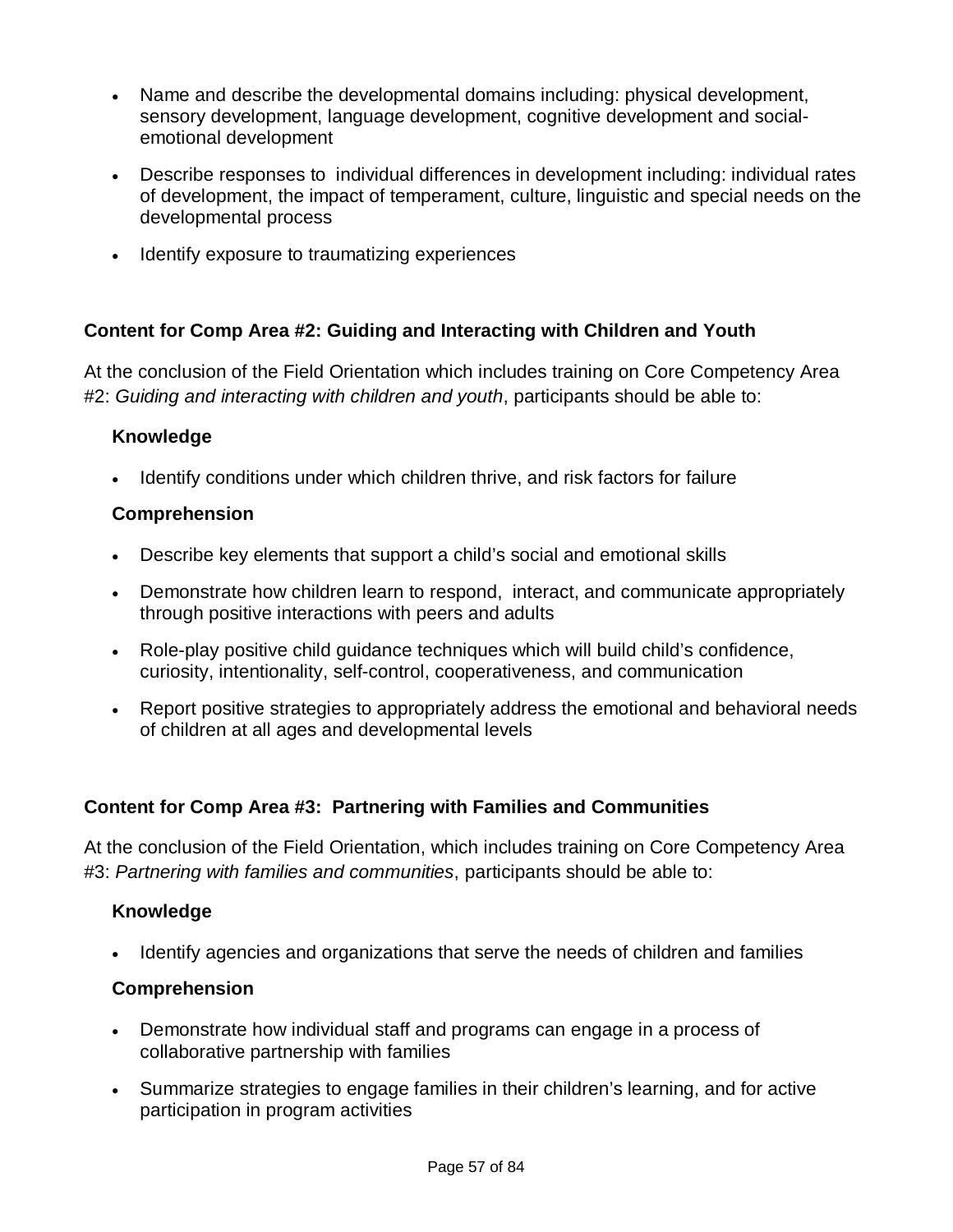- Name and describe the developmental domains including: physical development, sensory development, language development, cognitive development and social-emotional development
- Describe responses to individual differences in development including: individual rates of development, the impact of temperament, culture, linguistic and special needs on the developmental process
- Identify exposure to traumatizing experiences

### Content for Comp Area #2: Guiding and Interacting with Children and Youth

At the conclusion of the Field Orientation which includes training on Core Competency Area #2: *Guiding and interacting with children and youth*, participants should be able to:

#### Knowledge

- Identify conditions under which children thrive, and risk factors for failure

#### Comprehension

- Describe key elements that support a child's social and emotional skills
- Demonstrate how children learn to respond, interact, and communicate appropriately through positive interactions with peers and adults
- Role-play positive child guidance techniques which will build child's confidence, curiosity, intentionality, self-control, cooperativeness, and communication
- Report positive strategies to appropriately address the emotional and behavioral needs of children at all ages and developmental levels

### Content for Comp Area #3: Partnering with Families and Communities

At the conclusion of the Field Orientation, which includes training on Core Competency Area #3: *Partnering with families and communities*, participants should be able to:

#### Knowledge

- Identify agencies and organizations that serve the needs of children and families

#### Comprehension

- Demonstrate how individual staff and programs can engage in a process of collaborative partnership with families
- Summarize strategies to engage families in their children's learning, and for active participation in program activities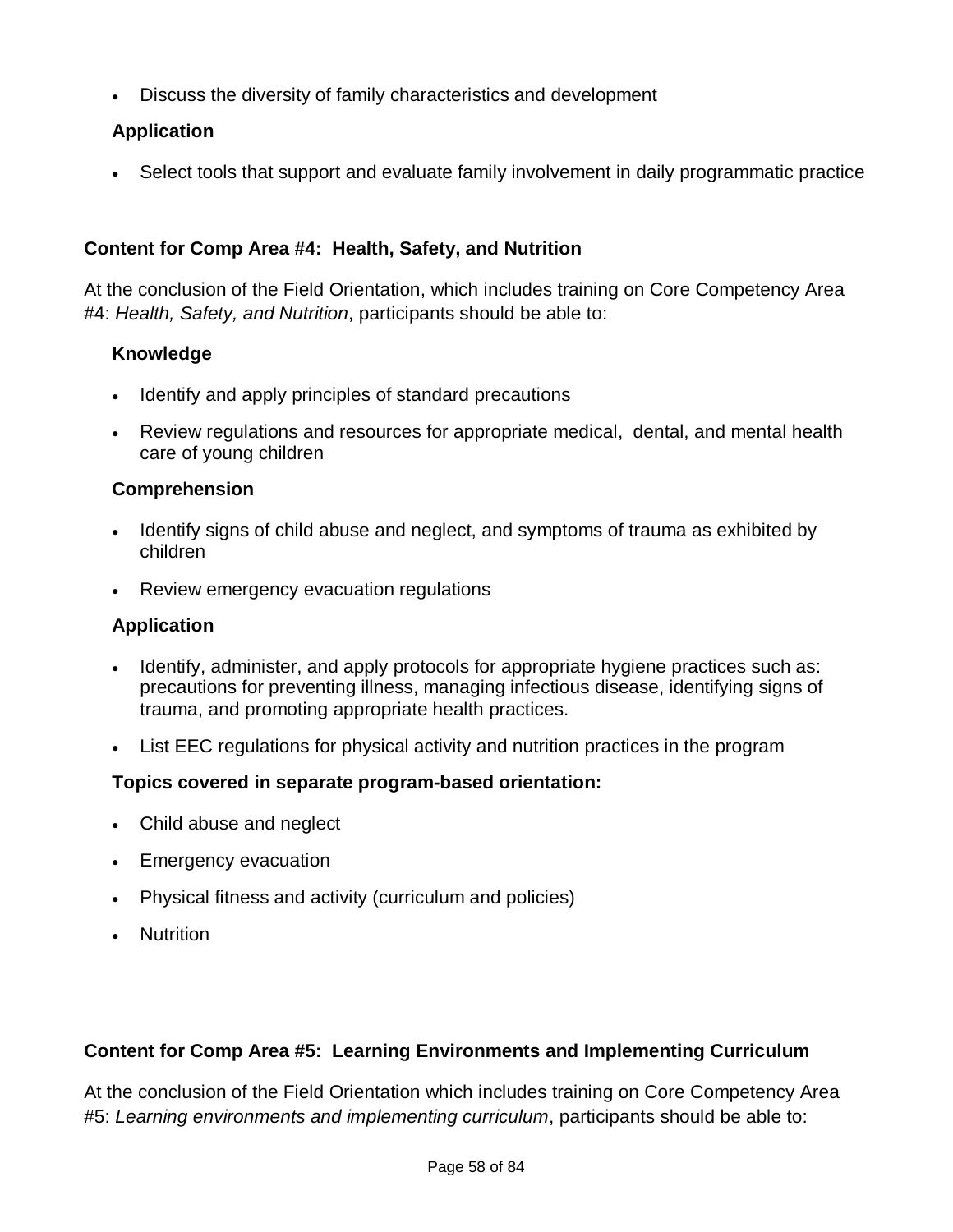- Discuss the diversity of family characteristics and development

**Application**

- Select tools that support and evaluate family involvement in daily programmatic practice

### Content for Comp Area #4: Health, Safety, and Nutrition

At the conclusion of the Field Orientation, which includes training on Core Competency Area #4: *Health, Safety, and Nutrition*, participants should be able to:

**Knowledge**

- Identify and apply principles of standard precautions
- Review regulations and resources for appropriate medical, dental, and mental health care of young children

**Comprehension**

- Identify signs of child abuse and neglect, and symptoms of trauma as exhibited by children
- Review emergency evacuation regulations

**Application**

- Identify, administer, and apply protocols for appropriate hygiene practices such as: precautions for preventing illness, managing infectious disease, identifying signs of trauma, and promoting appropriate health practices.
- List EEC regulations for physical activity and nutrition practices in the program

**Topics covered in separate program-based orientation:**

- Child abuse and neglect
- Emergency evacuation
- Physical fitness and activity (curriculum and policies)
- Nutrition

### Content for Comp Area #5: Learning Environments and Implementing Curriculum

At the conclusion of the Field Orientation which includes training on Core Competency Area #5: *Learning environments and implementing curriculum*, participants should be able to: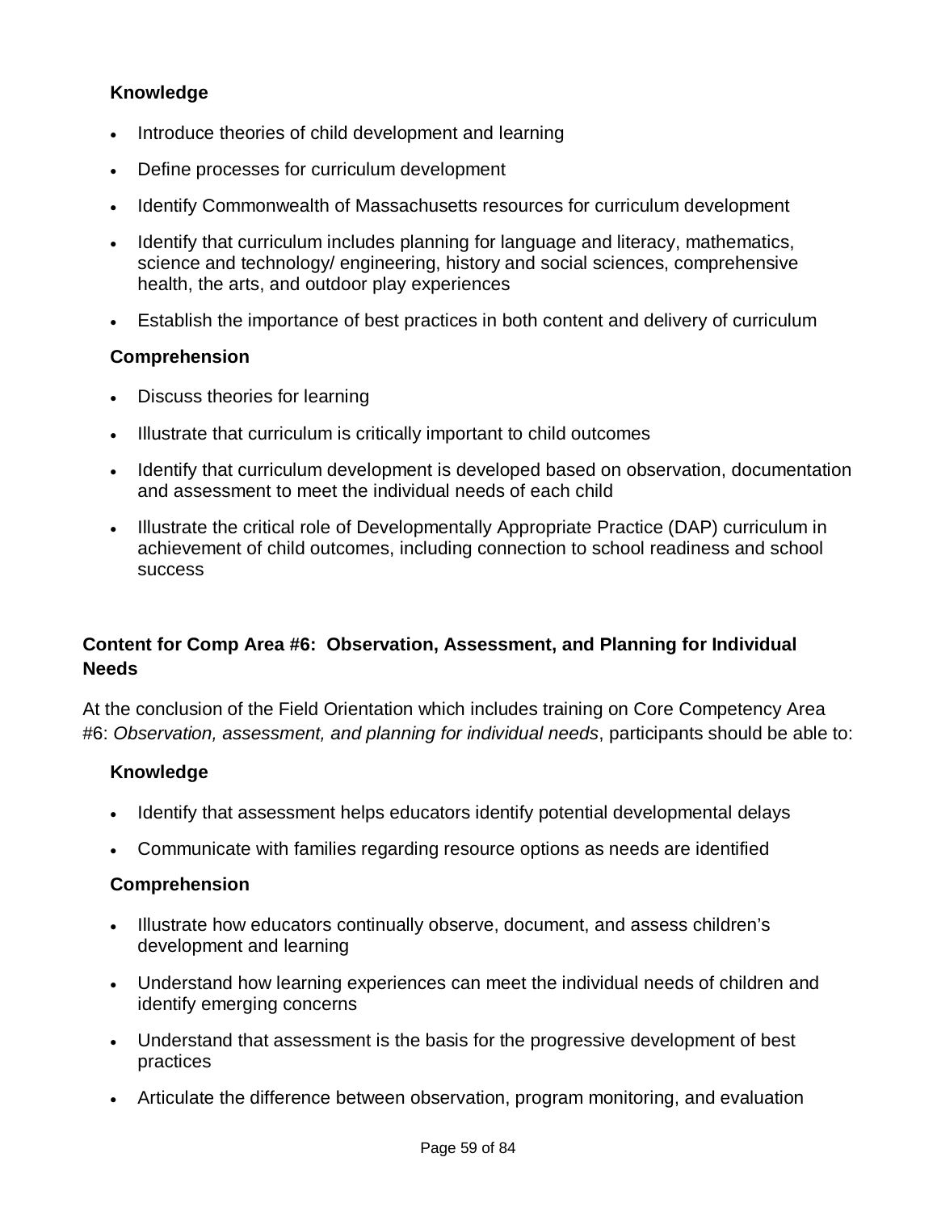### Knowledge

- Introduce theories of child development and learning
- Define processes for curriculum development
- Identify Commonwealth of Massachusetts resources for curriculum development
- Identify that curriculum includes planning for language and literacy, mathematics, science and technology/ engineering, history and social sciences, comprehensive health, the arts, and outdoor play experiences
- Establish the importance of best practices in both content and delivery of curriculum

### Comprehension

- Discuss theories for learning
- Illustrate that curriculum is critically important to child outcomes
- Identify that curriculum development is developed based on observation, documentation and assessment to meet the individual needs of each child
- Illustrate the critical role of Developmentally Appropriate Practice (DAP) curriculum in achievement of child outcomes, including connection to school readiness and school success

## Content for Comp Area #6: Observation, Assessment, and Planning for Individual Needs

At the conclusion of the Field Orientation which includes training on Core Competency Area #6: *Observation, assessment, and planning for individual needs*, participants should be able to:

### Knowledge

- Identify that assessment helps educators identify potential developmental delays
- Communicate with families regarding resource options as needs are identified

### Comprehension

- Illustrate how educators continually observe, document, and assess children's development and learning
- Understand how learning experiences can meet the individual needs of children and identify emerging concerns
- Understand that assessment is the basis for the progressive development of best practices
- Articulate the difference between observation, program monitoring, and evaluation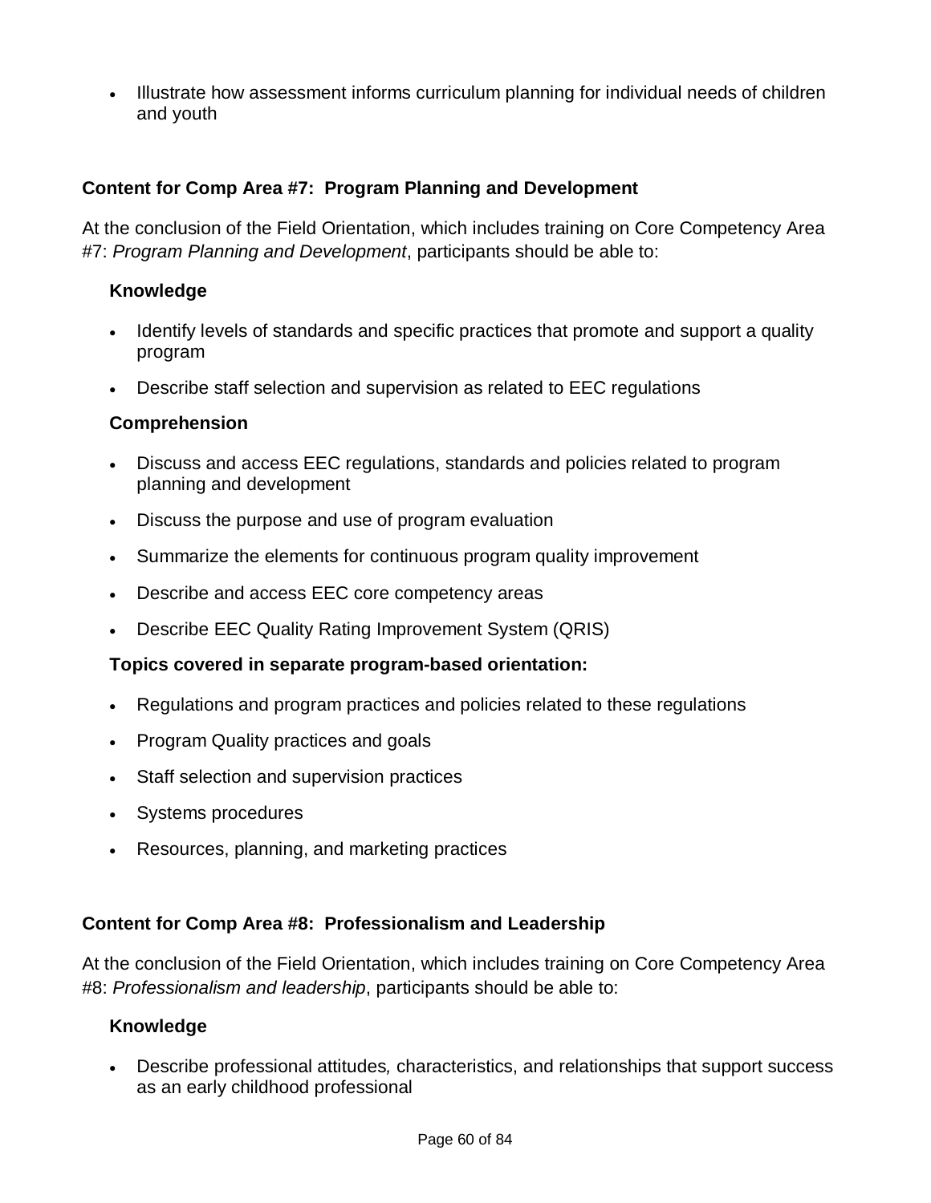- Illustrate how assessment informs curriculum planning for individual needs of children and youth

### Content for Comp Area #7: Program Planning and Development

At the conclusion of the Field Orientation, which includes training on Core Competency Area #7: *Program Planning and Development*, participants should be able to:

#### Knowledge

- Identify levels of standards and specific practices that promote and support a quality program
- Describe staff selection and supervision as related to EEC regulations

#### Comprehension

- Discuss and access EEC regulations, standards and policies related to program planning and development
- Discuss the purpose and use of program evaluation
- Summarize the elements for continuous program quality improvement
- Describe and access EEC core competency areas
- Describe EEC Quality Rating Improvement System (QRIS)

#### Topics covered in separate program-based orientation:

- Regulations and program practices and policies related to these regulations
- Program Quality practices and goals
- Staff selection and supervision practices
- Systems procedures
- Resources, planning, and marketing practices

### Content for Comp Area #8: Professionalism and Leadership

At the conclusion of the Field Orientation, which includes training on Core Competency Area #8: *Professionalism and leadership*, participants should be able to:

#### Knowledge

- Describe professional attitudes, characteristics, and relationships that support success as an early childhood professional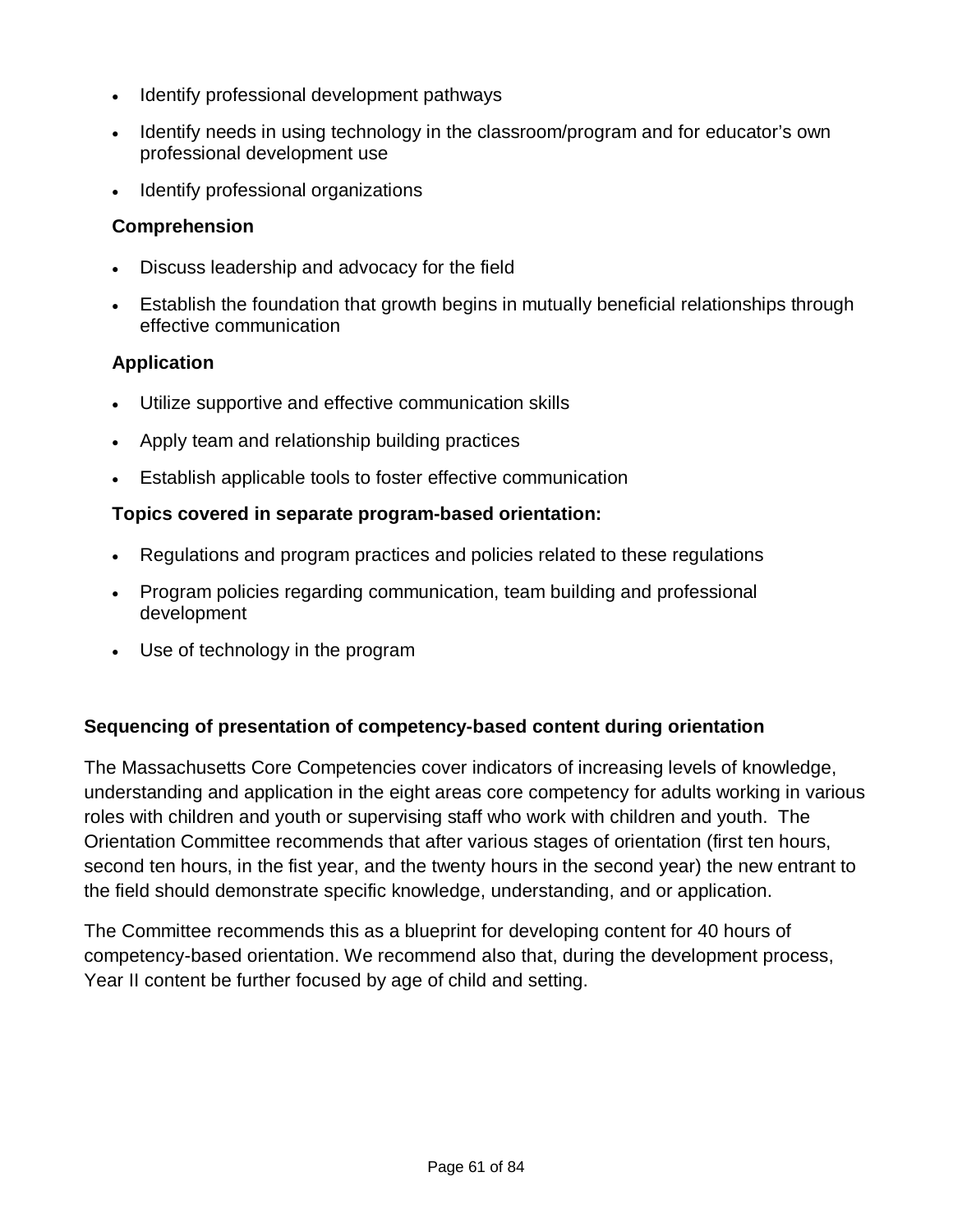- Identify professional development pathways
- Identify needs in using technology in the classroom/program and for educator's own professional development use
- Identify professional organizations

**Comprehension**

- Discuss leadership and advocacy for the field
- Establish the foundation that growth begins in mutually beneficial relationships through effective communication

**Application**

- Utilize supportive and effective communication skills
- Apply team and relationship building practices
- Establish applicable tools to foster effective communication

**Topics covered in separate program-based orientation:**

- Regulations and program practices and policies related to these regulations
- Program policies regarding communication, team building and professional development
- Use of technology in the program

**Sequencing of presentation of competency-based content during orientation**

The Massachusetts Core Competencies cover indicators of increasing levels of knowledge, understanding and application in the eight areas core competency for adults working in various roles with children and youth or supervising staff who work with children and youth. The Orientation Committee recommends that after various stages of orientation (first ten hours, second ten hours, in the fist year, and the twenty hours in the second year) the new entrant to the field should demonstrate specific knowledge, understanding, and or application.

The Committee recommends this as a blueprint for developing content for 40 hours of competency-based orientation. We recommend also that, during the development process, Year II content be further focused by age of child and setting.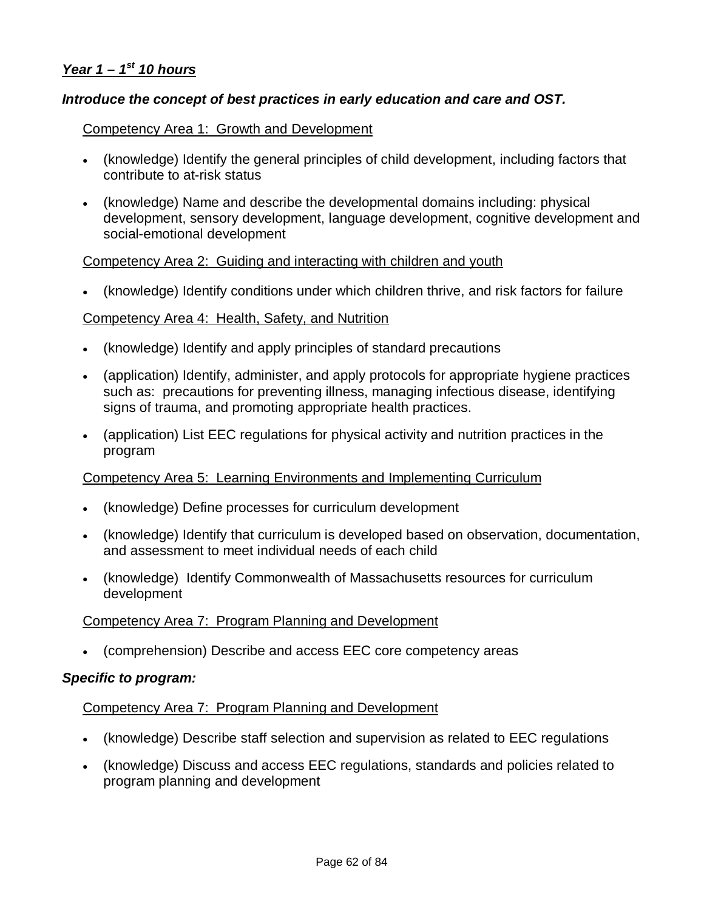## *Year 1 – 1st 10 hours*

***Introduce the concept of best practices in early education and care and OST.***

Competency Area 1: Growth and Development

- (knowledge) Identify the general principles of child development, including factors that contribute to at-risk status
- (knowledge) Name and describe the developmental domains including: physical development, sensory development, language development, cognitive development and social-emotional development

Competency Area 2: Guiding and interacting with children and youth

- (knowledge) Identify conditions under which children thrive, and risk factors for failure

Competency Area 4: Health, Safety, and Nutrition

- (knowledge) Identify and apply principles of standard precautions
- (application) Identify, administer, and apply protocols for appropriate hygiene practices such as: precautions for preventing illness, managing infectious disease, identifying signs of trauma, and promoting appropriate health practices.
- (application) List EEC regulations for physical activity and nutrition practices in the program

Competency Area 5: Learning Environments and Implementing Curriculum

- (knowledge) Define processes for curriculum development
- (knowledge) Identify that curriculum is developed based on observation, documentation, and assessment to meet individual needs of each child
- (knowledge) Identify Commonwealth of Massachusetts resources for curriculum development

Competency Area 7: Program Planning and Development

- (comprehension) Describe and access EEC core competency areas

***Specific to program:***

Competency Area 7: Program Planning and Development

- (knowledge) Describe staff selection and supervision as related to EEC regulations
- (knowledge) Discuss and access EEC regulations, standards and policies related to program planning and development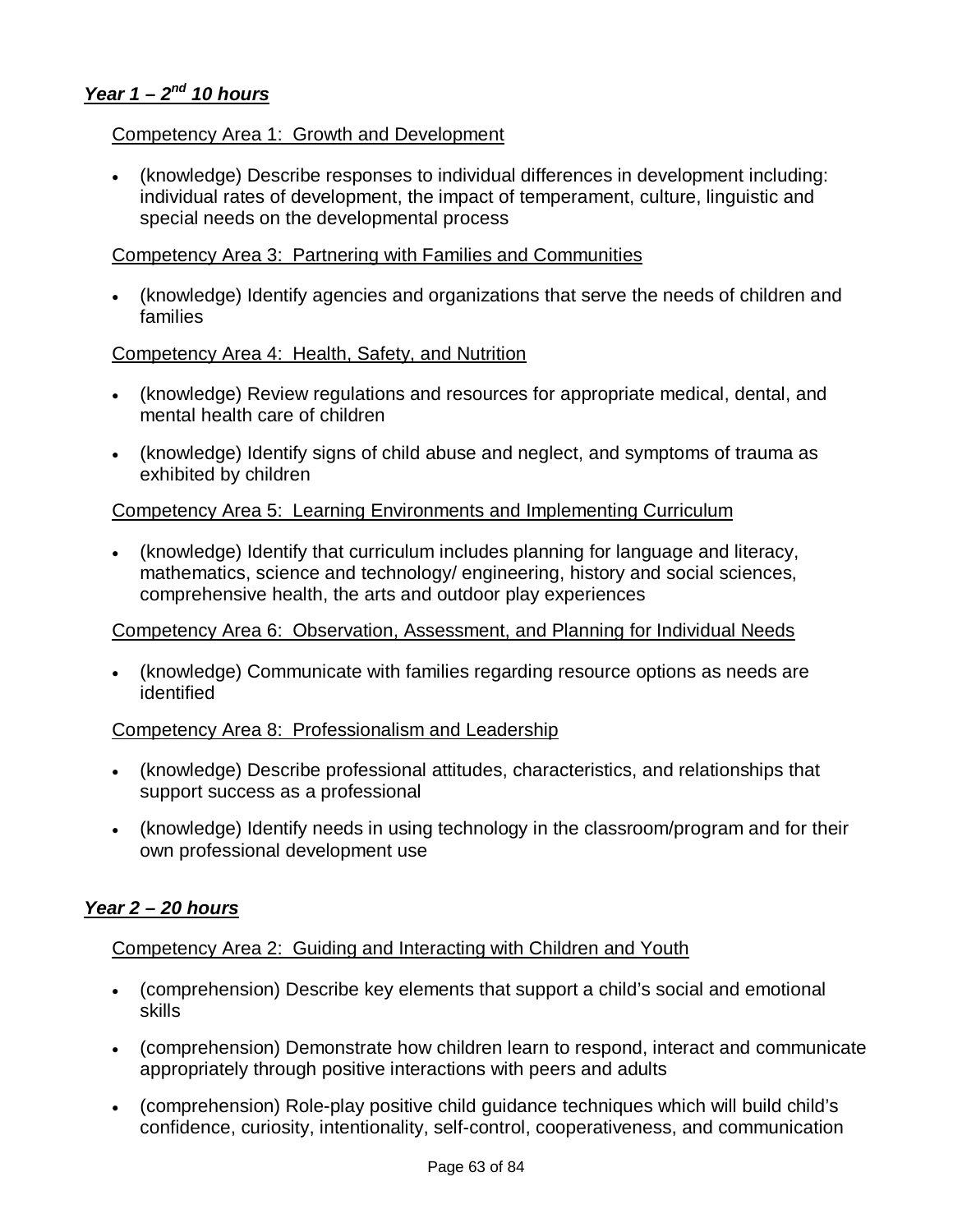### ***Year 1 – 2nd 10 hours***

Competency Area 1: Growth and Development

- (knowledge) Describe responses to individual differences in development including: individual rates of development, the impact of temperament, culture, linguistic and special needs on the developmental process

Competency Area 3: Partnering with Families and Communities

- (knowledge) Identify agencies and organizations that serve the needs of children and families

Competency Area 4: Health, Safety, and Nutrition

- (knowledge) Review regulations and resources for appropriate medical, dental, and mental health care of children
- (knowledge) Identify signs of child abuse and neglect, and symptoms of trauma as exhibited by children

Competency Area 5: Learning Environments and Implementing Curriculum

- (knowledge) Identify that curriculum includes planning for language and literacy, mathematics, science and technology/ engineering, history and social sciences, comprehensive health, the arts and outdoor play experiences

Competency Area 6: Observation, Assessment, and Planning for Individual Needs

- (knowledge) Communicate with families regarding resource options as needs are identified

Competency Area 8: Professionalism and Leadership

- (knowledge) Describe professional attitudes, characteristics, and relationships that support success as a professional
- (knowledge) Identify needs in using technology in the classroom/program and for their own professional development use

### ***Year 2 – 20 hours***

Competency Area 2: Guiding and Interacting with Children and Youth

- (comprehension) Describe key elements that support a child's social and emotional skills
- (comprehension) Demonstrate how children learn to respond, interact and communicate appropriately through positive interactions with peers and adults
- (comprehension) Role-play positive child guidance techniques which will build child's confidence, curiosity, intentionality, self-control, cooperativeness, and communication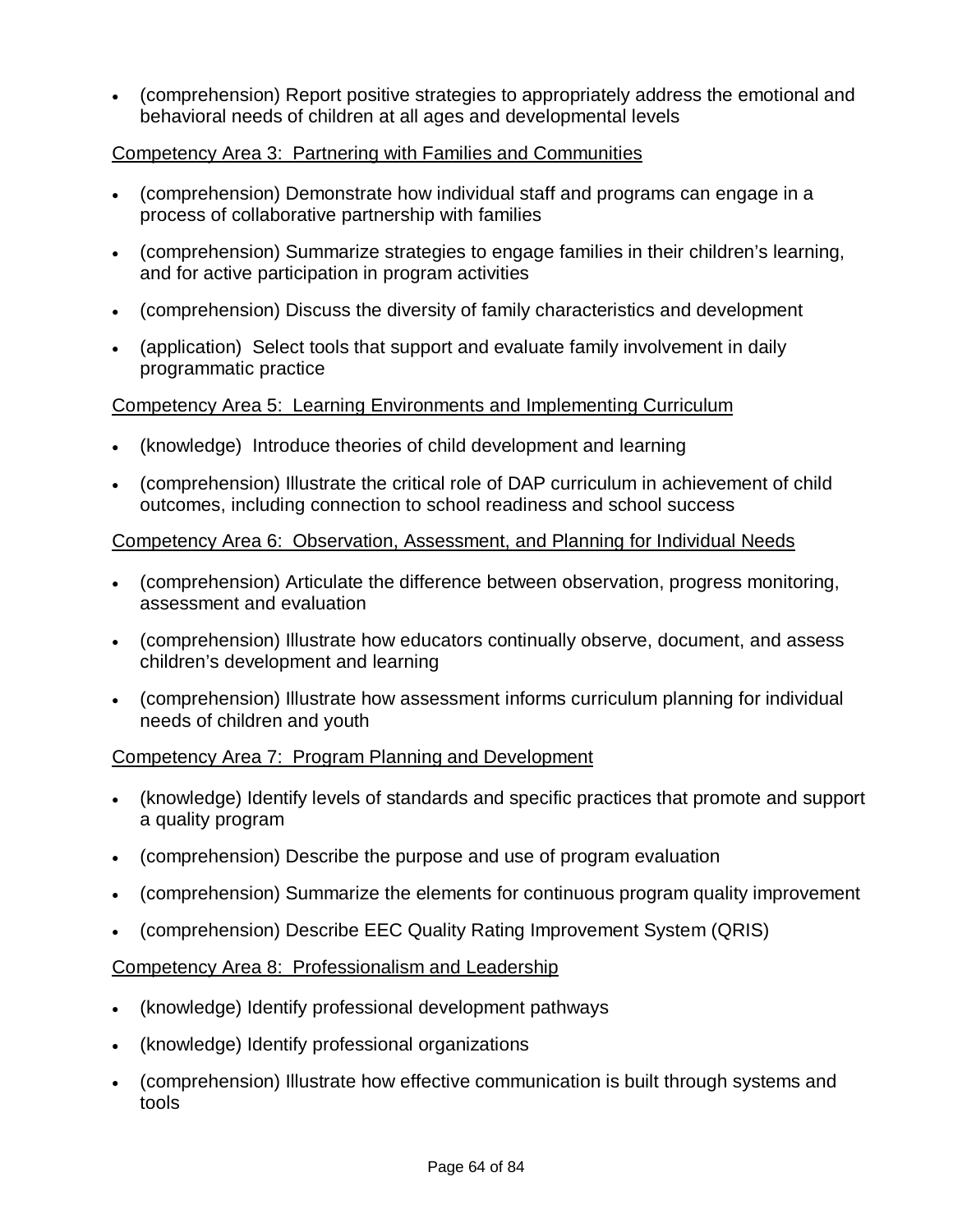- (comprehension) Report positive strategies to appropriately address the emotional and behavioral needs of children at all ages and developmental levels

<u>Competency Area 3: Partnering with Families and Communities</u>

- (comprehension) Demonstrate how individual staff and programs can engage in a process of collaborative partnership with families
- (comprehension) Summarize strategies to engage families in their children's learning, and for active participation in program activities
- (comprehension) Discuss the diversity of family characteristics and development
- (application) Select tools that support and evaluate family involvement in daily programmatic practice

<u>Competency Area 5: Learning Environments and Implementing Curriculum</u>

- (knowledge) Introduce theories of child development and learning
- (comprehension) Illustrate the critical role of DAP curriculum in achievement of child outcomes, including connection to school readiness and school success

<u>Competency Area 6: Observation, Assessment, and Planning for Individual Needs</u>

- (comprehension) Articulate the difference between observation, progress monitoring, assessment and evaluation
- (comprehension) Illustrate how educators continually observe, document, and assess children's development and learning
- (comprehension) Illustrate how assessment informs curriculum planning for individual needs of children and youth

<u>Competency Area 7: Program Planning and Development</u>

- (knowledge) Identify levels of standards and specific practices that promote and support a quality program
- (comprehension) Describe the purpose and use of program evaluation
- (comprehension) Summarize the elements for continuous program quality improvement
- (comprehension) Describe EEC Quality Rating Improvement System (QRIS)

<u>Competency Area 8: Professionalism and Leadership</u>

- (knowledge) Identify professional development pathways
- (knowledge) Identify professional organizations
- (comprehension) Illustrate how effective communication is built through systems and tools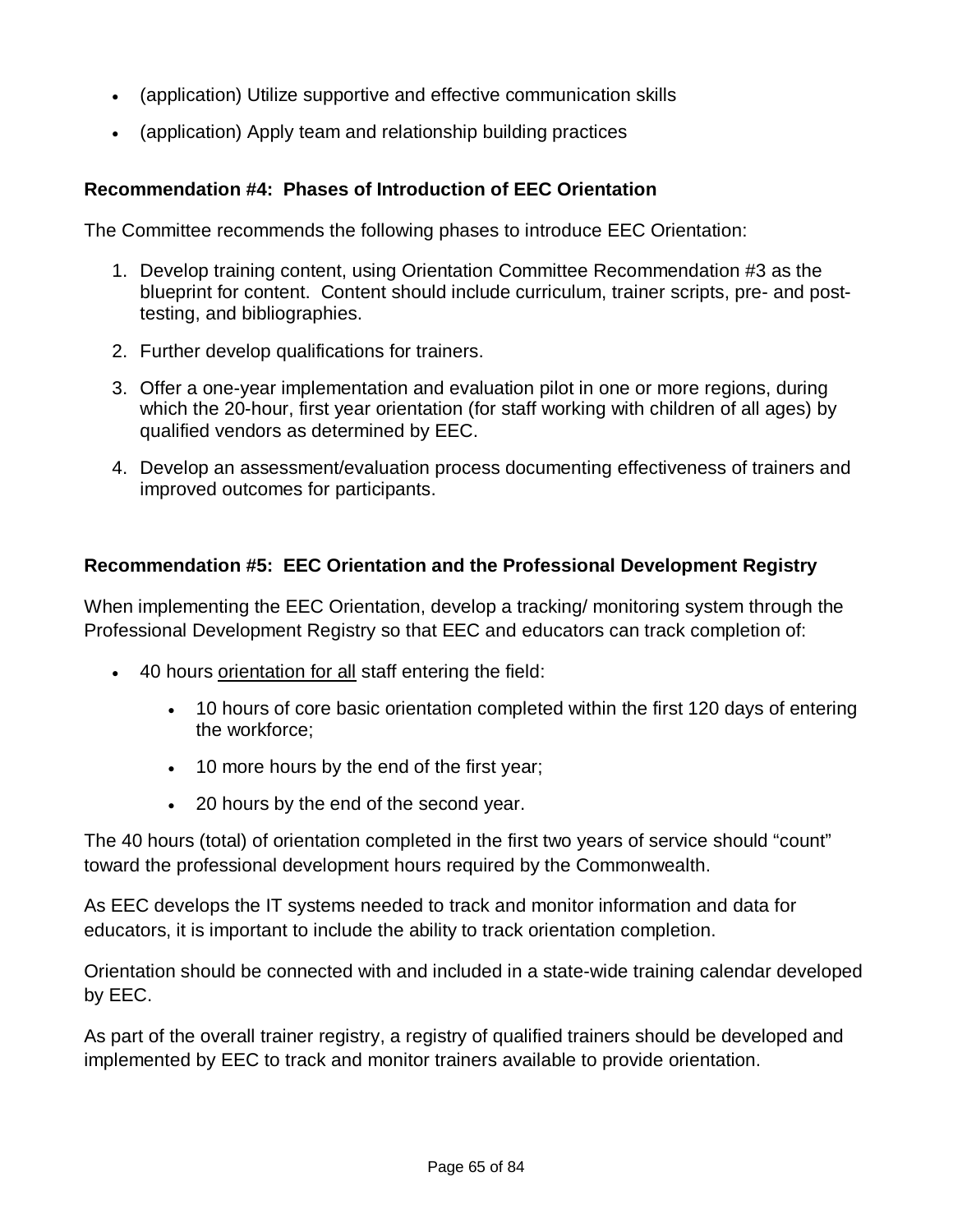- (application) Utilize supportive and effective communication skills
- (application) Apply team and relationship building practices

**Recommendation #4: Phases of Introduction of EEC Orientation**

The Committee recommends the following phases to introduce EEC Orientation:

1. Develop training content, using Orientation Committee Recommendation #3 as the blueprint for content. Content should include curriculum, trainer scripts, pre- and post-testing, and bibliographies.
2. Further develop qualifications for trainers.
3. Offer a one-year implementation and evaluation pilot in one or more regions, during which the 20-hour, first year orientation (for staff working with children of all ages) by qualified vendors as determined by EEC.
4. Develop an assessment/evaluation process documenting effectiveness of trainers and improved outcomes for participants.

**Recommendation #5: EEC Orientation and the Professional Development Registry**

When implementing the EEC Orientation, develop a tracking/ monitoring system through the Professional Development Registry so that EEC and educators can track completion of:

- 40 hours <u>orientation for all</u> staff entering the field:
  - 10 hours of core basic orientation completed within the first 120 days of entering the workforce;
  - 10 more hours by the end of the first year;
  - 20 hours by the end of the second year.

The 40 hours (total) of orientation completed in the first two years of service should "count" toward the professional development hours required by the Commonwealth.

As EEC develops the IT systems needed to track and monitor information and data for educators, it is important to include the ability to track orientation completion.

Orientation should be connected with and included in a state-wide training calendar developed by EEC.

As part of the overall trainer registry, a registry of qualified trainers should be developed and implemented by EEC to track and monitor trainers available to provide orientation.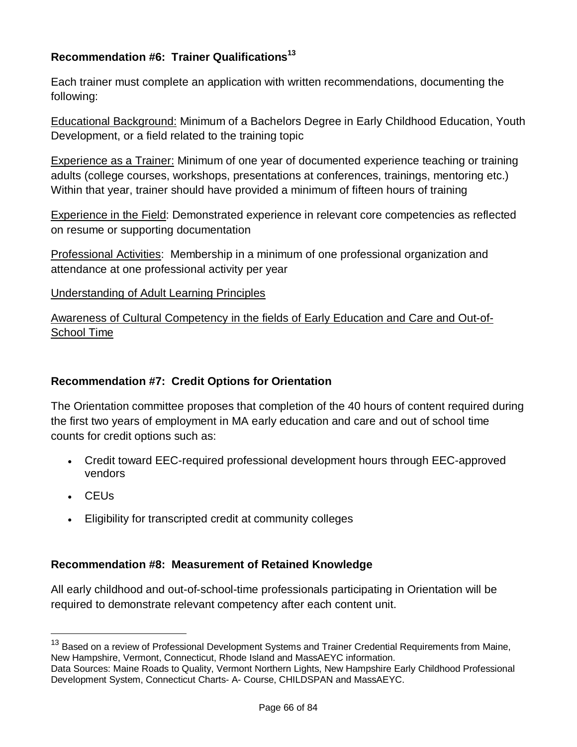### Recommendation #6: Trainer Qualifications[13]

Each trainer must complete an application with written recommendations, documenting the following:

Educational Background: Minimum of a Bachelors Degree in Early Childhood Education, Youth Development, or a field related to the training topic

Experience as a Trainer: Minimum of one year of documented experience teaching or training adults (college courses, workshops, presentations at conferences, trainings, mentoring etc.) Within that year, trainer should have provided a minimum of fifteen hours of training

Experience in the Field: Demonstrated experience in relevant core competencies as reflected on resume or supporting documentation

Professional Activities: Membership in a minimum of one professional organization and attendance at one professional activity per year

Understanding of Adult Learning Principles

Awareness of Cultural Competency in the fields of Early Education and Care and Out-of-School Time

### Recommendation #7: Credit Options for Orientation

The Orientation committee proposes that completion of the 40 hours of content required during the first two years of employment in MA early education and care and out of school time counts for credit options such as:

- Credit toward EEC-required professional development hours through EEC-approved vendors
- CEUs
- Eligibility for transcripted credit at community colleges

### Recommendation #8: Measurement of Retained Knowledge

All early childhood and out-of-school-time professionals participating in Orientation will be required to demonstrate relevant competency after each content unit.

---

[13] Based on a review of Professional Development Systems and Trainer Credential Requirements from Maine, New Hampshire, Vermont, Connecticut, Rhode Island and MassAEYC information.
Data Sources: Maine Roads to Quality, Vermont Northern Lights, New Hampshire Early Childhood Professional Development System, Connecticut Charts- A- Course, CHILDSPAN and MassAEYC.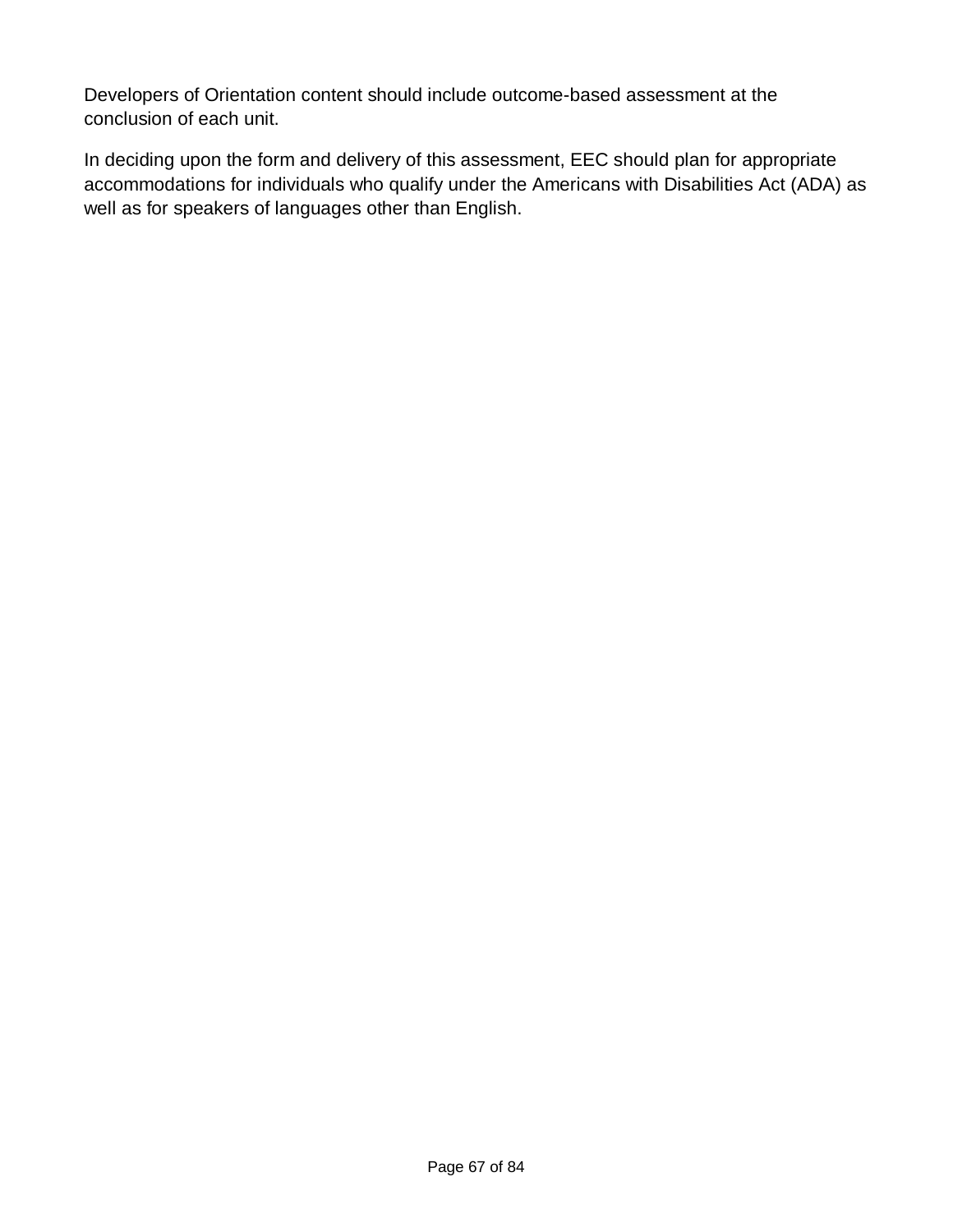Developers of Orientation content should include outcome-based assessment at the conclusion of each unit.

In deciding upon the form and delivery of this assessment, EEC should plan for appropriate accommodations for individuals who qualify under the Americans with Disabilities Act (ADA) as well as for speakers of languages other than English.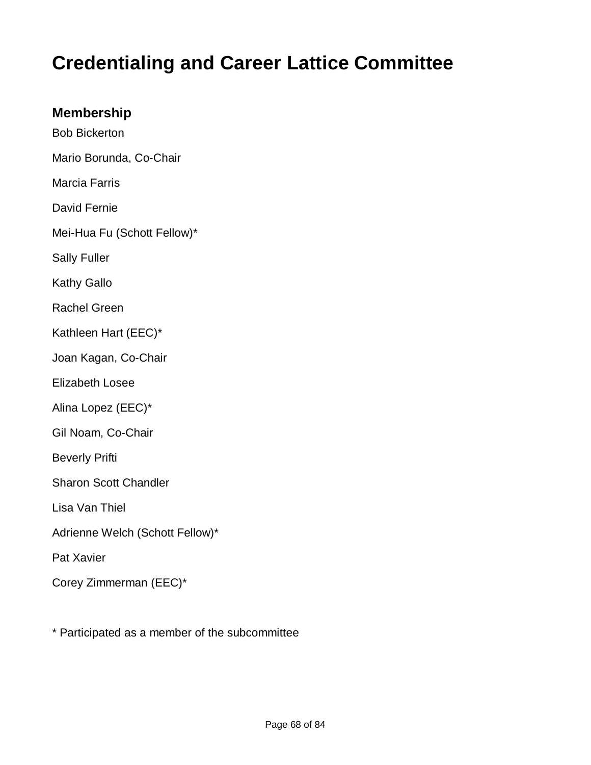# Credentialing and Career Lattice Committee

## Membership

Bob Bickerton

Mario Borunda, Co-Chair

Marcia Farris

David Fernie

Mei-Hua Fu (Schott Fellow)*

Sally Fuller

Kathy Gallo

Rachel Green

Kathleen Hart (EEC)*

Joan Kagan, Co-Chair

Elizabeth Losee

Alina Lopez (EEC)*

Gil Noam, Co-Chair

Beverly Prifti

Sharon Scott Chandler

Lisa Van Thiel

Adrienne Welch (Schott Fellow)*

Pat Xavier

Corey Zimmerman (EEC)*

* Participated as a member of the subcommittee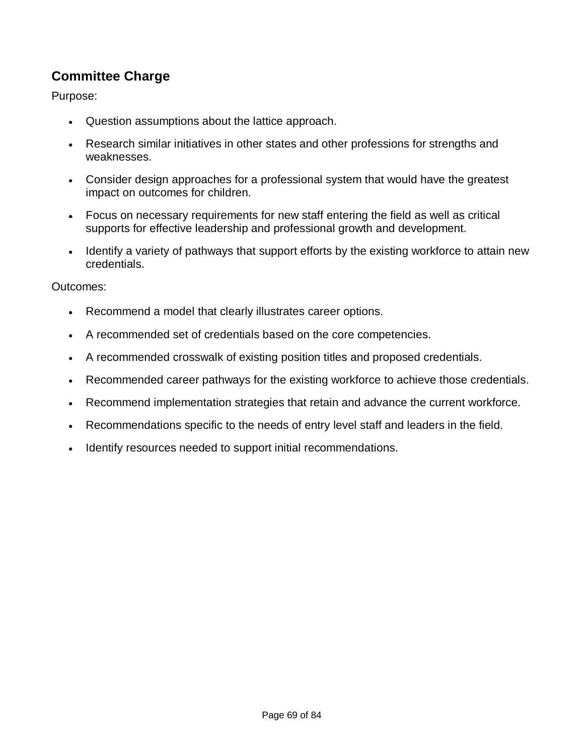## Committee Charge

Purpose:

- Question assumptions about the lattice approach.
- Research similar initiatives in other states and other professions for strengths and weaknesses.
- Consider design approaches for a professional system that would have the greatest impact on outcomes for children.
- Focus on necessary requirements for new staff entering the field as well as critical supports for effective leadership and professional growth and development.
- Identify a variety of pathways that support efforts by the existing workforce to attain new credentials.

Outcomes:

- Recommend a model that clearly illustrates career options.
- A recommended set of credentials based on the core competencies.
- A recommended crosswalk of existing position titles and proposed credentials.
- Recommended career pathways for the existing workforce to achieve those credentials.
- Recommend implementation strategies that retain and advance the current workforce.
- Recommendations specific to the needs of entry level staff and leaders in the field.
- Identify resources needed to support initial recommendations.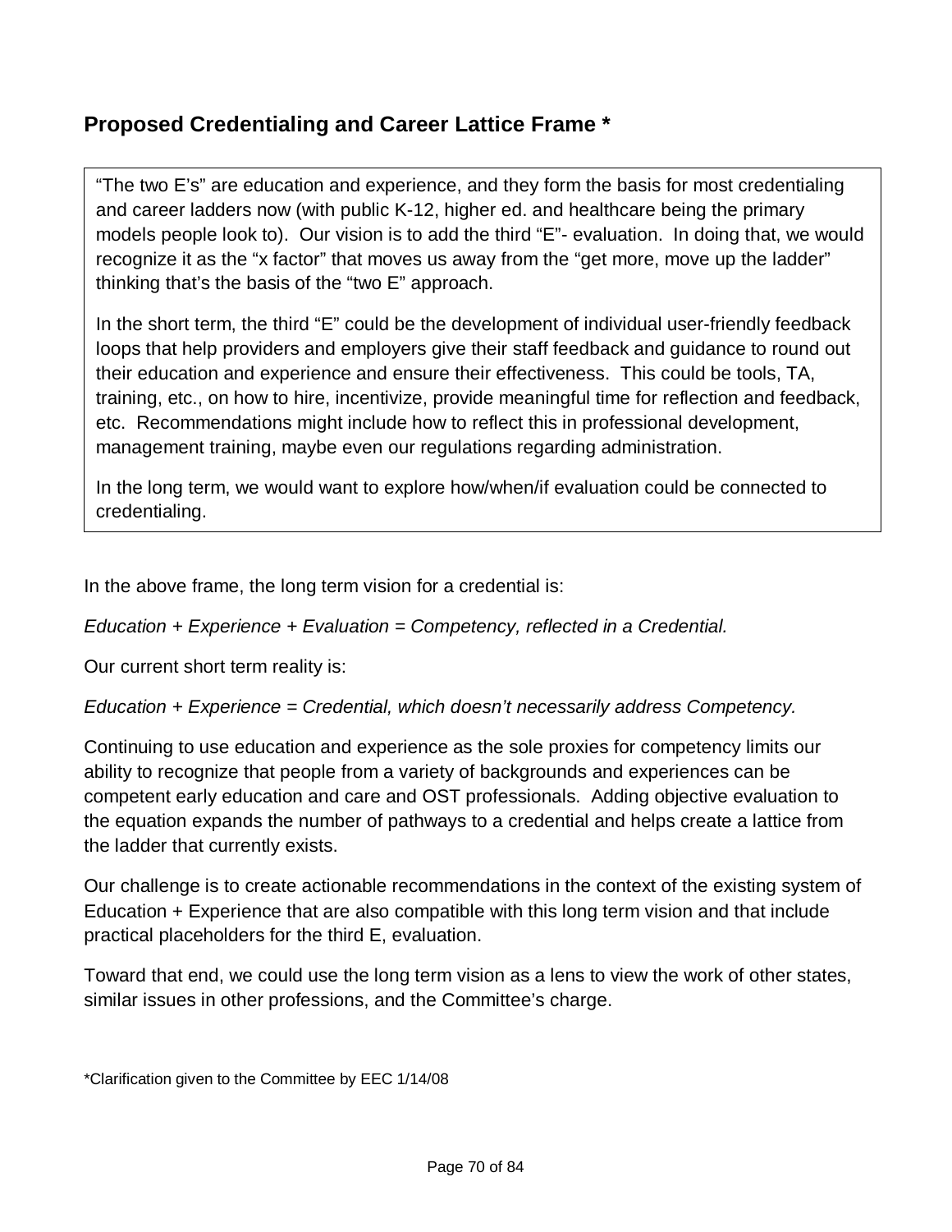## Proposed Credentialing and Career Lattice Frame *

"The two E's" are education and experience, and they form the basis for most credentialing and career ladders now (with public K-12, higher ed. and healthcare being the primary models people look to). Our vision is to add the third "E"- evaluation. In doing that, we would recognize it as the "x factor" that moves us away from the "get more, move up the ladder" thinking that's the basis of the "two E" approach.

In the short term, the third "E" could be the development of individual user-friendly feedback loops that help providers and employers give their staff feedback and guidance to round out their education and experience and ensure their effectiveness. This could be tools, TA, training, etc., on how to hire, incentivize, provide meaningful time for reflection and feedback, etc. Recommendations might include how to reflect this in professional development, management training, maybe even our regulations regarding administration.

In the long term, we would want to explore how/when/if evaluation could be connected to credentialing.

In the above frame, the long term vision for a credential is:

*Education + Experience + Evaluation = Competency, reflected in a Credential.*

Our current short term reality is:

*Education + Experience = Credential, which doesn't necessarily address Competency.*

Continuing to use education and experience as the sole proxies for competency limits our ability to recognize that people from a variety of backgrounds and experiences can be competent early education and care and OST professionals. Adding objective evaluation to the equation expands the number of pathways to a credential and helps create a lattice from the ladder that currently exists.

Our challenge is to create actionable recommendations in the context of the existing system of Education + Experience that are also compatible with this long term vision and that include practical placeholders for the third E, evaluation.

Toward that end, we could use the long term vision as a lens to view the work of other states, similar issues in other professions, and the Committee's charge.

*Clarification given to the Committee by EEC 1/14/08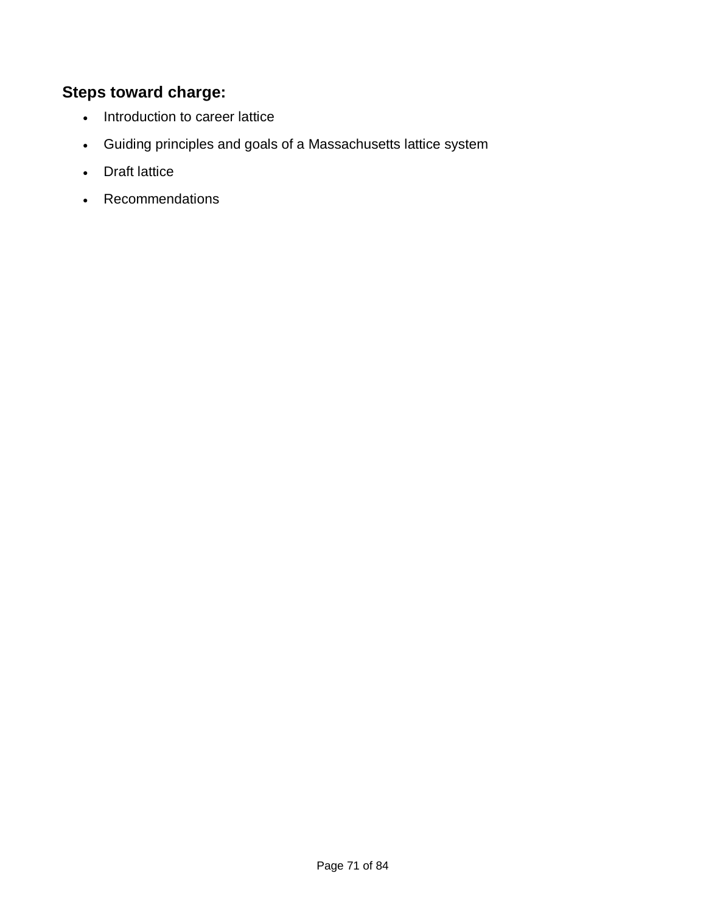### Steps toward charge:

- Introduction to career lattice
- Guiding principles and goals of a Massachusetts lattice system
- Draft lattice
- Recommendations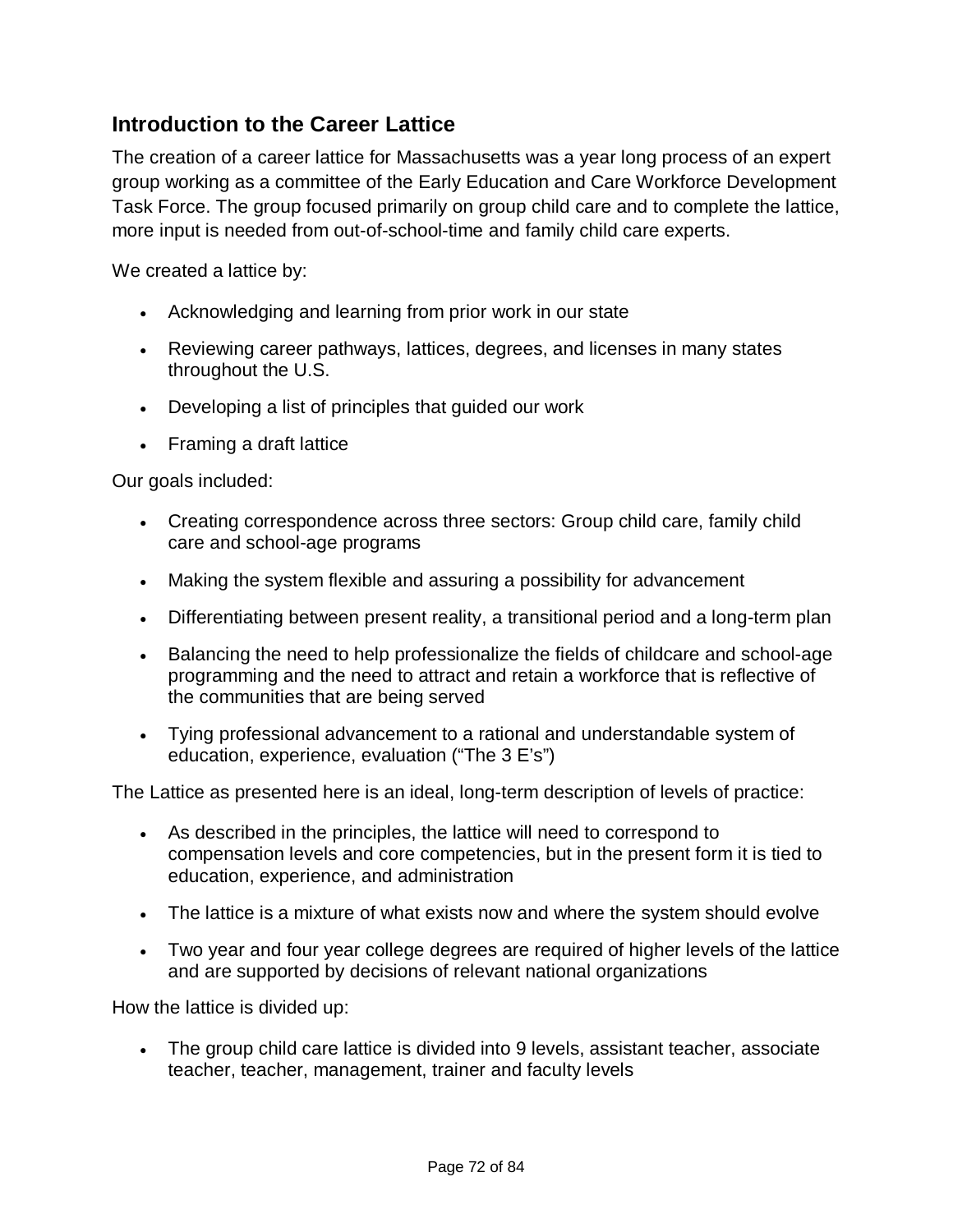## Introduction to the Career Lattice

The creation of a career lattice for Massachusetts was a year long process of an expert group working as a committee of the Early Education and Care Workforce Development Task Force. The group focused primarily on group child care and to complete the lattice, more input is needed from out-of-school-time and family child care experts.

We created a lattice by:

- Acknowledging and learning from prior work in our state
- Reviewing career pathways, lattices, degrees, and licenses in many states throughout the U.S.
- Developing a list of principles that guided our work
- Framing a draft lattice

Our goals included:

- Creating correspondence across three sectors: Group child care, family child care and school-age programs
- Making the system flexible and assuring a possibility for advancement
- Differentiating between present reality, a transitional period and a long-term plan
- Balancing the need to help professionalize the fields of childcare and school-age programming and the need to attract and retain a workforce that is reflective of the communities that are being served
- Tying professional advancement to a rational and understandable system of education, experience, evaluation ("The 3 E's")

The Lattice as presented here is an ideal, long-term description of levels of practice:

- As described in the principles, the lattice will need to correspond to compensation levels and core competencies, but in the present form it is tied to education, experience, and administration
- The lattice is a mixture of what exists now and where the system should evolve
- Two year and four year college degrees are required of higher levels of the lattice and are supported by decisions of relevant national organizations

How the lattice is divided up:

- The group child care lattice is divided into 9 levels, assistant teacher, associate teacher, teacher, management, trainer and faculty levels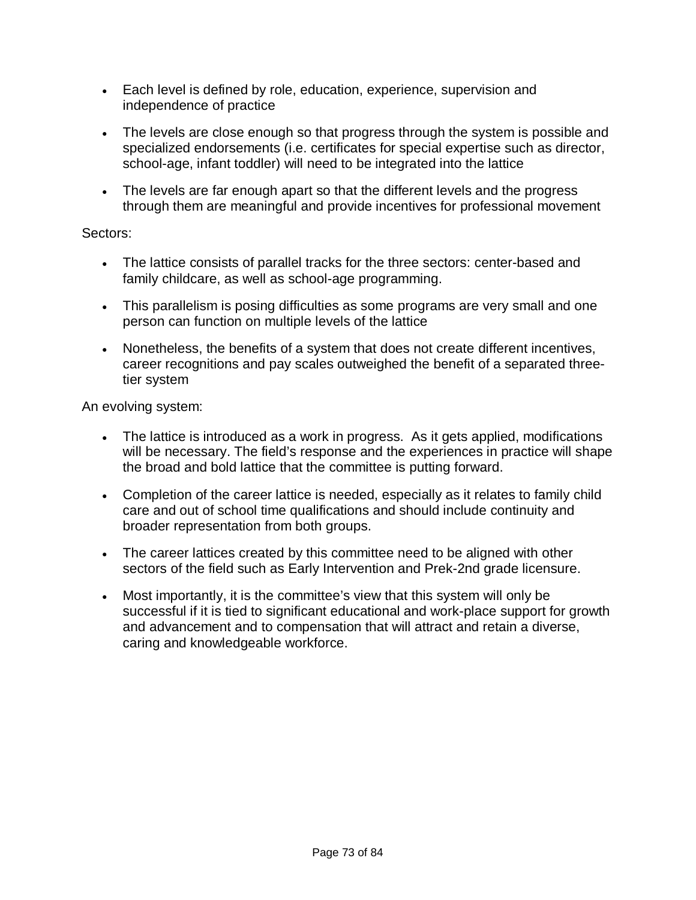- Each level is defined by role, education, experience, supervision and independence of practice
- The levels are close enough so that progress through the system is possible and specialized endorsements (i.e. certificates for special expertise such as director, school-age, infant toddler) will need to be integrated into the lattice
- The levels are far enough apart so that the different levels and the progress through them are meaningful and provide incentives for professional movement

Sectors:

- The lattice consists of parallel tracks for the three sectors: center-based and family childcare, as well as school-age programming.
- This parallelism is posing difficulties as some programs are very small and one person can function on multiple levels of the lattice
- Nonetheless, the benefits of a system that does not create different incentives, career recognitions and pay scales outweighed the benefit of a separated three-tier system

An evolving system:

- The lattice is introduced as a work in progress. As it gets applied, modifications will be necessary. The field's response and the experiences in practice will shape the broad and bold lattice that the committee is putting forward.
- Completion of the career lattice is needed, especially as it relates to family child care and out of school time qualifications and should include continuity and broader representation from both groups.
- The career lattices created by this committee need to be aligned with other sectors of the field such as Early Intervention and Prek-2nd grade licensure.
- Most importantly, it is the committee's view that this system will only be successful if it is tied to significant educational and work-place support for growth and advancement and to compensation that will attract and retain a diverse, caring and knowledgeable workforce.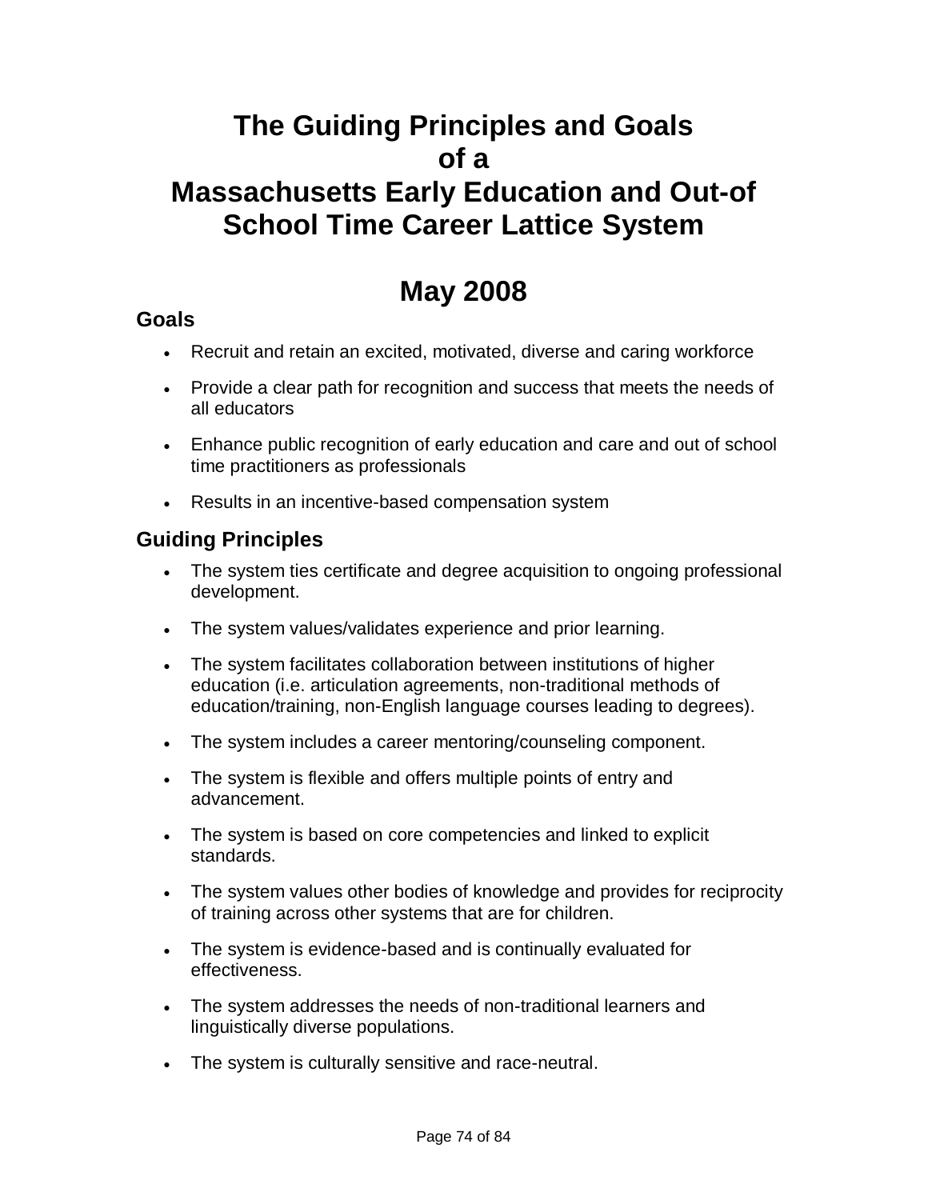# The Guiding Principles and Goals of a Massachusetts Early Education and Out-of School Time Career Lattice System

# May 2008

## Goals

- Recruit and retain an excited, motivated, diverse and caring workforce
- Provide a clear path for recognition and success that meets the needs of all educators
- Enhance public recognition of early education and care and out of school time practitioners as professionals
- Results in an incentive-based compensation system

## Guiding Principles

- The system ties certificate and degree acquisition to ongoing professional development.
- The system values/validates experience and prior learning.
- The system facilitates collaboration between institutions of higher education (i.e. articulation agreements, non-traditional methods of education/training, non-English language courses leading to degrees).
- The system includes a career mentoring/counseling component.
- The system is flexible and offers multiple points of entry and advancement.
- The system is based on core competencies and linked to explicit standards.
- The system values other bodies of knowledge and provides for reciprocity of training across other systems that are for children.
- The system is evidence-based and is continually evaluated for effectiveness.
- The system addresses the needs of non-traditional learners and linguistically diverse populations.
- The system is culturally sensitive and race-neutral.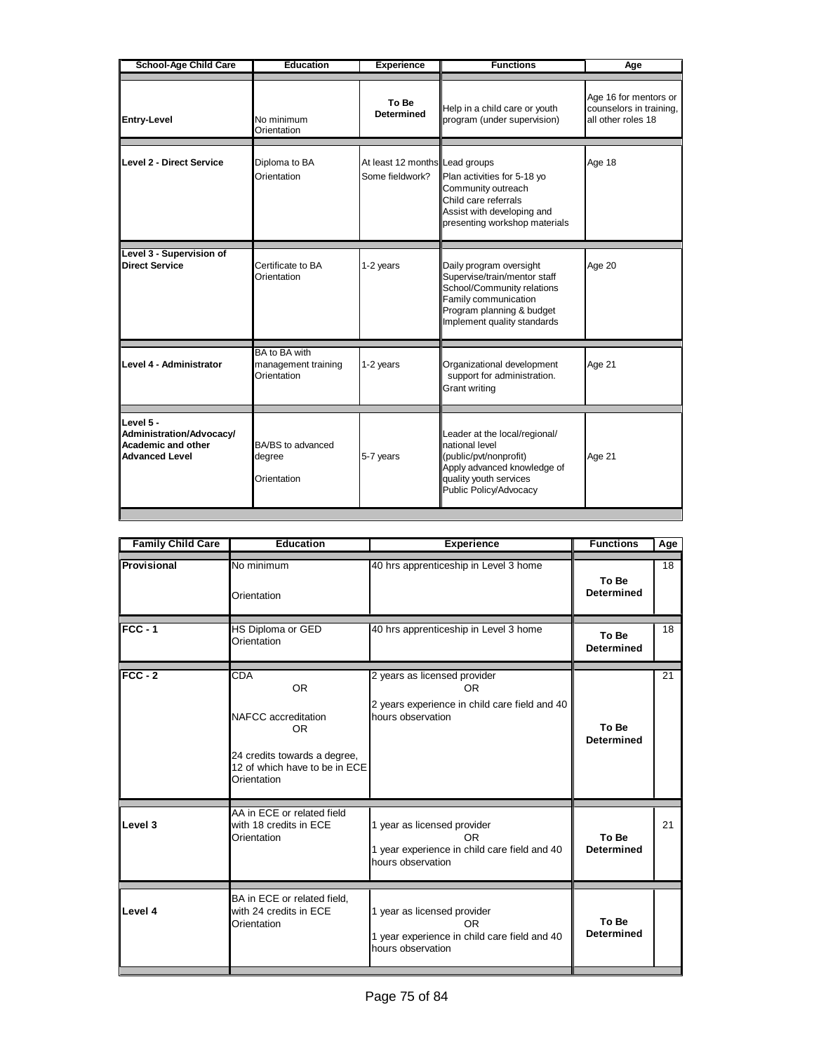| School-Age Child Care | Education | Experience | Functions | Age |
|---|---|---|---|---|
| **Entry-Level** | No minimum<br>Orientation | **To Be Determined** | Help in a child care or youth program (under supervision) | Age 16 for mentors or counselors in training, all other roles 18 |
| **Level 2 - Direct Service** | Diploma to BA<br>Orientation | At least 12 months<br>Some fieldwork? | Lead groups<br>Plan activities for 5-18 yo<br>Community outreach<br>Child care referrals<br>Assist with developing and presenting workshop materials | Age 18 |
| **Level 3 - Supervision of Direct Service** | Certificate to BA<br>Orientation | 1-2 years | Daily program oversight<br>Supervise/train/mentor staff<br>School/Community relations<br>Family communication<br>Program planning & budget<br>Implement quality standards | Age 20 |
| **Level 4 - Administrator** | BA to BA with management training<br>Orientation | 1-2 years | Organizational development support for administration.<br>Grant writing | Age 21 |
| **Level 5 - Administration/Advocacy/ Academic and other Advanced Level** | BA/BS to advanced degree<br>Orientation | 5-7 years | Leader at the local/regional/ national level (public/pvt/nonprofit)<br>Apply advanced knowledge of quality youth services<br>Public Policy/Advocacy | Age 21 |

| Family Child Care | Education | Experience | Functions | Age |
|---|---|---|---|---|
| **Provisional** | No minimum<br>Orientation | 40 hrs apprenticeship in Level 3 home | **To Be Determined** | 18 |
| **FCC - 1** | HS Diploma or GED<br>Orientation | 40 hrs apprenticeship in Level 3 home | **To Be Determined** | 18 |
| **FCC - 2** | CDA<br>OR<br>NAFCC accreditation<br>OR<br>24 credits towards a degree, 12 of which have to be in ECE<br>Orientation | 2 years as licensed provider<br>OR<br>2 years experience in child care field and 40 hours observation | **To Be Determined** | 21 |
| **Level 3** | AA in ECE or related field with 18 credits in ECE<br>Orientation | 1 year as licensed provider<br>OR<br>1 year experience in child care field and 40 hours observation | **To Be Determined** | 21 |
| **Level 4** | BA in ECE or related field, with 24 credits in ECE<br>Orientation | 1 year as licensed provider<br>OR<br>1 year experience in child care field and 40 hours observation | **To Be Determined** | |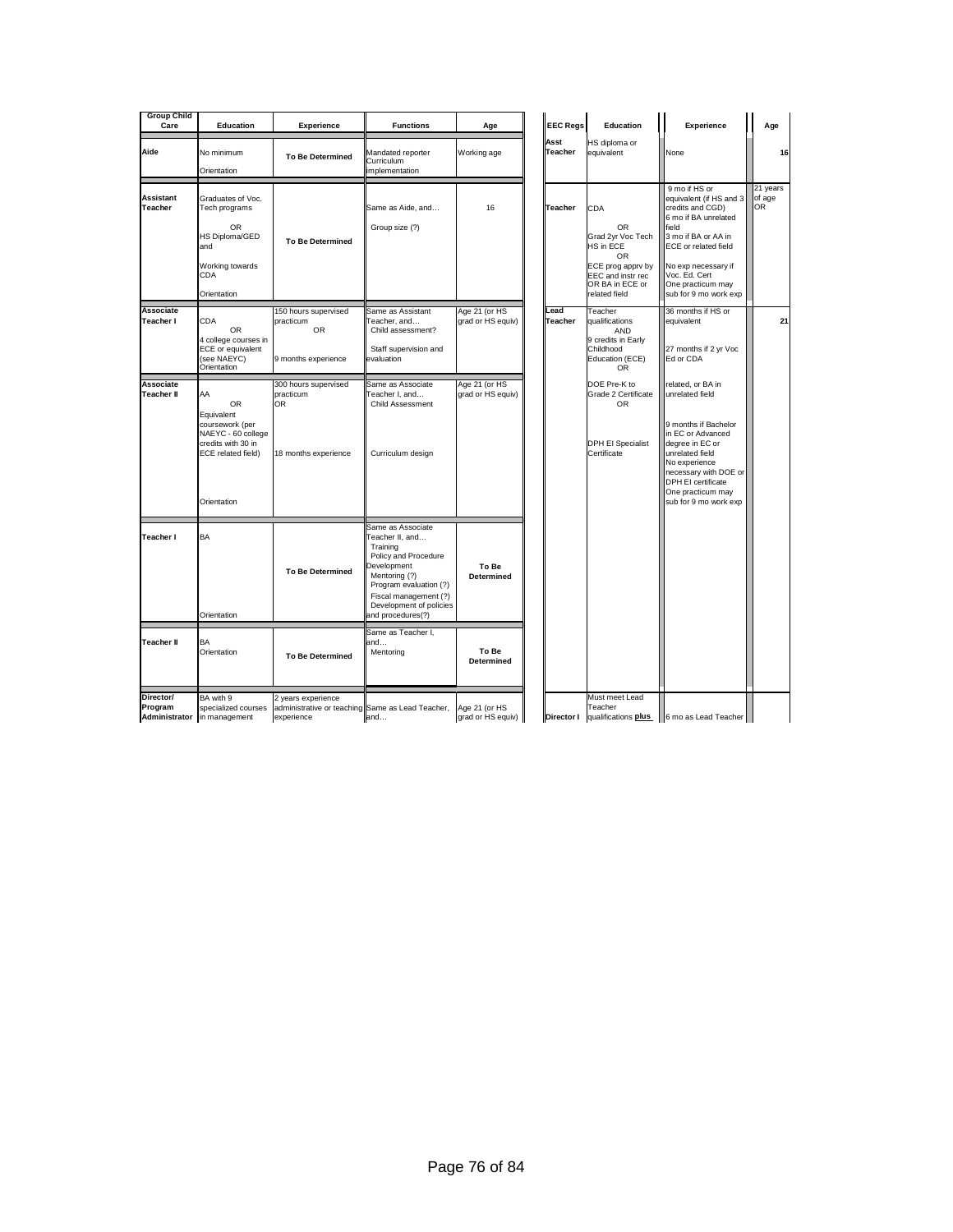| Group Child Care | Education | Experience | Functions | Age |
|---|---|---|---|---|
| **Aide** | No minimum<br>Orientation | **To Be Determined** | Mandated reporter<br>Curriculum implementation | Working age |
| **Assistant Teacher** | Graduates of Voc. Tech programs<br>OR<br>HS Diploma/GED and<br>Working towards CDA<br>Orientation | **To Be Determined** | Same as Aide, and…<br>Group size (?) | 16 |
| **Associate Teacher I** | CDA<br>OR<br>4 college courses in ECE or equivalent (see NAEYC)<br>Orientation | 150 hours supervised practicum<br>OR<br>9 months experience | Same as Assistant Teacher, and…<br>Child assessment?<br>Staff supervision and evaluation | Age 21 (or HS grad or HS equiv) |
| **Associate Teacher II** | AA<br>OR<br>Equivalent coursework (per NAEYC - 60 college credits with 30 in ECE related field)<br>Orientation | 300 hours supervised practicum<br>OR<br>18 months experience | Same as Associate Teacher I, and…<br>Child Assessment<br>Curriculum design | Age 21 (or HS grad or HS equiv) |
| **Teacher I** | BA<br>Orientation | **To Be Determined** | Same as Associate Teacher II, and…<br>Training<br>Policy and Procedure Development<br>Mentoring (?)<br>Program evaluation (?)<br>Fiscal management (?)<br>Development of policies and procedures(?) | **To Be Determined** |
| **Teacher II** | BA<br>Orientation | **To Be Determined** | Same as Teacher I, and…<br>Mentoring | **To Be Determined** |
| **Director/ Program Administrator** | BA with 9 specialized courses in management | 2 years experience administrative or teaching experience | Same as Lead Teacher, and… | Age 21 (or HS grad or HS equiv) |

| EEC Regs | Education | Experience | Age |
|---|---|---|---|
| **Asst Teacher** | HS diploma or equivalent | None | 16 |
| **Teacher** | CDA<br>OR<br>Grad 2yr Voc Tech HS in ECE<br>OR<br>ECE prog apprv by EEC and instr rec OR BA in ECE or related field | 9 mo if HS or equivalent (if HS and 3 credits and CGD)<br>6 mo if BA unrelated field<br>3 mo if BA or AA in ECE or related field<br>No exp necessary if Voc. Ed. Cert<br>One practicum may sub for 9 mo work exp | 21 years of age OR |
| **Lead Teacher** | Teacher qualifications<br>AND<br>9 credits in Early Childhood Education (ECE)<br>OR<br>DOE Pre-K to Grade 2 Certificate<br>OR<br>DPH EI Specialist Certificate | 36 months if HS or equivalent<br>27 months if 2 yr Voc Ed or CDA<br>related, or BA in unrelated field<br>9 months if Bachelor in EC or Advanced degree in EC or unrelated field<br>No experience necessary with DOE or DPH EI certificate<br>One practicum may sub for 9 mo work exp | 21 |
| **Director I** | Must meet Lead Teacher qualifications **plus** | 6 mo as Lead Teacher | |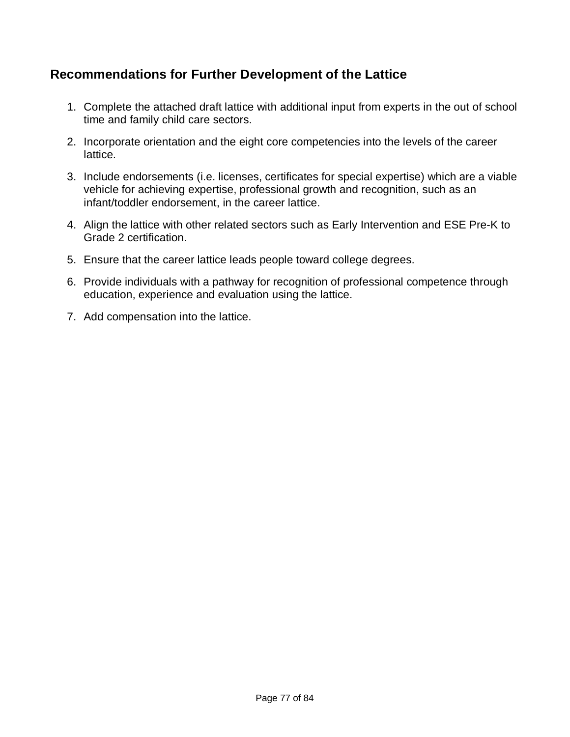## Recommendations for Further Development of the Lattice

1. Complete the attached draft lattice with additional input from experts in the out of school time and family child care sectors.
2. Incorporate orientation and the eight core competencies into the levels of the career lattice.
3. Include endorsements (i.e. licenses, certificates for special expertise) which are a viable vehicle for achieving expertise, professional growth and recognition, such as an infant/toddler endorsement, in the career lattice.
4. Align the lattice with other related sectors such as Early Intervention and ESE Pre-K to Grade 2 certification.
5. Ensure that the career lattice leads people toward college degrees.
6. Provide individuals with a pathway for recognition of professional competence through education, experience and evaluation using the lattice.
7. Add compensation into the lattice.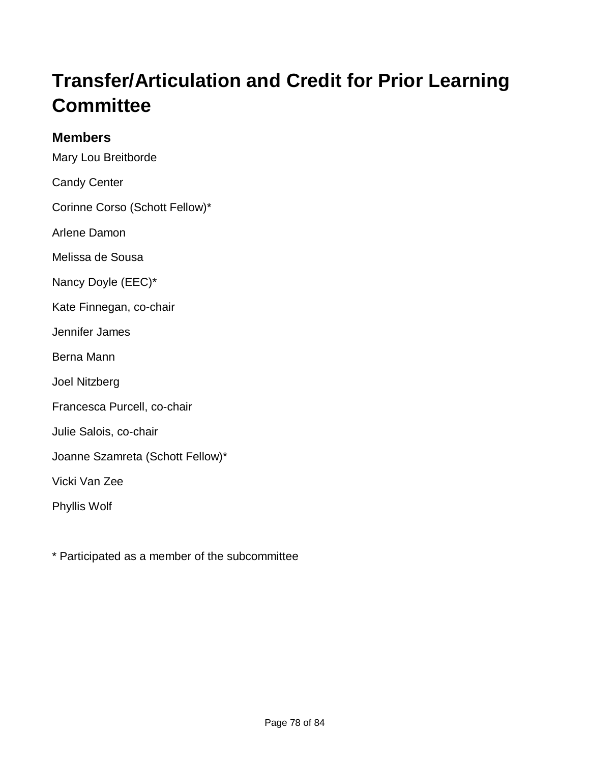# Transfer/Articulation and Credit for Prior Learning Committee

## Members

Mary Lou Breitborde

Candy Center

Corinne Corso (Schott Fellow)*

Arlene Damon

Melissa de Sousa

Nancy Doyle (EEC)*

Kate Finnegan, co-chair

Jennifer James

Berna Mann

Joel Nitzberg

Francesca Purcell, co-chair

Julie Salois, co-chair

Joanne Szamreta (Schott Fellow)*

Vicki Van Zee

Phyllis Wolf

* Participated as a member of the subcommittee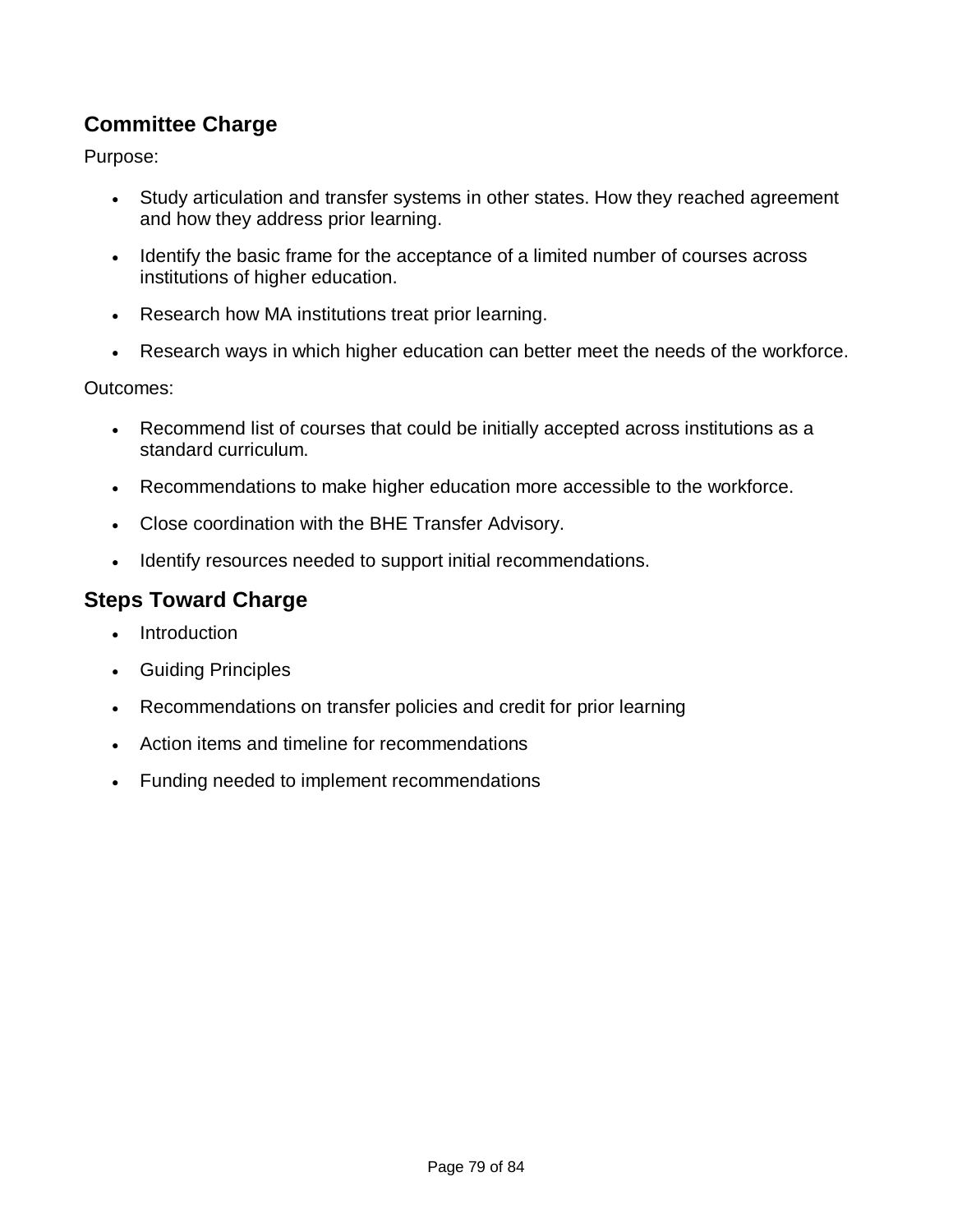## Committee Charge

Purpose:

- Study articulation and transfer systems in other states. How they reached agreement and how they address prior learning.
- Identify the basic frame for the acceptance of a limited number of courses across institutions of higher education.
- Research how MA institutions treat prior learning.
- Research ways in which higher education can better meet the needs of the workforce.

Outcomes:

- Recommend list of courses that could be initially accepted across institutions as a standard curriculum.
- Recommendations to make higher education more accessible to the workforce.
- Close coordination with the BHE Transfer Advisory.
- Identify resources needed to support initial recommendations.

## Steps Toward Charge

- Introduction
- Guiding Principles
- Recommendations on transfer policies and credit for prior learning
- Action items and timeline for recommendations
- Funding needed to implement recommendations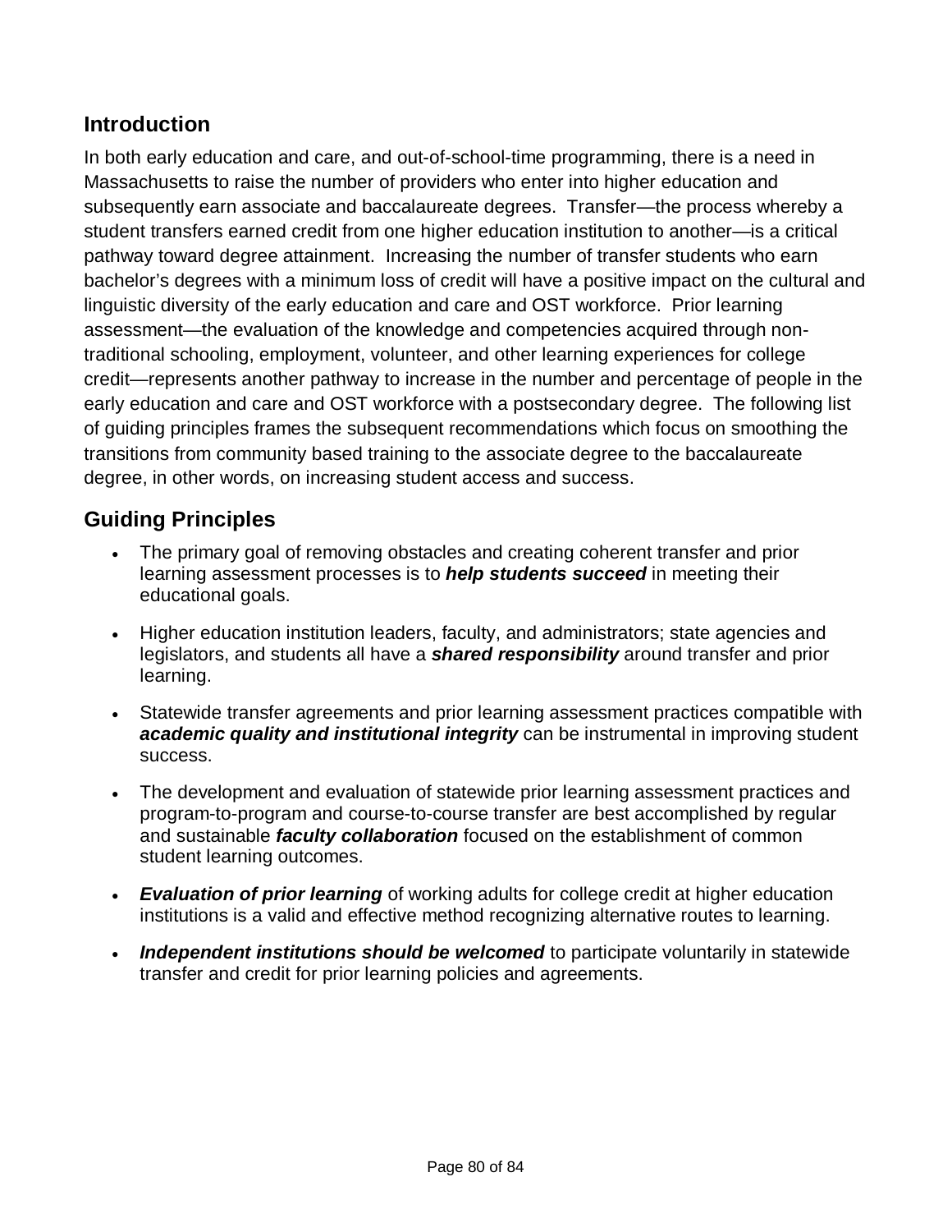## Introduction

In both early education and care, and out-of-school-time programming, there is a need in Massachusetts to raise the number of providers who enter into higher education and subsequently earn associate and baccalaureate degrees. Transfer—the process whereby a student transfers earned credit from one higher education institution to another—is a critical pathway toward degree attainment. Increasing the number of transfer students who earn bachelor's degrees with a minimum loss of credit will have a positive impact on the cultural and linguistic diversity of the early education and care and OST workforce. Prior learning assessment—the evaluation of the knowledge and competencies acquired through non-traditional schooling, employment, volunteer, and other learning experiences for college credit—represents another pathway to increase in the number and percentage of people in the early education and care and OST workforce with a postsecondary degree. The following list of guiding principles frames the subsequent recommendations which focus on smoothing the transitions from community based training to the associate degree to the baccalaureate degree, in other words, on increasing student access and success.

## Guiding Principles

- The primary goal of removing obstacles and creating coherent transfer and prior learning assessment processes is to ***help students succeed*** in meeting their educational goals.
- Higher education institution leaders, faculty, and administrators; state agencies and legislators, and students all have a ***shared responsibility*** around transfer and prior learning.
- Statewide transfer agreements and prior learning assessment practices compatible with ***academic quality and institutional integrity*** can be instrumental in improving student success.
- The development and evaluation of statewide prior learning assessment practices and program-to-program and course-to-course transfer are best accomplished by regular and sustainable ***faculty collaboration*** focused on the establishment of common student learning outcomes.
- ***Evaluation of prior learning*** of working adults for college credit at higher education institutions is a valid and effective method recognizing alternative routes to learning.
- ***Independent institutions should be welcomed*** to participate voluntarily in statewide transfer and credit for prior learning policies and agreements.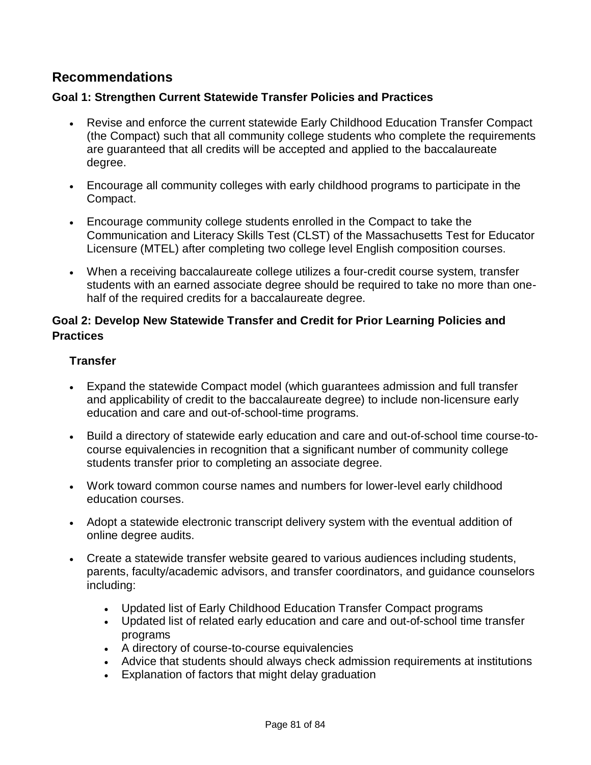## Recommendations

### Goal 1: Strengthen Current Statewide Transfer Policies and Practices

- Revise and enforce the current statewide Early Childhood Education Transfer Compact (the Compact) such that all community college students who complete the requirements are guaranteed that all credits will be accepted and applied to the baccalaureate degree.
- Encourage all community colleges with early childhood programs to participate in the Compact.
- Encourage community college students enrolled in the Compact to take the Communication and Literacy Skills Test (CLST) of the Massachusetts Test for Educator Licensure (MTEL) after completing two college level English composition courses.
- When a receiving baccalaureate college utilizes a four-credit course system, transfer students with an earned associate degree should be required to take no more than one-half of the required credits for a baccalaureate degree.

### Goal 2: Develop New Statewide Transfer and Credit for Prior Learning Policies and Practices

#### Transfer

- Expand the statewide Compact model (which guarantees admission and full transfer and applicability of credit to the baccalaureate degree) to include non-licensure early education and care and out-of-school-time programs.
- Build a directory of statewide early education and care and out-of-school time course-to-course equivalencies in recognition that a significant number of community college students transfer prior to completing an associate degree.
- Work toward common course names and numbers for lower-level early childhood education courses.
- Adopt a statewide electronic transcript delivery system with the eventual addition of online degree audits.
- Create a statewide transfer website geared to various audiences including students, parents, faculty/academic advisors, and transfer coordinators, and guidance counselors including:
  - Updated list of Early Childhood Education Transfer Compact programs
  - Updated list of related early education and care and out-of-school time transfer programs
  - A directory of course-to-course equivalencies
  - Advice that students should always check admission requirements at institutions
  - Explanation of factors that might delay graduation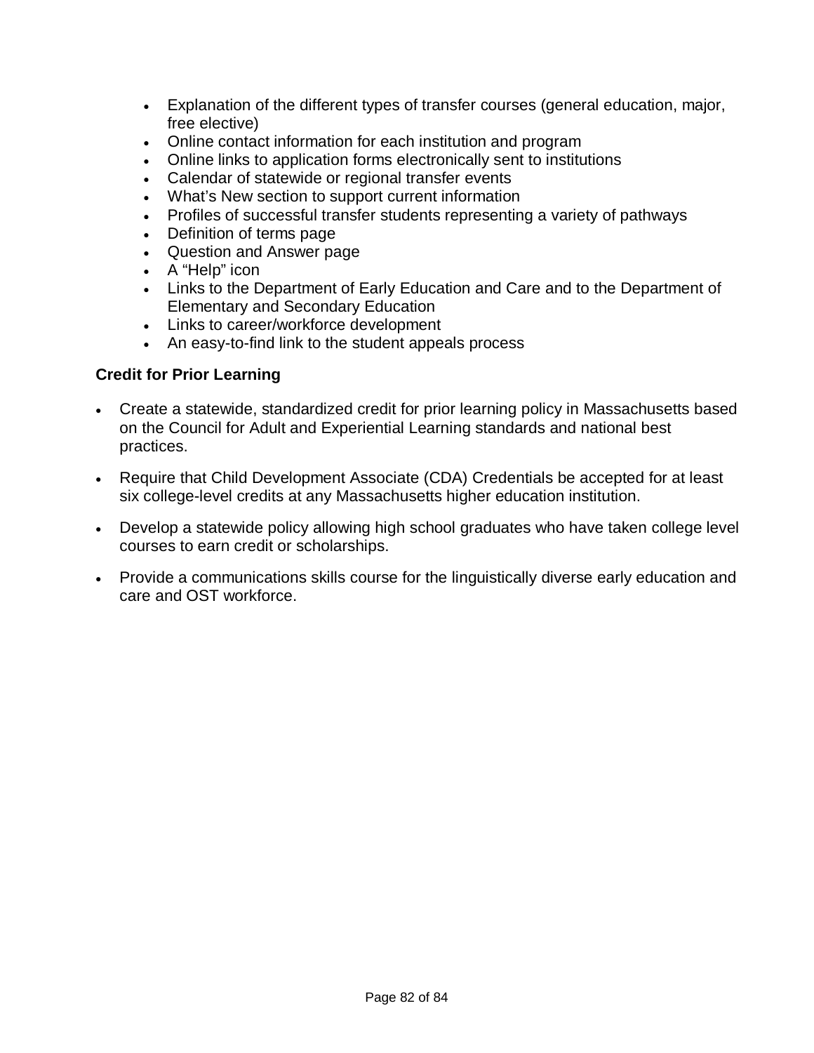- Explanation of the different types of transfer courses (general education, major, free elective)
- Online contact information for each institution and program
- Online links to application forms electronically sent to institutions
- Calendar of statewide or regional transfer events
- What's New section to support current information
- Profiles of successful transfer students representing a variety of pathways
- Definition of terms page
- Question and Answer page
- A "Help" icon
- Links to the Department of Early Education and Care and to the Department of Elementary and Secondary Education
- Links to career/workforce development
- An easy-to-find link to the student appeals process

**Credit for Prior Learning**

- Create a statewide, standardized credit for prior learning policy in Massachusetts based on the Council for Adult and Experiential Learning standards and national best practices.

- Require that Child Development Associate (CDA) Credentials be accepted for at least six college-level credits at any Massachusetts higher education institution.

- Develop a statewide policy allowing high school graduates who have taken college level courses to earn credit or scholarships.

- Provide a communications skills course for the linguistically diverse early education and care and OST workforce.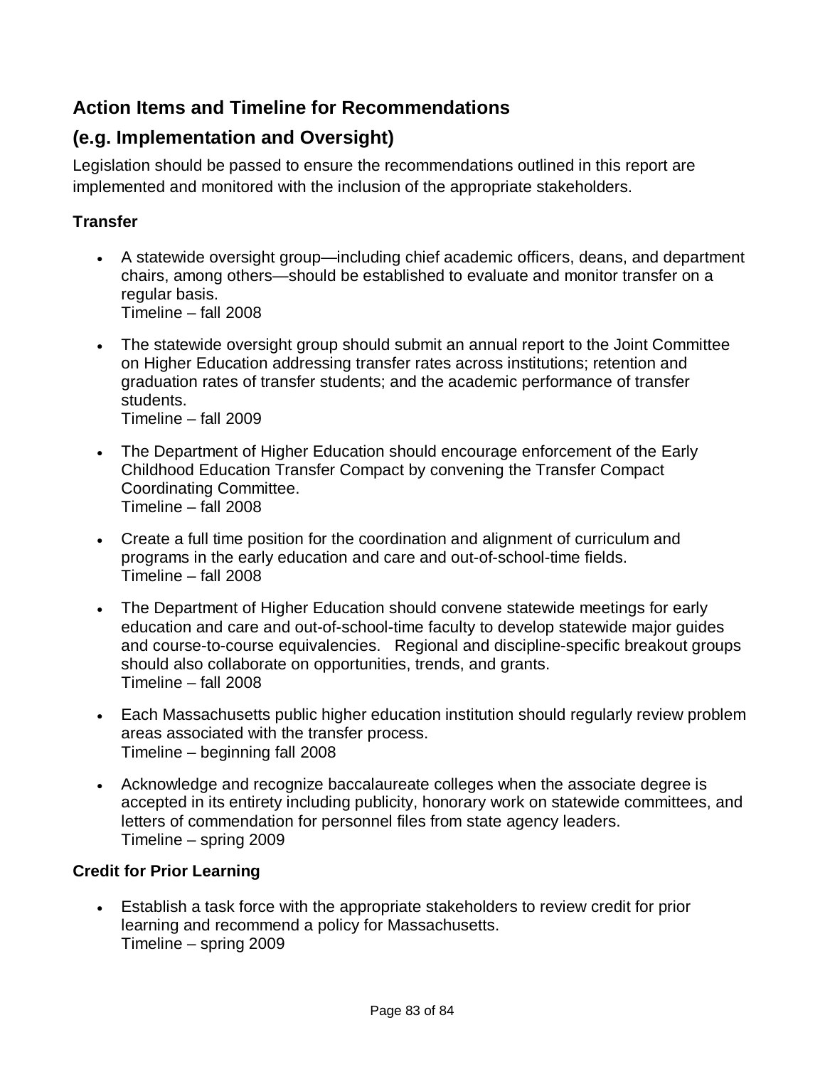## Action Items and Timeline for Recommendations

## (e.g. Implementation and Oversight)

Legislation should be passed to ensure the recommendations outlined in this report are implemented and monitored with the inclusion of the appropriate stakeholders.

### Transfer

- A statewide oversight group—including chief academic officers, deans, and department chairs, among others—should be established to evaluate and monitor transfer on a regular basis.
  Timeline – fall 2008
- The statewide oversight group should submit an annual report to the Joint Committee on Higher Education addressing transfer rates across institutions; retention and graduation rates of transfer students; and the academic performance of transfer students.
  Timeline – fall 2009
- The Department of Higher Education should encourage enforcement of the Early Childhood Education Transfer Compact by convening the Transfer Compact Coordinating Committee.
  Timeline – fall 2008
- Create a full time position for the coordination and alignment of curriculum and programs in the early education and care and out-of-school-time fields.
  Timeline – fall 2008
- The Department of Higher Education should convene statewide meetings for early education and care and out-of-school-time faculty to develop statewide major guides and course-to-course equivalencies. Regional and discipline-specific breakout groups should also collaborate on opportunities, trends, and grants.
  Timeline – fall 2008
- Each Massachusetts public higher education institution should regularly review problem areas associated with the transfer process.
  Timeline – beginning fall 2008
- Acknowledge and recognize baccalaureate colleges when the associate degree is accepted in its entirety including publicity, honorary work on statewide committees, and letters of commendation for personnel files from state agency leaders.
  Timeline – spring 2009

### Credit for Prior Learning

- Establish a task force with the appropriate stakeholders to review credit for prior learning and recommend a policy for Massachusetts.
  Timeline – spring 2009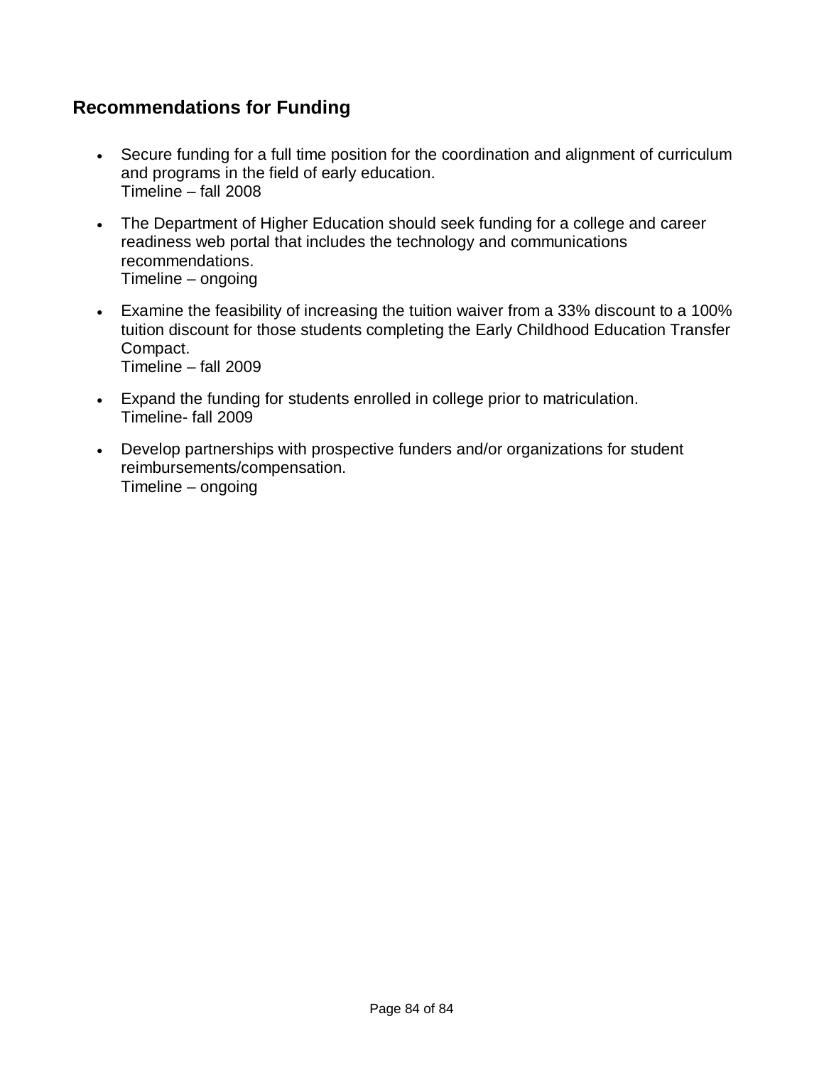## Recommendations for Funding

- Secure funding for a full time position for the coordination and alignment of curriculum and programs in the field of early education.
  Timeline – fall 2008

- The Department of Higher Education should seek funding for a college and career readiness web portal that includes the technology and communications recommendations.
  Timeline – ongoing

- Examine the feasibility of increasing the tuition waiver from a 33% discount to a 100% tuition discount for those students completing the Early Childhood Education Transfer Compact.
  Timeline – fall 2009

- Expand the funding for students enrolled in college prior to matriculation.
  Timeline- fall 2009

- Develop partnerships with prospective funders and/or organizations for student reimbursements/compensation.
  Timeline – ongoing